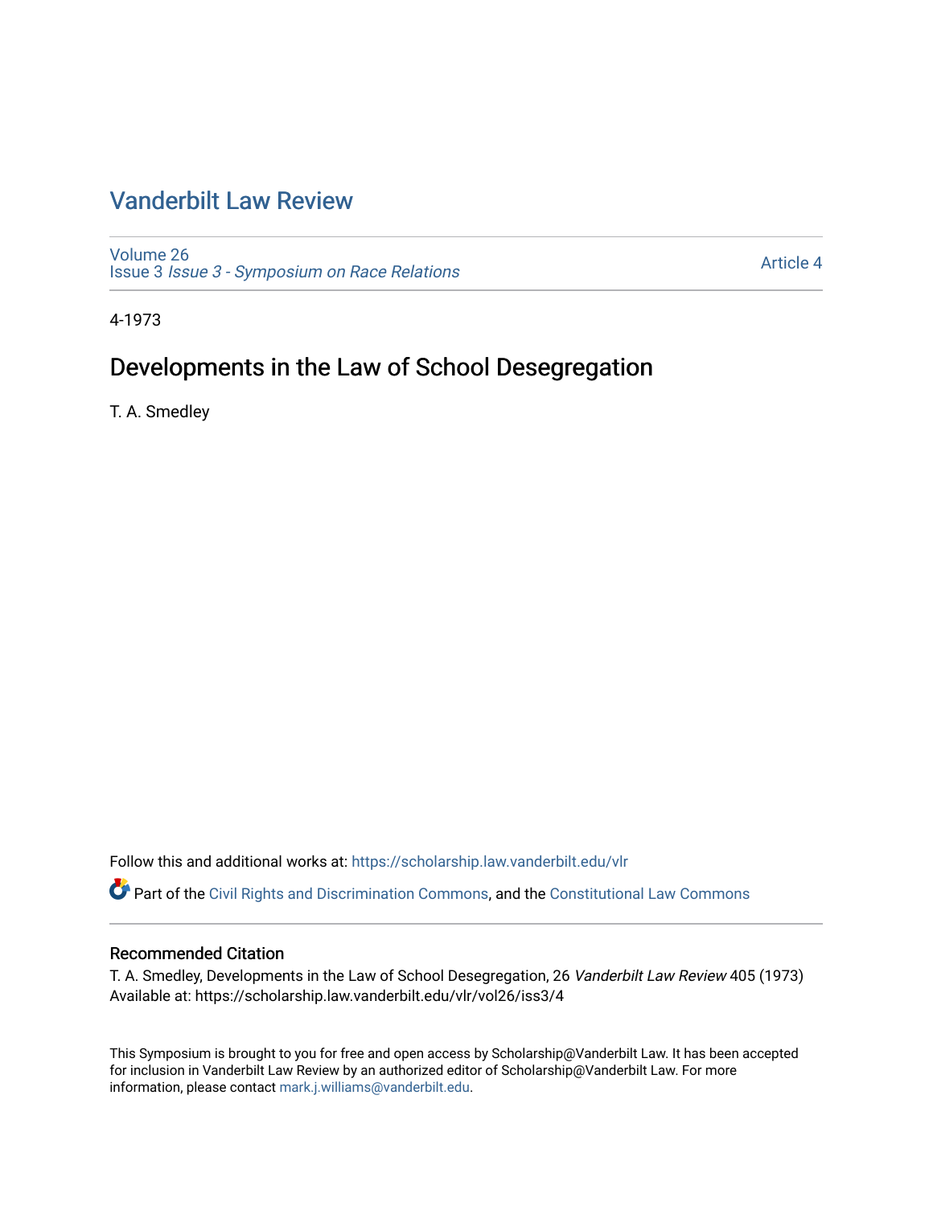# Vanderbilt Law Review

Volume 26
Issue 3 *Issue 3 - Symposium on Race Relations*

Article 4

4-1973

## Developments in the Law of School Desegregation

T. A. Smedley

Follow this and additional works at: https://scholarship.law.vanderbilt.edu/vlr

Part of the Civil Rights and Discrimination Commons, and the Constitutional Law Commons

### Recommended Citation

T. A. Smedley, Developments in the Law of School Desegregation, 26 *Vanderbilt Law Review* 405 (1973)
Available at: https://scholarship.law.vanderbilt.edu/vlr/vol26/iss3/4

This Symposium is brought to you for free and open access by Scholarship@Vanderbilt Law. It has been accepted for inclusion in Vanderbilt Law Review by an authorized editor of Scholarship@Vanderbilt Law. For more information, please contact mark.j.williams@vanderbilt.edu.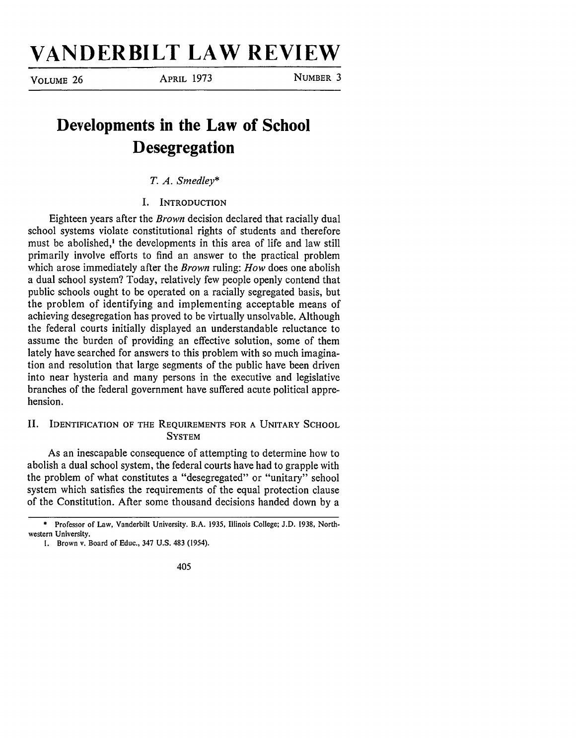# VANDERBILT LAW REVIEW

VOLUME 26 | APRIL 1973 | NUMBER 3

## Developments in the Law of School Desegregation

*T. A. Smedley\**

### I. INTRODUCTION

Eighteen years after the *Brown* decision declared that racially dual school systems violate constitutional rights of students and therefore must be abolished,[1] the developments in this area of life and law still primarily involve efforts to find an answer to the practical problem which arose immediately after the *Brown* ruling: *How* does one abolish a dual school system? Today, relatively few people openly contend that public schools ought to be operated on a racially segregated basis, but the problem of identifying and implementing acceptable means of achieving desegregation has proved to be virtually unsolvable. Although the federal courts initially displayed an understandable reluctance to assume the burden of providing an effective solution, some of them lately have searched for answers to this problem with so much imagination and resolution that large segments of the public have been driven into near hysteria and many persons in the executive and legislative branches of the federal government have suffered acute political apprehension.

### II. IDENTIFICATION OF THE REQUIREMENTS FOR A UNITARY SCHOOL SYSTEM

As an inescapable consequence of attempting to determine how to abolish a dual school system, the federal courts have had to grapple with the problem of what constitutes a "desegregated" or "unitary" sehool system which satisfies the requirements of the equal protection clause of the Constitution. After some thousand decisions handed down by a

---

\* Professor of Law, Vanderbilt University. B.A. 1935, Illinois College; J.D. 1938, Northwestern University.

1. Brown v. Board of Educ., 347 U.S. 483 (1954).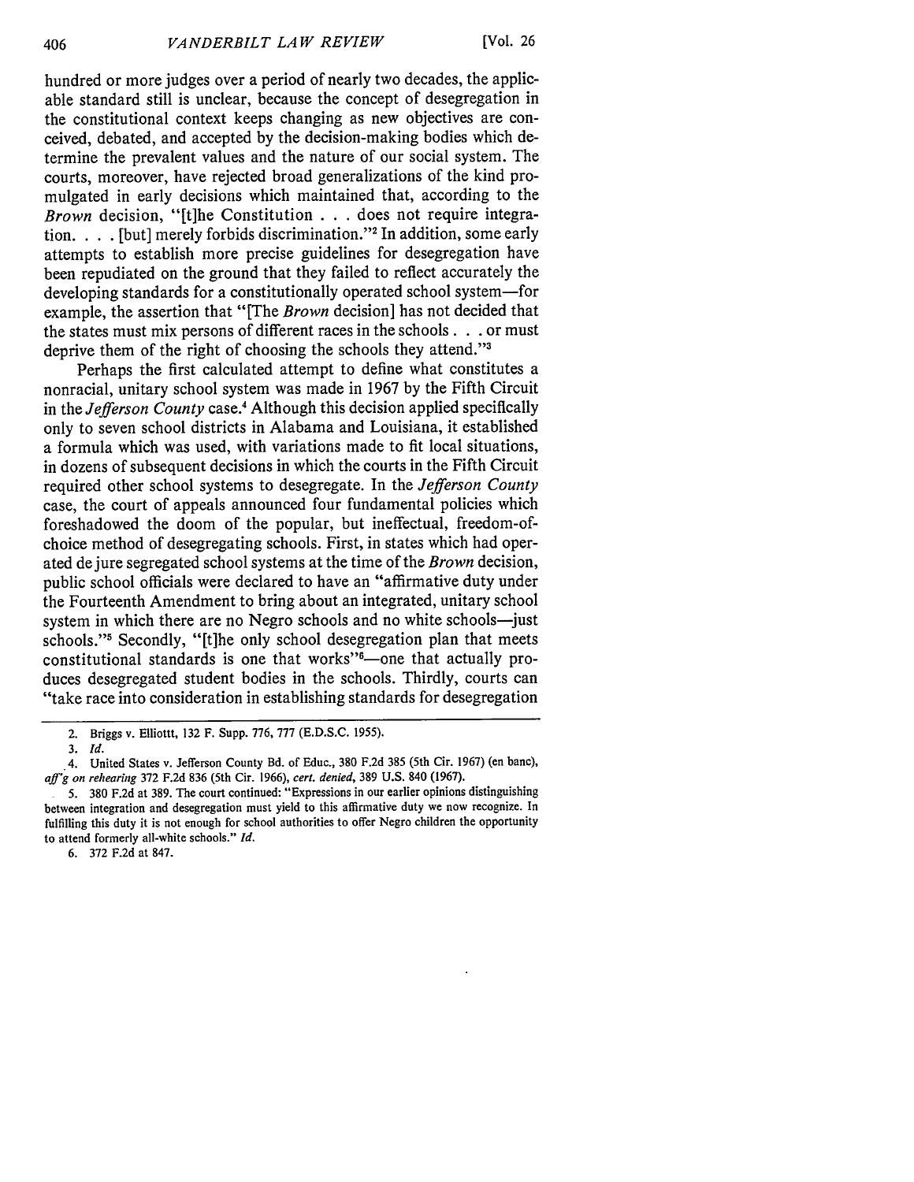hundred or more judges over a period of nearly two decades, the applicable standard still is unclear, because the concept of desegregation in the constitutional context keeps changing as new objectives are conceived, debated, and accepted by the decision-making bodies which determine the prevalent values and the nature of our social system. The courts, moreover, have rejected broad generalizations of the kind promulgated in early decisions which maintained that, according to the *Brown* decision, "[t]he Constitution . . . does not require integration. . . . [but] merely forbids discrimination."[2] In addition, some early attempts to establish more precise guidelines for desegregation have been repudiated on the ground that they failed to reflect accurately the developing standards for a constitutionally operated school system—for example, the assertion that "[The *Brown* decision] has not decided that the states must mix persons of different races in the schools . . . or must deprive them of the right of choosing the schools they attend."[3]

Perhaps the first calculated attempt to define what constitutes a nonracial, unitary school system was made in 1967 by the Fifth Circuit in the *Jefferson County* case.[4] Although this decision applied specifically only to seven school districts in Alabama and Louisiana, it established a formula which was used, with variations made to fit local situations, in dozens of subsequent decisions in which the courts in the Fifth Circuit required other school systems to desegregate. In the *Jefferson County* case, the court of appeals announced four fundamental policies which foreshadowed the doom of the popular, but ineffectual, freedom-of-choice method of desegregating schools. First, in states which had operated de jure segregated school systems at the time of the *Brown* decision, public school officials were declared to have an "affirmative duty under the Fourteenth Amendment to bring about an integrated, unitary school system in which there are no Negro schools and no white schools—just schools."[5] Secondly, "[t]he only school desegregation plan that meets constitutional standards is one that works"[6]—one that actually produces desegregated student bodies in the schools. Thirdly, courts can "take race into consideration in establishing standards for desegregation

---

2. Briggs v. Elliottt, 132 F. Supp. 776, 777 (E.D.S.C. 1955).

3. *Id.*

4. United States v. Jefferson County Bd. of Educ., 380 F.2d 385 (5th Cir. 1967) (en banc), *aff'g on rehearing* 372 F.2d 836 (5th Cir. 1966), *cert. denied*, 389 U.S. 840 (1967).

5. 380 F.2d at 389. The court continued: "Expressions in our earlier opinions distinguishing between integration and desegregation must yield to this affirmative duty we now recognize. In fulfilling this duty it is not enough for school authorities to offer Negro children the opportunity to attend formerly all-white schools." *Id.*

6. 372 F.2d at 847.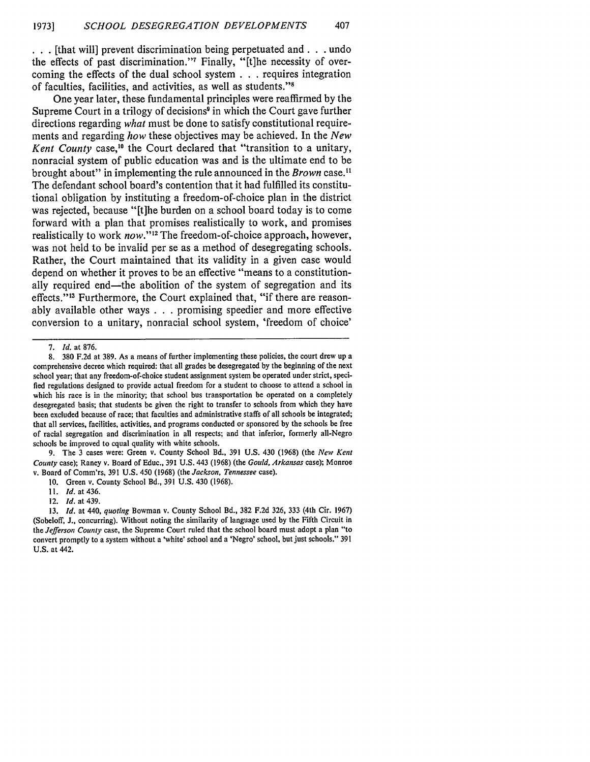. . . [that will] prevent discrimination being perpetuated and . . . undo the effects of past discrimination."[7] Finally, "[t]he necessity of overcoming the effects of the dual school system . . . requires integration of faculties, facilities, and activities, as well as students."[8]

One year later, these fundamental principles were reaffirmed by the Supreme Court in a trilogy of decisions[9] in which the Court gave further directions regarding *what* must be done to satisfy constitutional requirements and regarding *how* these objectives may be achieved. In the *New Kent County* case,[10] the Court declared that "transition to a unitary, nonracial system of public education was and is the ultimate end to be brought about" in implementing the rule announced in the *Brown* case.[11] The defendant school board's contention that it had fulfilled its constitutional obligation by instituting a freedom-of-choice plan in the district was rejected, because "[t]he burden on a school board today is to come forward with a plan that promises realistically to work, and promises realistically to work *now*."[12] The freedom-of-choice approach, however, was not held to be invalid per se as a method of desegregating schools. Rather, the Court maintained that its validity in a given case would depend on whether it proves to be an effective "means to a constitutionally required end—the abolition of the system of segregation and its effects."[13] Furthermore, the Court explained that, "if there are reasonably available other ways . . . promising speedier and more effective conversion to a unitary, nonracial school system, 'freedom of choice'

---

7. *Id.* at 876.

8. 380 F.2d at 389. As a means of further implementing these policies, the court drew up a comprehensive decree which required: that all grades be desegregated by the beginning of the next school year; that any freedom-of-choice student assignment system be operated under strict, specified regulations designed to provide actual freedom for a student to choose to attend a school in which his race is in the minority; that school bus transportation be operated on a completely desegregated basis; that students be given the right to transfer to schools from which they have been excluded because of race; that faculties and administrative staffs of all schools be integrated; that all services, facilities, activities, and programs conducted or sponsored by the schools be free of racial segregation and discrimination in all respects; and that inferior, formerly all-Negro schools be improved to equal quality with white schools.

9. The 3 cases were: Green v. County School Bd., 391 U.S. 430 (1968) (the *New Kent County* case); Raney v. Board of Educ., 391 U.S. 443 (1968) (the *Gould, Arkansas* case); Monroe v. Board of Comm'rs, 391 U.S. 450 (1968) (the *Jackson, Tennessee* case).

10. Green v. County School Bd., 391 U.S. 430 (1968).

11. *Id.* at 436.

12. *Id.* at 439.

13. *Id.* at 440, *quoting* Bowman v. County School Bd., 382 F.2d 326, 333 (4th Cir. 1967) (Sobeloff, J., concurring). Without noting the similarity of language used by the Fifth Circuit in the *Jefferson County* case, the Supreme Court ruled that the school board must adopt a plan "to convert promptly to a system without a 'white' school and a 'Negro' school, but just schools." 391 U.S. at 442.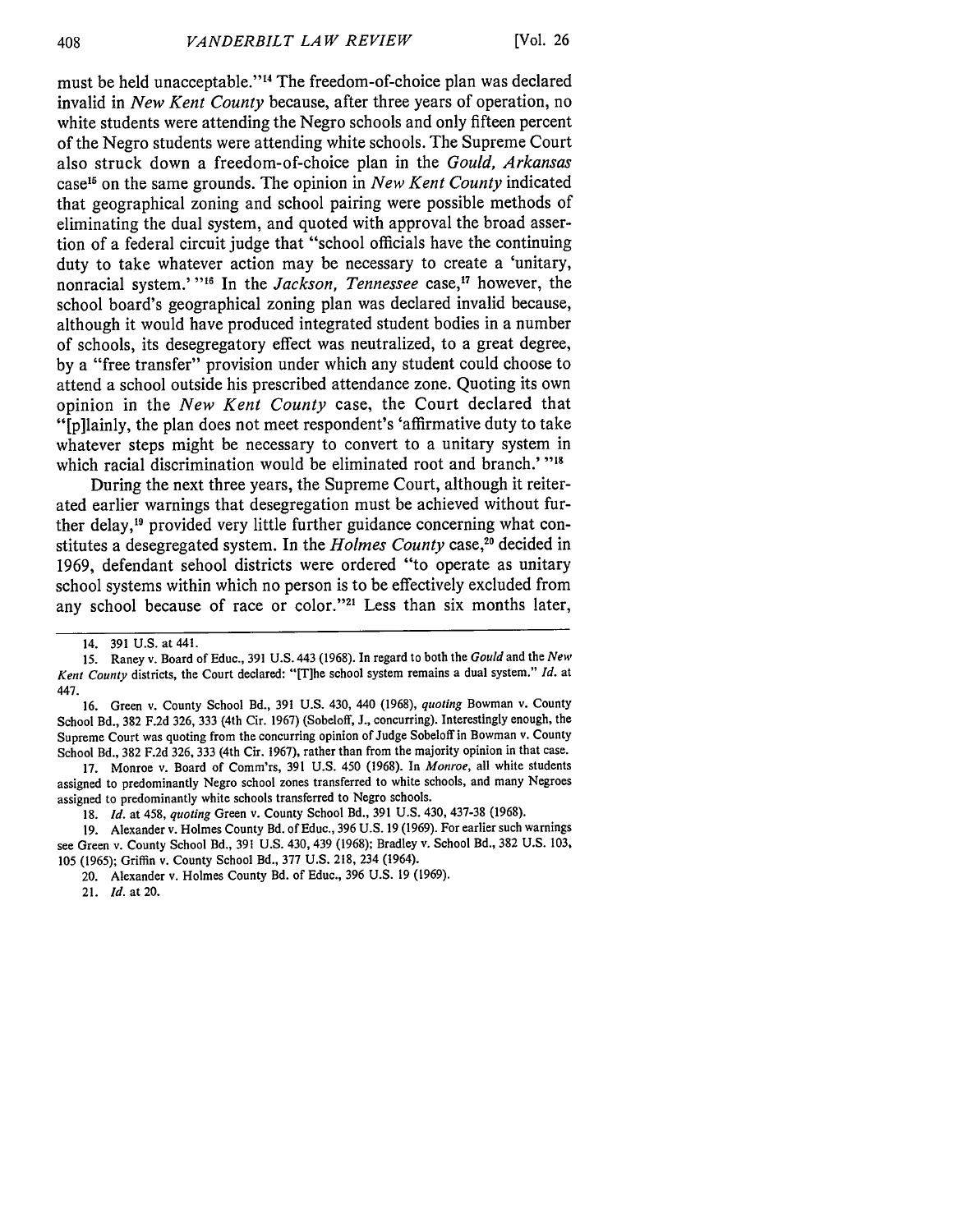must be held unacceptable."[14] The freedom-of-choice plan was declared invalid in *New Kent County* because, after three years of operation, no white students were attending the Negro schools and only fifteen percent of the Negro students were attending white schools. The Supreme Court also struck down a freedom-of-choice plan in the *Gould, Arkansas* case[15] on the same grounds. The opinion in *New Kent County* indicated that geographical zoning and school pairing were possible methods of eliminating the dual system, and quoted with approval the broad assertion of a federal circuit judge that "school officials have the continuing duty to take whatever action may be necessary to create a 'unitary, nonracial system.'"[16] In the *Jackson, Tennessee* case,[17] however, the school board's geographical zoning plan was declared invalid because, although it would have produced integrated student bodies in a number of schools, its desegregatory effect was neutralized, to a great degree, by a "free transfer" provision under which any student could choose to attend a school outside his prescribed attendance zone. Quoting its own opinion in the *New Kent County* case, the Court declared that "[p]lainly, the plan does not meet respondent's 'affirmative duty to take whatever steps might be necessary to convert to a unitary system in which racial discrimination would be eliminated root and branch.'"[18]

During the next three years, the Supreme Court, although it reiterated earlier warnings that desegregation must be achieved without further delay,[19] provided very little further guidance concerning what constitutes a desegregated system. In the *Holmes County* case,[20] decided in 1969, defendant school districts were ordered "to operate as unitary school systems within which no person is to be effectively excluded from any school because of race or color."[21] Less than six months later,

---

14. 391 U.S. at 441.

15. Raney v. Board of Educ., 391 U.S. 443 (1968). In regard to both the *Gould* and the *New Kent County* districts, the Court declared: "[T]he school system remains a dual system." *Id.* at 447.

16. Green v. County School Bd., 391 U.S. 430, 440 (1968), *quoting* Bowman v. County School Bd., 382 F.2d 326, 333 (4th Cir. 1967) (Sobeloff, J., concurring). Interestingly enough, the Supreme Court was quoting from the concurring opinion of Judge Sobeloff in Bowman v. County School Bd., 382 F.2d 326, 333 (4th Cir. 1967), rather than from the majority opinion in that case.

17. Monroe v. Board of Comm'rs, 391 U.S. 450 (1968). In *Monroe*, all white students assigned to predominantly Negro school zones transferred to white schools, and many Negroes assigned to predominantly white schools transferred to Negro schools.

18. *Id.* at 458, *quoting* Green v. County School Bd., 391 U.S. 430, 437-38 (1968).

19. Alexander v. Holmes County Bd. of Educ., 396 U.S. 19 (1969). For earlier such warnings see Green v. County School Bd., 391 U.S. 430, 439 (1968); Bradley v. School Bd., 382 U.S. 103, 105 (1965); Griffin v. County School Bd., 377 U.S. 218, 234 (1964).

20. Alexander v. Holmes County Bd. of Educ., 396 U.S. 19 (1969).

21. *Id.* at 20.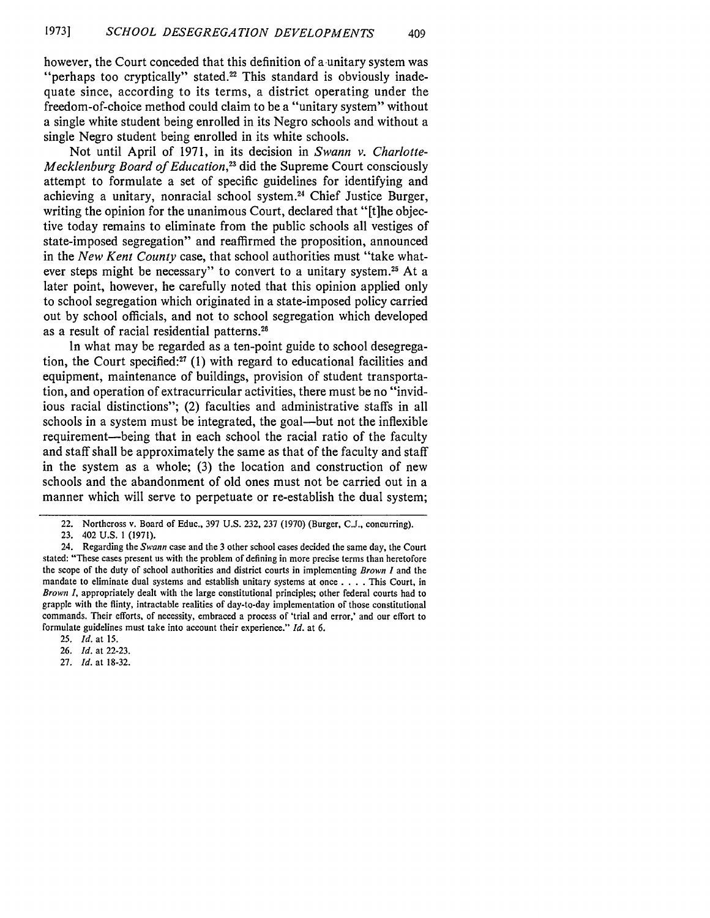however, the Court conceded that this definition of a unitary system was "perhaps too cryptically" stated.[22] This standard is obviously inadequate since, according to its terms, a district operating under the freedom-of-choice method could claim to be a "unitary system" without a single white student being enrolled in its Negro schools and without a single Negro student being enrolled in its white schools.

Not until April of 1971, in its decision in *Swann v. Charlotte-Mecklenburg Board of Education*,[23] did the Supreme Court consciously attempt to formulate a set of specific guidelines for identifying and achieving a unitary, nonracial school system.[24] Chief Justice Burger, writing the opinion for the unanimous Court, declared that "[t]he objective today remains to eliminate from the public schools all vestiges of state-imposed segregation" and reaffirmed the proposition, announced in the *New Kent County* case, that school authorities must "take whatever steps might be necessary" to convert to a unitary system.[25] At a later point, however, he carefully noted that this opinion applied only to school segregation which originated in a state-imposed policy carried out by school officials, and not to school segregation which developed as a result of racial residential patterns.[26]

In what may be regarded as a ten-point guide to school desegregation, the Court specified:[27] (1) with regard to educational facilities and equipment, maintenance of buildings, provision of student transportation, and operation of extracurricular activities, there must be no "invidious racial distinctions"; (2) faculties and administrative staffs in all schools in a system must be integrated, the goal—but not the inflexible requirement—being that in each school the racial ratio of the faculty and staff shall be approximately the same as that of the faculty and staff in the system as a whole; (3) the location and construction of new schools and the abandonment of old ones must not be carried out in a manner which will serve to perpetuate or re-establish the dual system;

---

22. Northcross v. Board of Educ., 397 U.S. 232, 237 (1970) (Burger, C.J., concurring).

23. 402 U.S. 1 (1971).

24. Regarding the *Swann* case and the 3 other school cases decided the same day, the Court stated: "These cases present us with the problem of defining in more precise terms than heretofore the scope of the duty of school authorities and district courts in implementing *Brown I* and the mandate to eliminate dual systems and establish unitary systems at once . . . . This Court, in *Brown I*, appropriately dealt with the large constitutional principles; other federal courts had to grapple with the flinty, intractable realities of day-to-day implementation of those constitutional commands. Their efforts, of necessity, embraced a process of 'trial and error,' and our effort to formulate guidelines must take into account their experience." *Id.* at 6.

25. *Id.* at 15.

26. *Id.* at 22-23.

27. *Id.* at 18-32.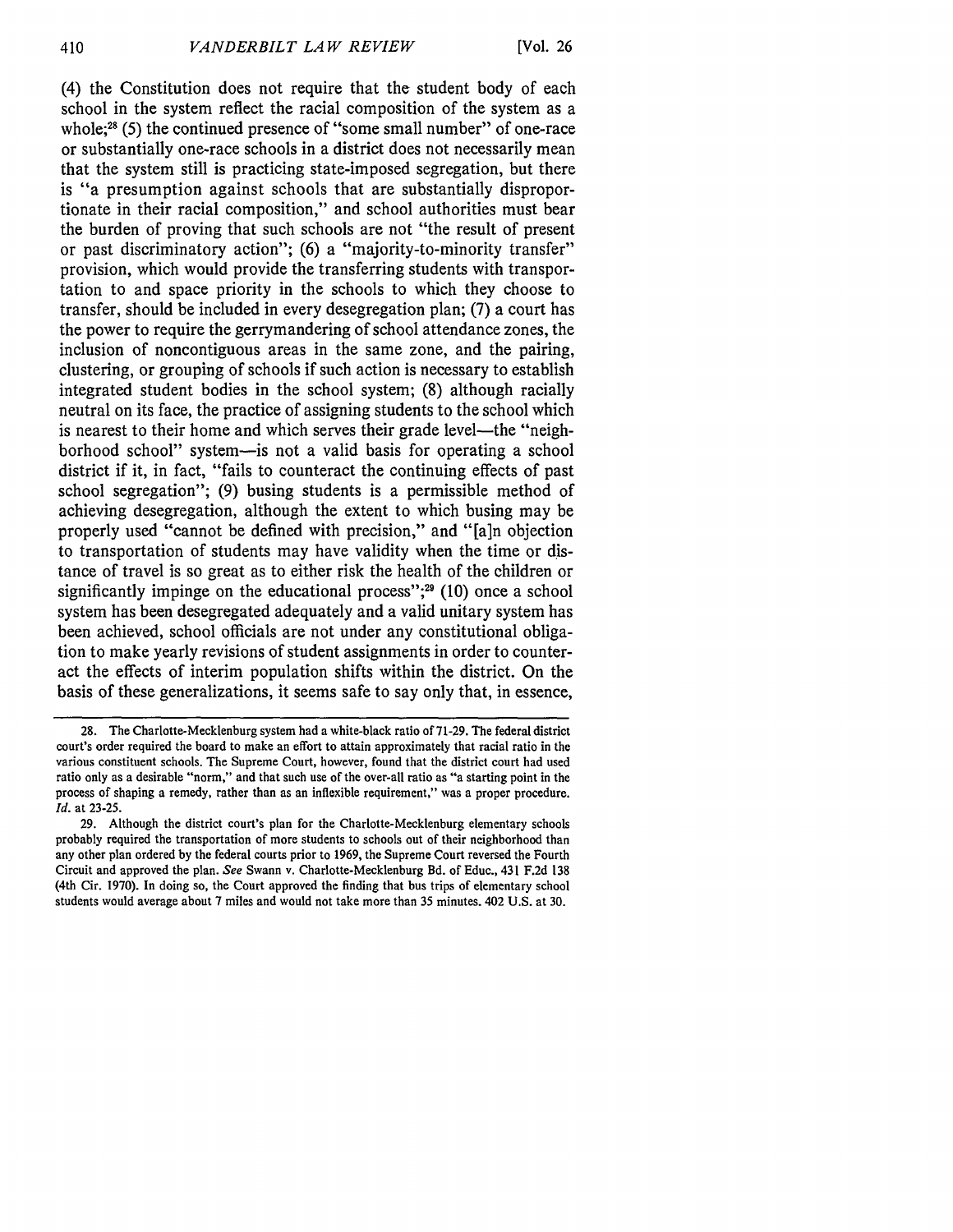(4) the Constitution does not require that the student body of each school in the system reflect the racial composition of the system as a whole;[28] (5) the continued presence of "some small number" of one-race or substantially one-race schools in a district does not necessarily mean that the system still is practicing state-imposed segregation, but there is "a presumption against schools that are substantially disproportionate in their racial composition," and school authorities must bear the burden of proving that such schools are not "the result of present or past discriminatory action"; (6) a "majority-to-minority transfer" provision, which would provide the transferring students with transportation to and space priority in the schools to which they choose to transfer, should be included in every desegregation plan; (7) a court has the power to require the gerrymandering of school attendance zones, the inclusion of noncontiguous areas in the same zone, and the pairing, clustering, or grouping of schools if such action is necessary to establish integrated student bodies in the school system; (8) although racially neutral on its face, the practice of assigning students to the school which is nearest to their home and which serves their grade level—the "neighborhood school" system—is not a valid basis for operating a school district if it, in fact, "fails to counteract the continuing effects of past school segregation"; (9) busing students is a permissible method of achieving desegregation, although the extent to which busing may be properly used "cannot be defined with precision," and "[a]n objection to transportation of students may have validity when the time or distance of travel is so great as to either risk the health of the children or significantly impinge on the educational process";[29] (10) once a school system has been desegregated adequately and a valid unitary system has been achieved, school officials are not under any constitutional obligation to make yearly revisions of student assignments in order to counteract the effects of interim population shifts within the district. On the basis of these generalizations, it seems safe to say only that, in essence,

---

28. The Charlotte-Mecklenburg system had a white-black ratio of 71-29. The federal district court's order required the board to make an effort to attain approximately that racial ratio in the various constituent schools. The Supreme Court, however, found that the district court had used ratio only as a desirable "norm," and that such use of the over-all ratio as "a starting point in the process of shaping a remedy, rather than as an inflexible requirement," was a proper procedure. *Id.* at 23-25.

29. Although the district court's plan for the Charlotte-Mecklenburg elementary schools probably required the transportation of more students to schools out of their neighborhood than any other plan ordered by the federal courts prior to 1969, the Supreme Court reversed the Fourth Circuit and approved the plan. *See* Swann v. Charlotte-Mecklenburg Bd. of Educ., 431 F.2d 138 (4th Cir. 1970). In doing so, the Court approved the finding that bus trips of elementary school students would average about 7 miles and would not take more than 35 minutes. 402 U.S. at 30.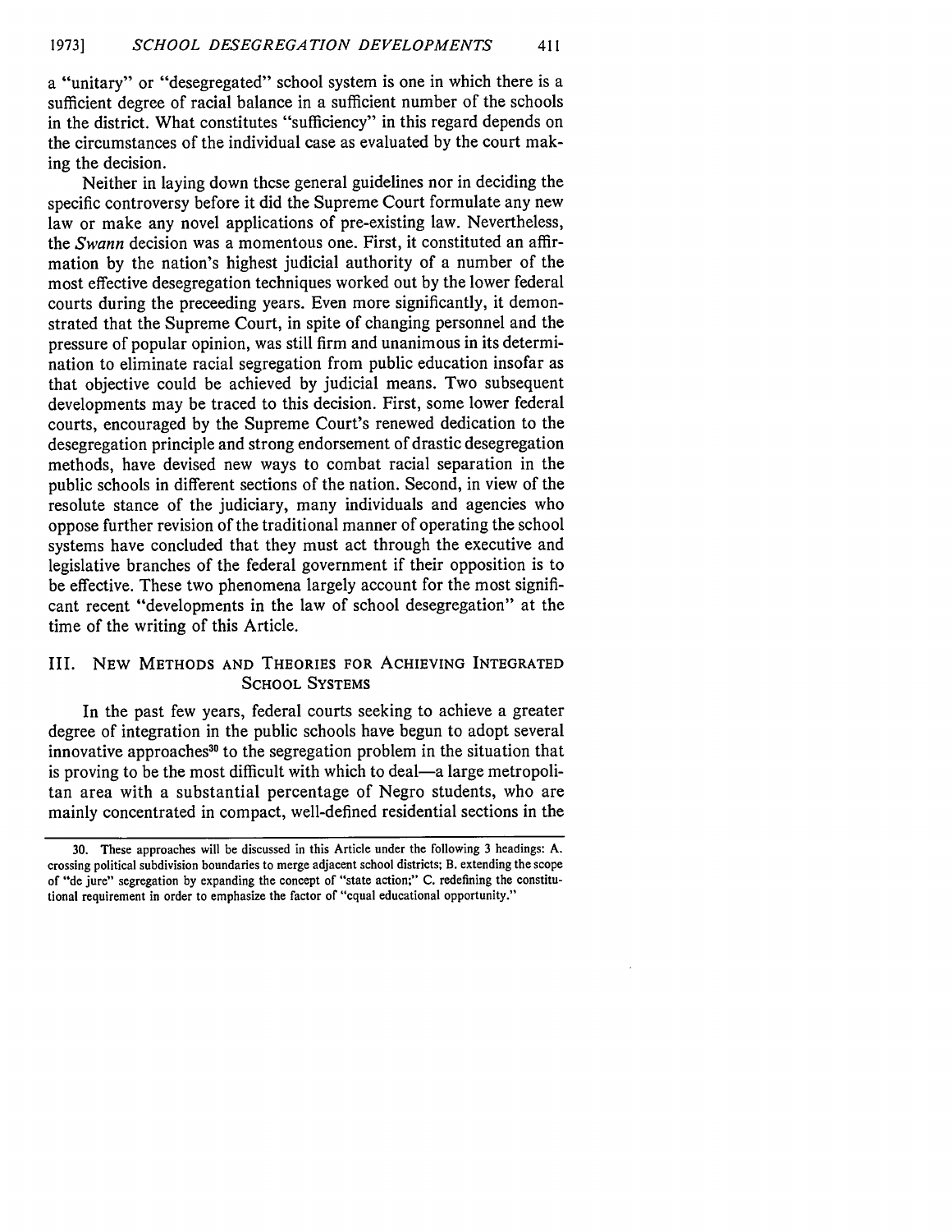a "unitary" or "desegregated" school system is one in which there is a sufficient degree of racial balance in a sufficient number of the schools in the district. What constitutes "sufficiency" in this regard depends on the circumstances of the individual case as evaluated by the court making the decision.

Neither in laying down these general guidelines nor in deciding the specific controversy before it did the Supreme Court formulate any new law or make any novel applications of pre-existing law. Nevertheless, the *Swann* decision was a momentous one. First, it constituted an affirmation by the nation's highest judicial authority of a number of the most effective desegregation techniques worked out by the lower federal courts during the preceeding years. Even more significantly, it demonstrated that the Supreme Court, in spite of changing personnel and the pressure of popular opinion, was still firm and unanimous in its determination to eliminate racial segregation from public education insofar as that objective could be achieved by judicial means. Two subsequent developments may be traced to this decision. First, some lower federal courts, encouraged by the Supreme Court's renewed dedication to the desegregation principle and strong endorsement of drastic desegregation methods, have devised new ways to combat racial separation in the public schools in different sections of the nation. Second, in view of the resolute stance of the judiciary, many individuals and agencies who oppose further revision of the traditional manner of operating the school systems have concluded that they must act through the executive and legislative branches of the federal government if their opposition is to be effective. These two phenomena largely account for the most significant recent "developments in the law of school desegregation" at the time of the writing of this Article.

## III. New Methods and Theories for Achieving Integrated School Systems

In the past few years, federal courts seeking to achieve a greater degree of integration in the public schools have begun to adopt several innovative approaches[30] to the segregation problem in the situation that is proving to be the most difficult with which to deal—a large metropolitan area with a substantial percentage of Negro students, who are mainly concentrated in compact, well-defined residential sections in the

---

30. These approaches will be discussed in this Article under the following 3 headings: A. crossing political subdivision boundaries to merge adjacent school districts; B. extending the scope of "de jure" segregation by expanding the concept of "state action;" C. redefining the constitutional requirement in order to emphasize the factor of "equal educational opportunity."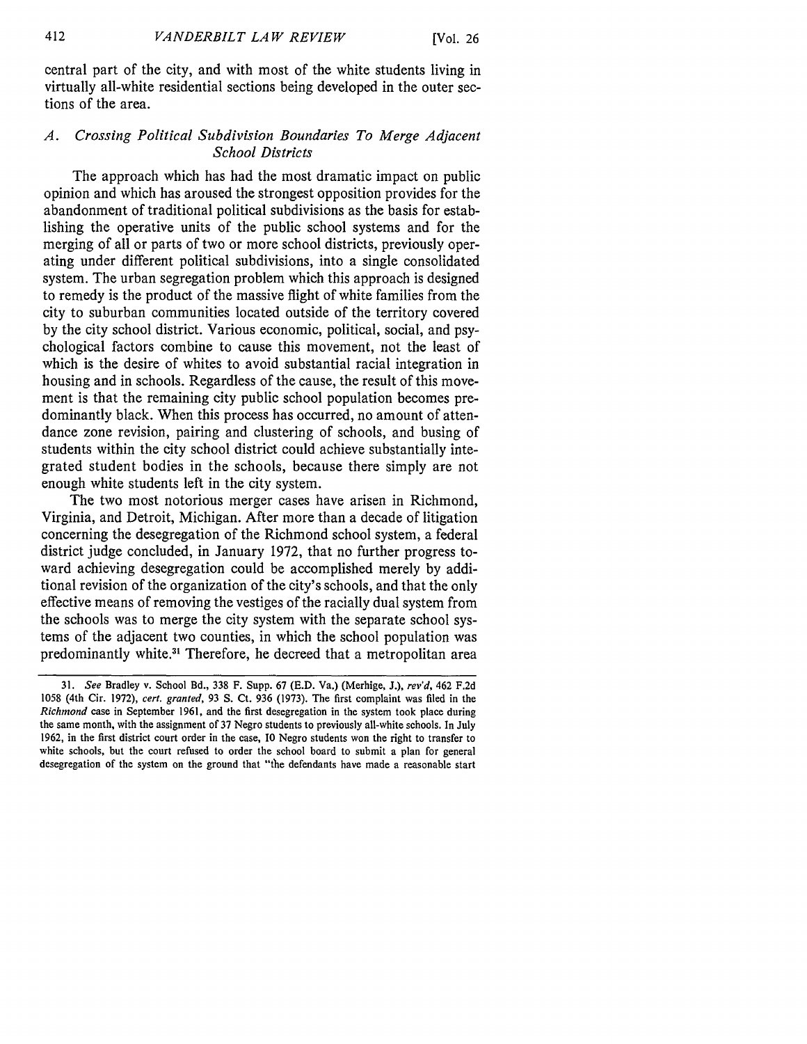central part of the city, and with most of the white students living in virtually all-white residential sections being developed in the outer sections of the area.

### *A. Crossing Political Subdivision Boundaries To Merge Adjacent School Districts*

The approach which has had the most dramatic impact on public opinion and which has aroused the strongest opposition provides for the abandonment of traditional political subdivisions as the basis for establishing the operative units of the public school systems and for the merging of all or parts of two or more school districts, previously operating under different political subdivisions, into a single consolidated system. The urban segregation problem which this approach is designed to remedy is the product of the massive flight of white families from the city to suburban communities located outside of the territory covered by the city school district. Various economic, political, social, and psychological factors combine to cause this movement, not the least of which is the desire of whites to avoid substantial racial integration in housing and in schools. Regardless of the cause, the result of this movement is that the remaining city public school population becomes predominantly black. When this process has occurred, no amount of attendance zone revision, pairing and clustering of schools, and busing of students within the city school district could achieve substantially integrated student bodies in the schools, because there simply are not enough white students left in the city system.

The two most notorious merger cases have arisen in Richmond, Virginia, and Detroit, Michigan. After more than a decade of litigation concerning the desegregation of the Richmond school system, a federal district judge concluded, in January 1972, that no further progress toward achieving desegregation could be accomplished merely by additional revision of the organization of the city's schools, and that the only effective means of removing the vestiges of the racially dual system from the schools was to merge the city system with the separate school systems of the adjacent two counties, in which the school population was predominantly white.[31] Therefore, he decreed that a metropolitan area

---

31. *See* Bradley v. School Bd., 338 F. Supp. 67 (E.D. Va.) (Merhige, J.), *rev'd*, 462 F.2d 1058 (4th Cir. 1972), *cert. granted*, 93 S. Ct. 936 (1973). The first complaint was filed in the *Richmond* case in September 1961, and the first desegregation in the system took place during the same month, with the assignment of 37 Negro students to previously all-white schools. In July 1962, in the first district court order in the case, 10 Negro students won the right to transfer to white schools, but the court refused to order the school board to submit a plan for general desegregation of the system on the ground that "the defendants have made a reasonable start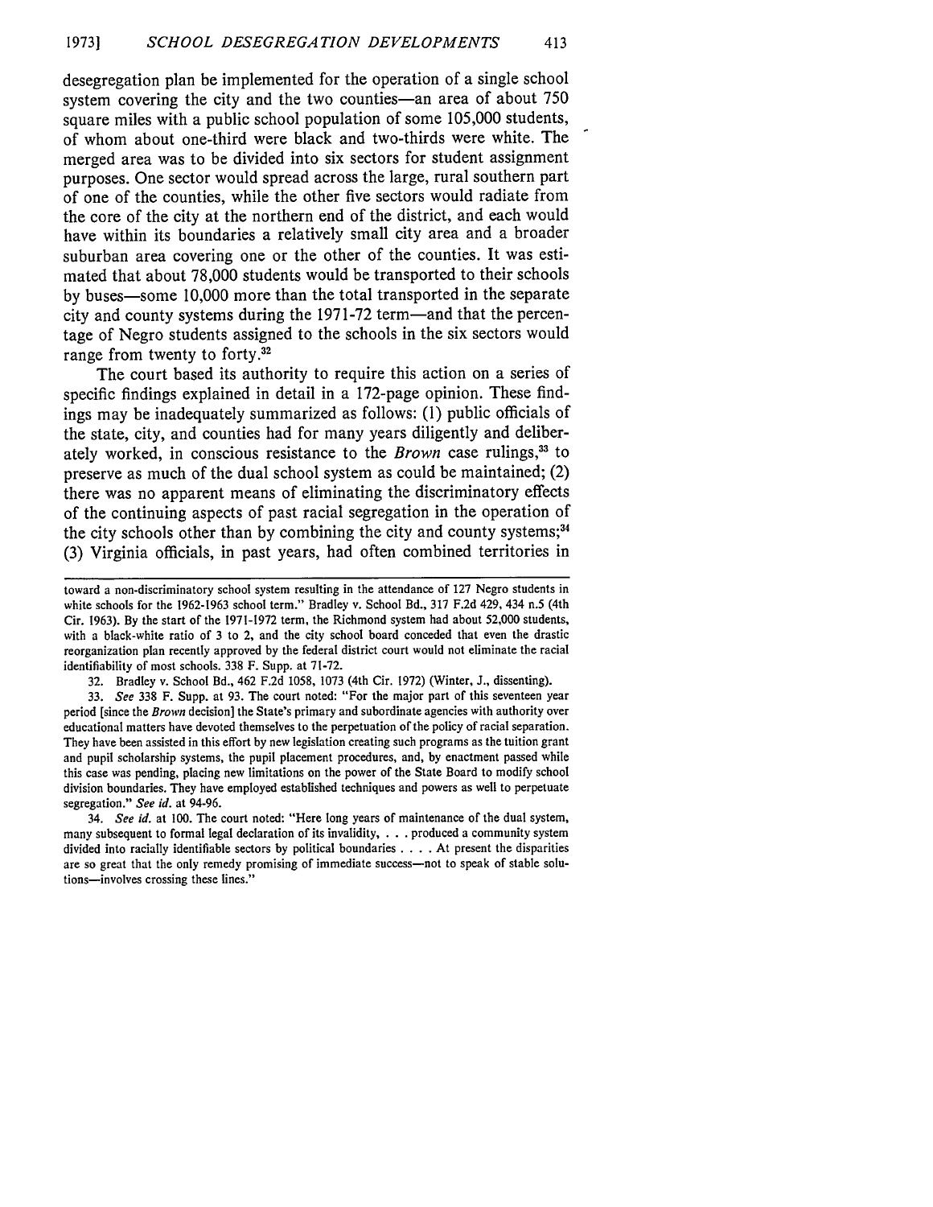desegregation plan be implemented for the operation of a single school system covering the city and the two counties—an area of about 750 square miles with a public school population of some 105,000 students, of whom about one-third were black and two-thirds were white. The merged area was to be divided into six sectors for student assignment purposes. One sector would spread across the large, rural southern part of one of the counties, while the other five sectors would radiate from the core of the city at the northern end of the district, and each would have within its boundaries a relatively small city area and a broader suburban area covering one or the other of the counties. It was estimated that about 78,000 students would be transported to their schools by buses—some 10,000 more than the total transported in the separate city and county systems during the 1971-72 term—and that the percentage of Negro students assigned to the schools in the six sectors would range from twenty to forty.[32]

The court based its authority to require this action on a series of specific findings explained in detail in a 172-page opinion. These findings may be inadequately summarized as follows: (1) public officials of the state, city, and counties had for many years diligently and deliberately worked, in conscious resistance to the *Brown* case rulings,[33] to preserve as much of the dual school system as could be maintained; (2) there was no apparent means of eliminating the discriminatory effects of the continuing aspects of past racial segregation in the operation of the city schools other than by combining the city and county systems;[34] (3) Virginia officials, in past years, had often combined territories in

---

toward a non-discriminatory school system resulting in the attendance of 127 Negro students in white schools for the 1962-1963 school term." Bradley v. School Bd., 317 F.2d 429, 434 n.5 (4th Cir. 1963). By the start of the 1971-1972 term, the Richmond system had about 52,000 students, with a black-white ratio of 3 to 2, and the city school board conceded that even the drastic reorganization plan recently approved by the federal district court would not eliminate the racial identifiability of most schools. 338 F. Supp. at 71-72.

32. Bradley v. School Bd., 462 F.2d 1058, 1073 (4th Cir. 1972) (Winter, J., dissenting).

33. *See* 338 F. Supp. at 93. The court noted: "For the major part of this seventeen year period [since the *Brown* decision] the State's primary and subordinate agencies with authority over educational matters have devoted themselves to the perpetuation of the policy of racial separation. They have been assisted in this effort by new legislation creating such programs as the tuition grant and pupil scholarship systems, the pupil placement procedures, and, by enactment passed while this case was pending, placing new limitations on the power of the State Board to modify school division boundaries. They have employed established techniques and powers as well to perpetuate segregation." *See id.* at 94-96.

34. *See id.* at 100. The court noted: "Here long years of maintenance of the dual system, many subsequent to formal legal declaration of its invalidity, . . . produced a community system divided into racially identifiable sectors by political boundaries . . . . At present the disparities are so great that the only remedy promising of immediate success—not to speak of stable solutions—involves crossing these lines."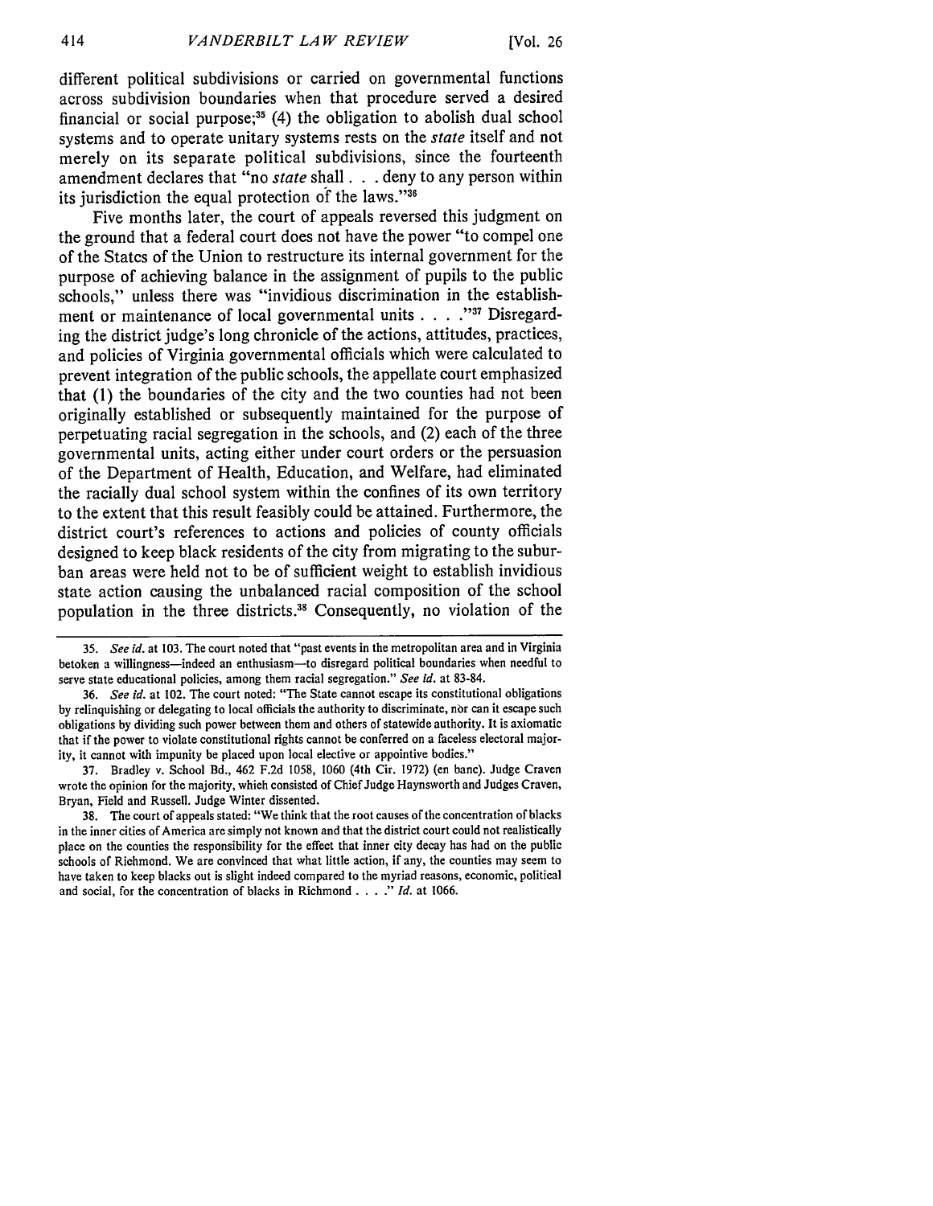different political subdivisions or carried on governmental functions across subdivision boundaries when that procedure served a desired financial or social purpose;[35] (4) the obligation to abolish dual school systems and to operate unitary systems rests on the *state* itself and not merely on its separate political subdivisions, since the fourteenth amendment declares that "no *state* shall . . . deny to any person within its jurisdiction the equal protection of the laws."[36]

Five months later, the court of appeals reversed this judgment on the ground that a federal court does not have the power "to compel one of the States of the Union to restructure its internal government for the purpose of achieving balance in the assignment of pupils to the public schools," unless there was "invidious discrimination in the establishment or maintenance of local governmental units . . . ."[37] Disregarding the district judge's long chronicle of the actions, attitudes, practices, and policies of Virginia governmental officials which were calculated to prevent integration of the public schools, the appellate court emphasized that (1) the boundaries of the city and the two counties had not been originally established or subsequently maintained for the purpose of perpetuating racial segregation in the schools, and (2) each of the three governmental units, acting either under court orders or the persuasion of the Department of Health, Education, and Welfare, had eliminated the racially dual school system within the confines of its own territory to the extent that this result feasibly could be attained. Furthermore, the district court's references to actions and policies of county officials designed to keep black residents of the city from migrating to the suburban areas were held not to be of sufficient weight to establish invidious state action causing the unbalanced racial composition of the school population in the three districts.[38] Consequently, no violation of the

---

35. *See id.* at 103. The court noted that "past events in the metropolitan area and in Virginia betoken a willingness—indeed an enthusiasm—to disregard political boundaries when needful to serve state educational policies, among them racial segregation." *See id.* at 83-84.

36. *See id.* at 102. The court noted: "The State cannot escape its constitutional obligations by relinquishing or delegating to local officials the authority to discriminate, nor can it escape such obligations by dividing such power between them and others of statewide authority. It is axiomatic that if the power to violate constitutional rights cannot be conferred on a faceless electoral majority, it cannot with impunity be placed upon local elective or appointive bodies."

37. Bradley v. School Bd., 462 F.2d 1058, 1060 (4th Cir. 1972) (en banc). Judge Craven wrote the opinion for the majority, which consisted of Chief Judge Haynsworth and Judges Craven, Bryan, Field and Russell. Judge Winter dissented.

38. The court of appeals stated: "We think that the root causes of the concentration of blacks in the inner cities of America are simply not known and that the district court could not realistically place on the counties the responsibility for the effect that inner city decay has had on the public schools of Richmond. We are convinced that what little action, if any, the counties may seem to have taken to keep blacks out is slight indeed compared to the myriad reasons, economic, political and social, for the concentration of blacks in Richmond . . . ." *Id.* at 1066.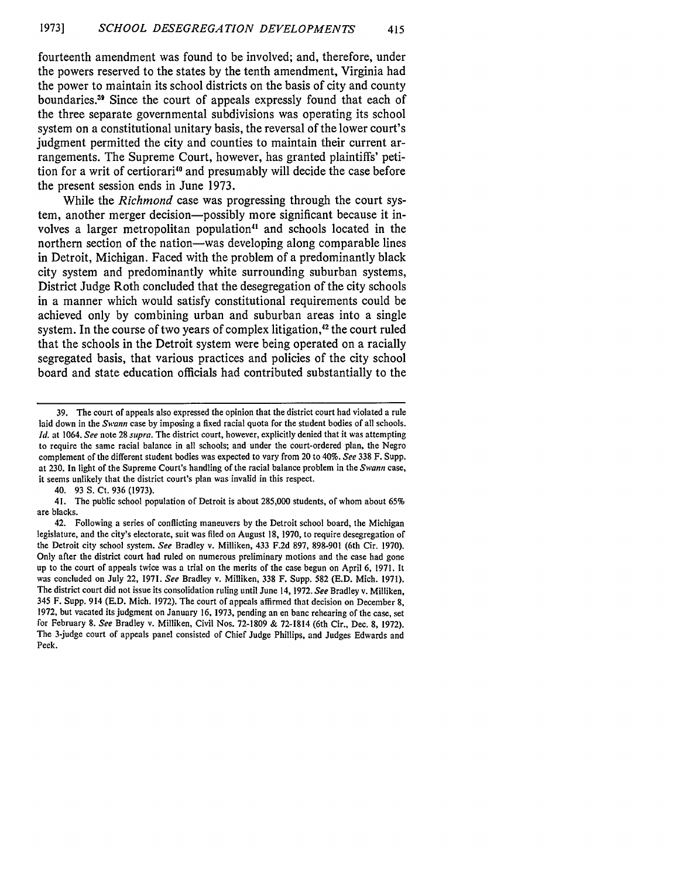fourteenth amendment was found to be involved; and, therefore, under the powers reserved to the states by the tenth amendment, Virginia had the power to maintain its school districts on the basis of city and county boundaries.[39] Since the court of appeals expressly found that each of the three separate governmental subdivisions was operating its school system on a constitutional unitary basis, the reversal of the lower court's judgment permitted the city and counties to maintain their current arrangements. The Supreme Court, however, has granted plaintiffs' petition for a writ of certiorari[40] and presumably will decide the case before the present session ends in June 1973.

While the *Richmond* case was progressing through the court system, another merger decision—possibly more significant because it involves a larger metropolitan population[41] and schools located in the northern section of the nation—was developing along comparable lines in Detroit, Michigan. Faced with the problem of a predominantly black city system and predominantly white surrounding suburban systems, District Judge Roth concluded that the desegregation of the city schools in a manner which would satisfy constitutional requirements could be achieved only by combining urban and suburban areas into a single system. In the course of two years of complex litigation,[42] the court ruled that the schools in the Detroit system were being operated on a racially segregated basis, that various practices and policies of the city school board and state education officials had contributed substantially to the

---

39. The court of appeals also expressed the opinion that the district court had violated a rule laid down in the *Swann* case by imposing a fixed racial quota for the student bodies of all schools. *Id.* at 1064. *See* note 28 *supra*. The district court, however, explicitly denied that it was attempting to require the same racial balance in all schools; and under the court-ordered plan, the Negro complement of the different student bodies was expected to vary from 20 to 40%. *See* 338 F. Supp. at 230. In light of the Supreme Court's handling of the racial balance problem in the *Swann* case, it seems unlikely that the district court's plan was invalid in this respect.

40. 93 S. Ct. 936 (1973).

41. The public school population of Detroit is about 285,000 students, of whom about 65% are blacks.

42. Following a series of conflicting maneuvers by the Detroit school board, the Michigan legislature, and the city's electorate, suit was filed on August 18, 1970, to require desegregation of the Detroit city school system. *See* Bradley v. Milliken, 433 F.2d 897, 898-901 (6th Cir. 1970). Only after the district court had ruled on numerous preliminary motions and the case had gone up to the court of appeals twice was a trial on the merits of the case begun on April 6, 1971. It was concluded on July 22, 1971. *See* Bradley v. Milliken, 338 F. Supp. 582 (E.D. Mich. 1971). The district court did not issue its consolidation ruling until June 14, 1972. *See* Bradley v. Milliken, 345 F. Supp. 914 (E.D. Mich. 1972). The court of appeals affirmed that decision on December 8, 1972, but vacated its judgment on January 16, 1973, pending an en banc rehearing of the case, set for February 8. *See* Bradley v. Milliken, Civil Nos. 72-1809 & 72-1814 (6th Cir., Dec. 8, 1972). The 3-judge court of appeals panel consisted of Chief Judge Phillips, and Judges Edwards and Peck.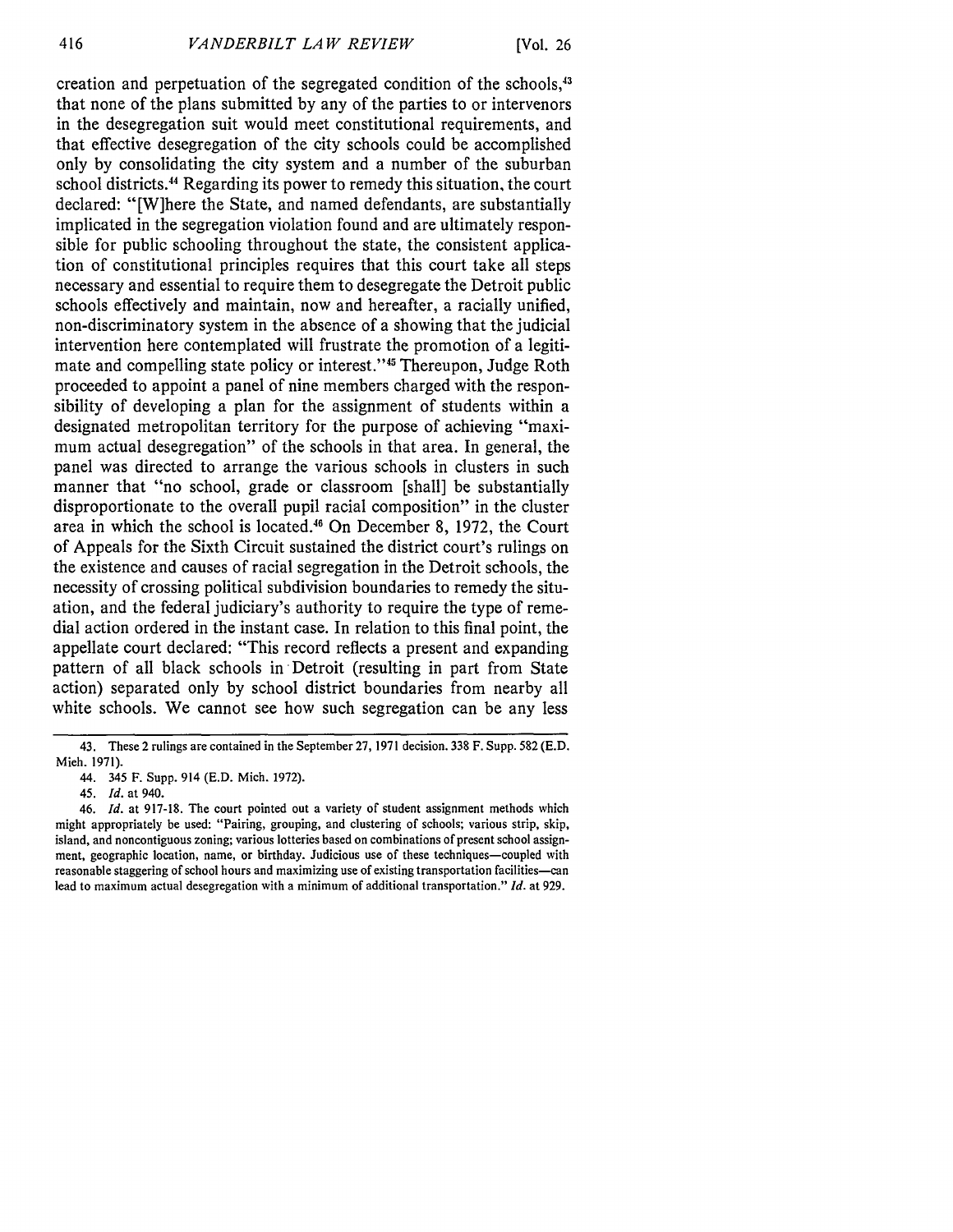creation and perpetuation of the segregated condition of the schools,[43] that none of the plans submitted by any of the parties to or intervenors in the desegregation suit would meet constitutional requirements, and that effective desegregation of the city schools could be accomplished only by consolidating the city system and a number of the suburban school districts.[44] Regarding its power to remedy this situation, the court declared: "[W]here the State, and named defendants, are substantially implicated in the segregation violation found and are ultimately responsible for public schooling throughout the state, the consistent application of constitutional principles requires that this court take all steps necessary and essential to require them to desegregate the Detroit public schools effectively and maintain, now and hereafter, a racially unified, non-discriminatory system in the absence of a showing that the judicial intervention here contemplated will frustrate the promotion of a legitimate and compelling state policy or interest."[45] Thereupon, Judge Roth proceeded to appoint a panel of nine members charged with the responsibility of developing a plan for the assignment of students within a designated metropolitan territory for the purpose of achieving "maximum actual desegregation" of the schools in that area. In general, the panel was directed to arrange the various schools in clusters in such manner that "no school, grade or classroom [shall] be substantially disproportionate to the overall pupil racial composition" in the cluster area in which the school is located.[46] On December 8, 1972, the Court of Appeals for the Sixth Circuit sustained the district court's rulings on the existence and causes of racial segregation in the Detroit schools, the necessity of crossing political subdivision boundaries to remedy the situation, and the federal judiciary's authority to require the type of remedial action ordered in the instant case. In relation to this final point, the appellate court declared: "This record reflects a present and expanding pattern of all black schools in Detroit (resulting in part from State action) separated only by school district boundaries from nearby all white schools. We cannot see how such segregation can be any less

---

43. These 2 rulings are contained in the September 27, 1971 decision. 338 F. Supp. 582 (E.D. Mich. 1971).

44. 345 F. Supp. 914 (E.D. Mich. 1972).

45. *Id.* at 940.

46. *Id.* at 917-18. The court pointed out a variety of student assignment methods which might appropriately be used: "Pairing, grouping, and clustering of schools; various strip, skip, island, and noncontiguous zoning; various lotteries based on combinations of present school assignment, geographic location, name, or birthday. Judicious use of these techniques—coupled with reasonable staggering of school hours and maximizing use of existing transportation facilities—can lead to maximum actual desegregation with a minimum of additional transportation." *Id.* at 929.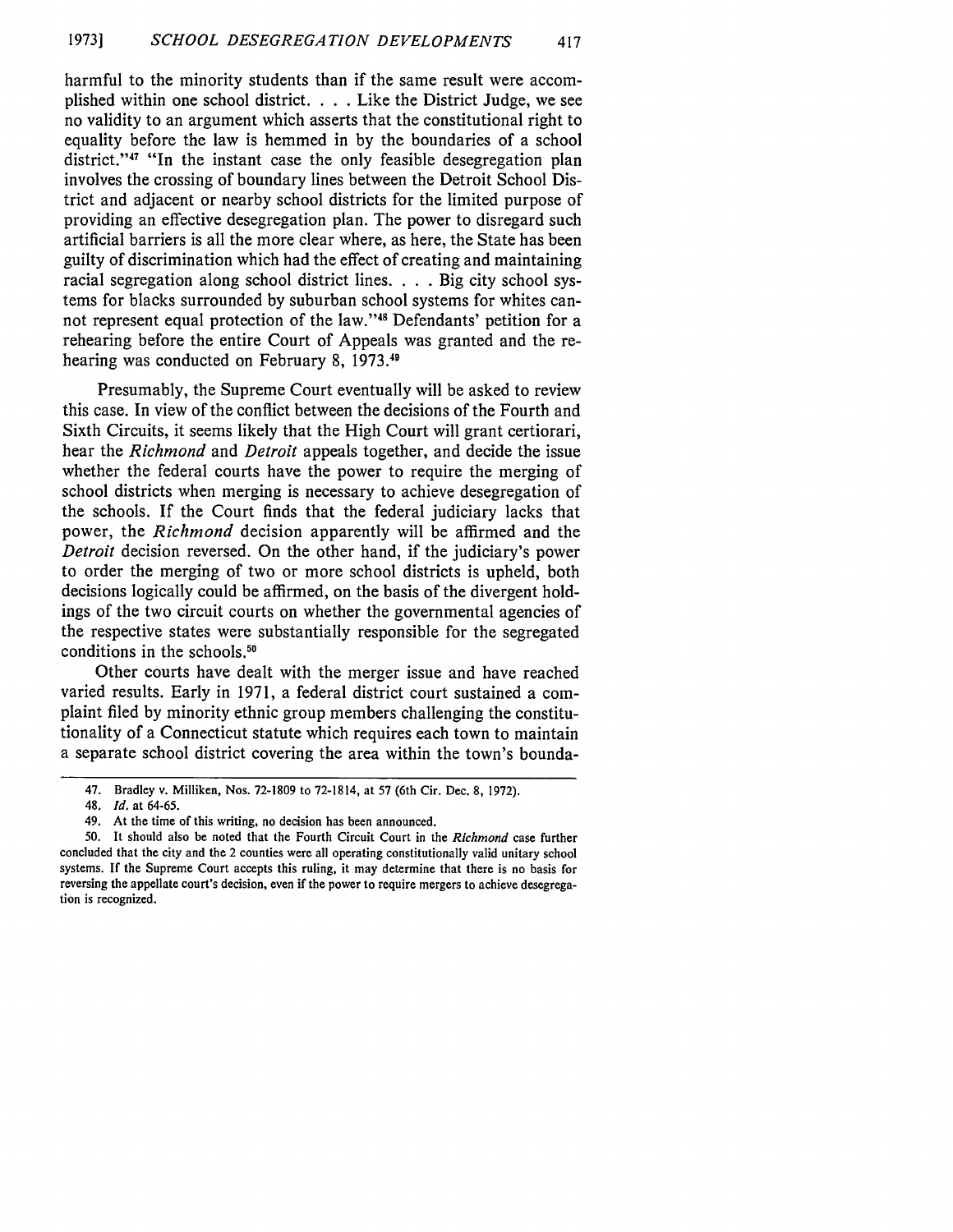harmful to the minority students than if the same result were accomplished within one school district. . . . Like the District Judge, we see no validity to an argument which asserts that the constitutional right to equality before the law is hemmed in by the boundaries of a school district."[47] "In the instant case the only feasible desegregation plan involves the crossing of boundary lines between the Detroit School District and adjacent or nearby school districts for the limited purpose of providing an effective desegregation plan. The power to disregard such artificial barriers is all the more clear where, as here, the State has been guilty of discrimination which had the effect of creating and maintaining racial segregation along school district lines. . . . Big city school systems for blacks surrounded by suburban school systems for whites cannot represent equal protection of the law."[48] Defendants' petition for a rehearing before the entire Court of Appeals was granted and the rehearing was conducted on February 8, 1973.[49]

Presumably, the Supreme Court eventually will be asked to review this case. In view of the conflict between the decisions of the Fourth and Sixth Circuits, it seems likely that the High Court will grant certiorari, hear the *Richmond* and *Detroit* appeals together, and decide the issue whether the federal courts have the power to require the merging of school districts when merging is necessary to achieve desegregation of the schools. If the Court finds that the federal judiciary lacks that power, the *Richmond* decision apparently will be affirmed and the *Detroit* decision reversed. On the other hand, if the judiciary's power to order the merging of two or more school districts is upheld, both decisions logically could be affirmed, on the basis of the divergent holdings of the two circuit courts on whether the governmental agencies of the respective states were substantially responsible for the segregated conditions in the schools.[50]

Other courts have dealt with the merger issue and have reached varied results. Early in 1971, a federal district court sustained a complaint filed by minority ethnic group members challenging the constitutionality of a Connecticut statute which requires each town to maintain a separate school district covering the area within the town's bounda-

---

47. Bradley v. Milliken, Nos. 72-1809 to 72-1814, at 57 (6th Cir. Dec. 8, 1972).

48. *Id.* at 64-65.

49. At the time of this writing, no decision has been announced.

50. It should also be noted that the Fourth Circuit Court in the *Richmond* case further concluded that the city and the 2 counties were all operating constitutionally valid unitary school systems. If the Supreme Court accepts this ruling, it may determine that there is no basis for reversing the appellate court's decision, even if the power to require mergers to achieve desegregation is recognized.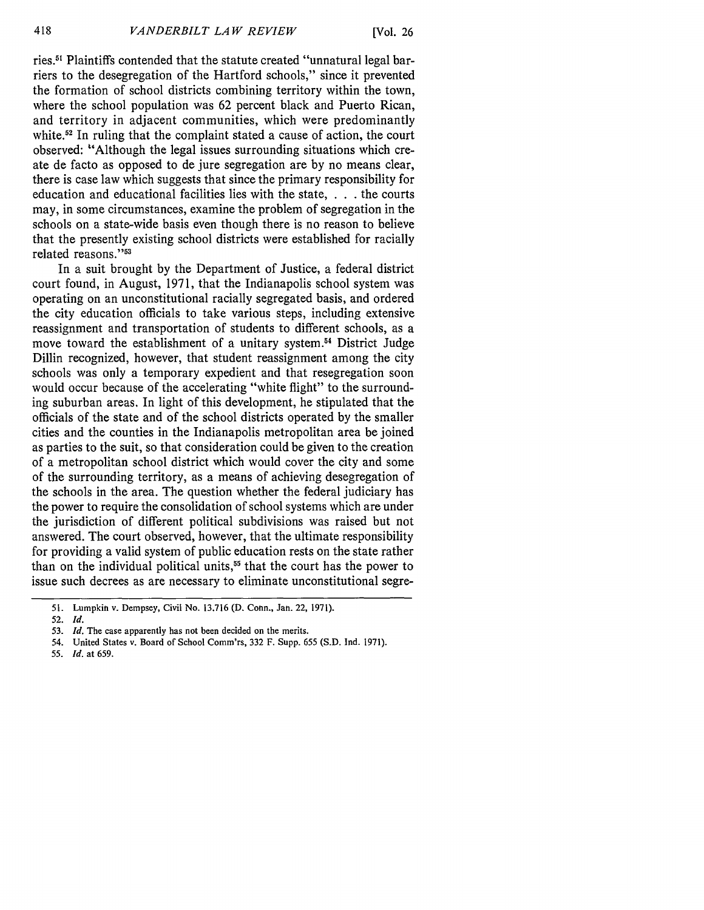ries.[51] Plaintiffs contended that the statute created "unnatural legal barriers to the desegregation of the Hartford schools," since it prevented the formation of school districts combining territory within the town, where the school population was 62 percent black and Puerto Rican, and territory in adjacent communities, which were predominantly white.[52] In ruling that the complaint stated a cause of action, the court observed: "Although the legal issues surrounding situations which create de facto as opposed to de jure segregation are by no means clear, there is case law which suggests that since the primary responsibility for education and educational facilities lies with the state, . . . the courts may, in some circumstances, examine the problem of segregation in the schools on a state-wide basis even though there is no reason to believe that the presently existing school districts were established for racially related reasons."[53]

In a suit brought by the Department of Justice, a federal district court found, in August, 1971, that the Indianapolis school system was operating on an unconstitutional racially segregated basis, and ordered the city education officials to take various steps, including extensive reassignment and transportation of students to different schools, as a move toward the establishment of a unitary system.[54] District Judge Dillin recognized, however, that student reassignment among the city schools was only a temporary expedient and that resegregation soon would occur because of the accelerating "white flight" to the surrounding suburban areas. In light of this development, he stipulated that the officials of the state and of the school districts operated by the smaller cities and the counties in the Indianapolis metropolitan area be joined as parties to the suit, so that consideration could be given to the creation of a metropolitan school district which would cover the city and some of the surrounding territory, as a means of achieving desegregation of the schools in the area. The question whether the federal judiciary has the power to require the consolidation of school systems which are under the jurisdiction of different political subdivisions was raised but not answered. The court observed, however, that the ultimate responsibility for providing a valid system of public education rests on the state rather than on the individual political units,[55] that the court has the power to issue such decrees as are necessary to eliminate unconstitutional segre-

---

51. Lumpkin v. Dempsey, Civil No. 13.716 (D. Conn., Jan. 22, 1971).

52. *Id.*

53. *Id.* The case apparently has not been decided on the merits.

54. United States v. Board of School Comm'rs, 332 F. Supp. 655 (S.D. Ind. 1971).

55. *Id.* at 659.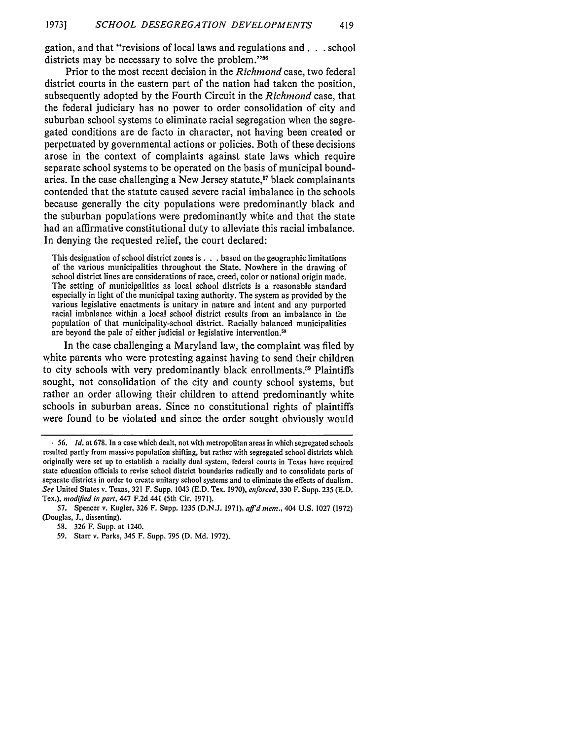gation, and that "revisions of local laws and regulations and . . . school districts may be necessary to solve the problem."[56]

Prior to the most recent decision in the *Richmond* case, two federal district courts in the eastern part of the nation had taken the position, subsequently adopted by the Fourth Circuit in the *Richmond* case, that the federal judiciary has no power to order consolidation of city and suburban school systems to eliminate racial segregation when the segregated conditions are de facto in character, not having been created or perpetuated by governmental actions or policies. Both of these decisions arose in the context of complaints against state laws which require separate school systems to be operated on the basis of municipal boundaries. In the case challenging a New Jersey statute,[57] black complainants contended that the statute caused severe racial imbalance in the schools because generally the city populations were predominantly black and the suburban populations were predominantly white and that the state had an affirmative constitutional duty to alleviate this racial imbalance. In denying the requested relief, the court declared:

> This designation of school district zones is . . . based on the geographic limitations of the various municipalities throughout the State. Nowhere in the drawing of school district lines are considerations of race, creed, color or national origin made. The setting of municipalities as local school districts is a reasonable standard especially in light of the municipal taxing authority. The system as provided by the various legislative enactments is unitary in nature and intent and any purported racial imbalance within a local school district results from an imbalance in the population of that municipality-school district. Racially balanced municipalities are beyond the pale of either judicial or legislative intervention.[58]

In the case challenging a Maryland law, the complaint was filed by white parents who were protesting against having to send their children to city schools with very predominantly black enrollments.[59] Plaintiffs sought, not consolidation of the city and county school systems, but rather an order allowing their children to attend predominantly white schools in suburban areas. Since no constitutional rights of plaintiffs were found to be violated and since the order sought obviously would

---

56. *Id.* at 678. In a case which dealt, not with metropolitan areas in which segregated schools resulted partly from massive population shifting, but rather with segregated school districts which originally were set up to establish a racially dual system, federal courts in Texas have required state education officials to revise school district boundaries radically and to consolidate parts of separate districts in order to create unitary school systems and to eliminate the effects of dualism. *See* United States v. Texas, 321 F. Supp. 1043 (E.D. Tex. 1970), *enforced*, 330 F. Supp. 235 (E.D. Tex.), *modified in part*, 447 F.2d 441 (5th Cir. 1971).

57. Spencer v. Kugler, 326 F. Supp. 1235 (D.N.J. 1971), *aff'd mem.*, 404 U.S. 1027 (1972) (Douglas, J., dissenting).

58. 326 F. Supp. at 1240.

59. Starr v. Parks, 345 F. Supp. 795 (D. Md. 1972).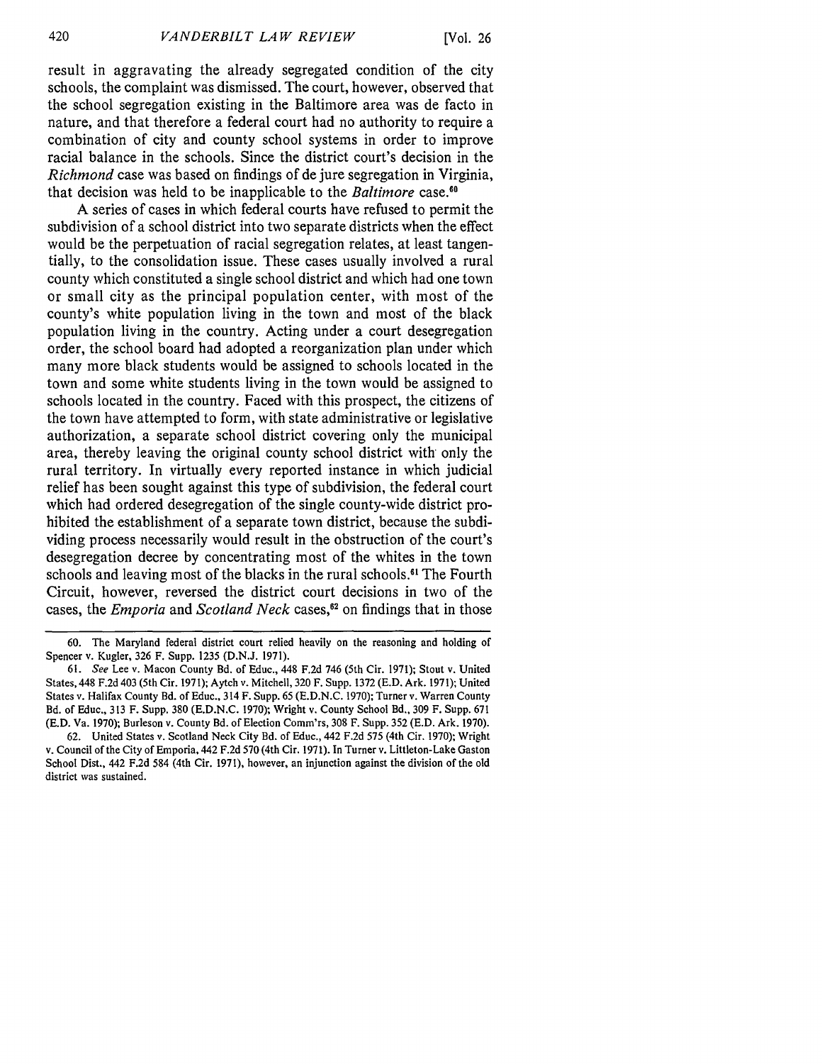result in aggravating the already segregated condition of the city schools, the complaint was dismissed. The court, however, observed that the school segregation existing in the Baltimore area was de facto in nature, and that therefore a federal court had no authority to require a combination of city and county school systems in order to improve racial balance in the schools. Since the district court's decision in the *Richmond* case was based on findings of de jure segregation in Virginia, that decision was held to be inapplicable to the *Baltimore* case.[60]

A series of cases in which federal courts have refused to permit the subdivision of a school district into two separate districts when the effect would be the perpetuation of racial segregation relates, at least tangentially, to the consolidation issue. These cases usually involved a rural county which constituted a single school district and which had one town or small city as the principal population center, with most of the county's white population living in the town and most of the black population living in the country. Acting under a court desegregation order, the school board had adopted a reorganization plan under which many more black students would be assigned to schools located in the town and some white students living in the town would be assigned to schools located in the country. Faced with this prospect, the citizens of the town have attempted to form, with state administrative or legislative authorization, a separate school district covering only the municipal area, thereby leaving the original county school district with only the rural territory. In virtually every reported instance in which judicial relief has been sought against this type of subdivision, the federal court which had ordered desegregation of the single county-wide district prohibited the establishment of a separate town district, because the subdividing process necessarily would result in the obstruction of the court's desegregation decree by concentrating most of the whites in the town schools and leaving most of the blacks in the rural schools.[61] The Fourth Circuit, however, reversed the district court decisions in two of the cases, the *Emporia* and *Scotland Neck* cases,[62] on findings that in those

---

60. The Maryland federal district court relied heavily on the reasoning and holding of Spencer v. Kugler, 326 F. Supp. 1235 (D.N.J. 1971).

61. *See* Lee v. Macon County Bd. of Educ., 448 F.2d 746 (5th Cir. 1971); Stout v. United States, 448 F.2d 403 (5th Cir. 1971); Aytch v. Mitchell, 320 F. Supp. 1372 (E.D. Ark. 1971); United States v. Halifax County Bd. of Educ., 314 F. Supp. 65 (E.D.N.C. 1970); Turner v. Warren County Bd. of Educ., 313 F. Supp. 380 (E.D.N.C. 1970); Wright v. County School Bd., 309 F. Supp. 671 (E.D. Va. 1970); Burleson v. County Bd. of Election Comm'rs, 308 F. Supp. 352 (E.D. Ark. 1970).

62. United States v. Scotland Neck City Bd. of Educ., 442 F.2d 575 (4th Cir. 1970); Wright v. Council of the City of Emporia, 442 F.2d 570 (4th Cir. 1971). In Turner v. Littleton-Lake Gaston School Dist., 442 F.2d 584 (4th Cir. 1971), however, an injunction against the division of the old district was sustained.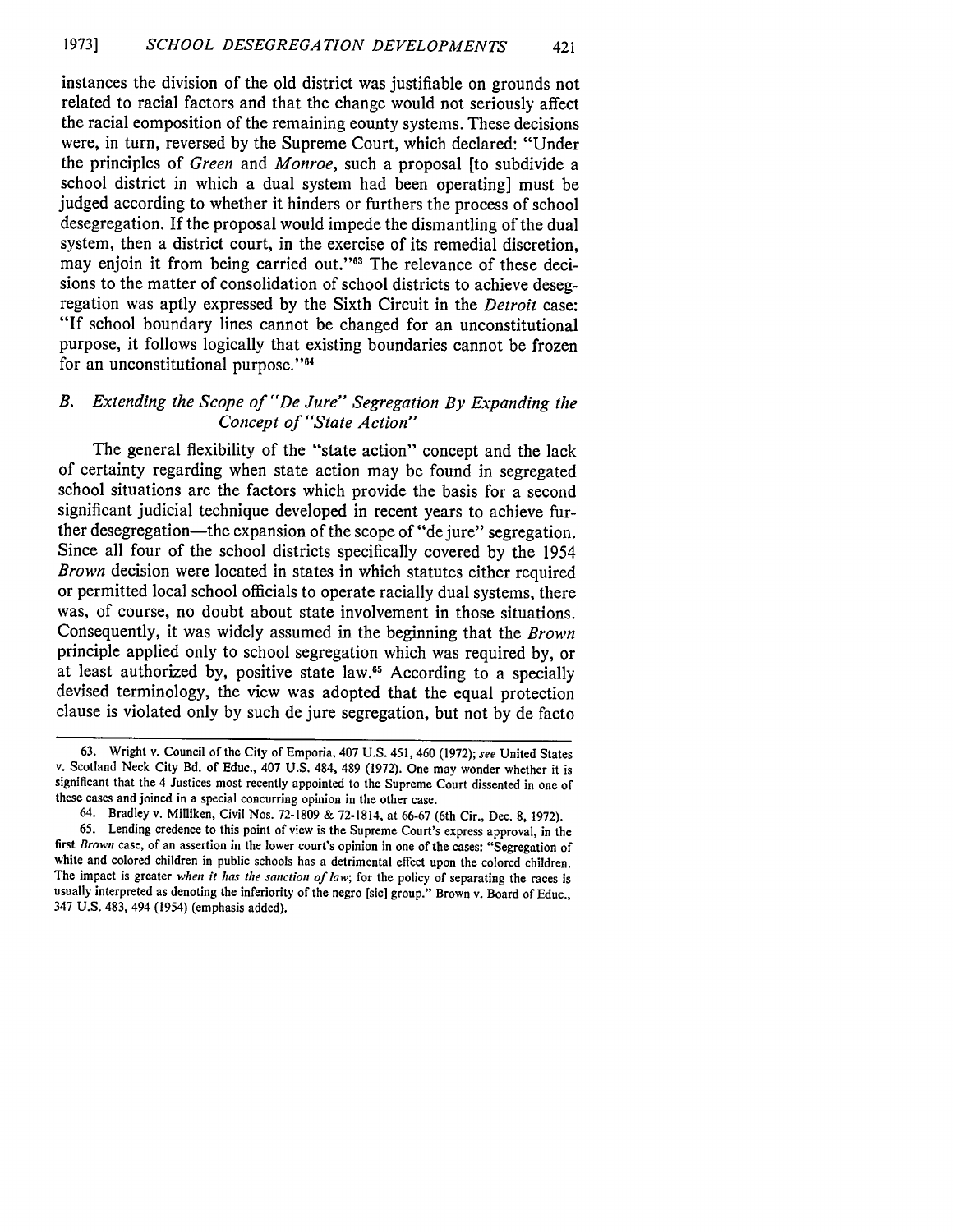instances the division of the old district was justifiable on grounds not related to racial factors and that the change would not seriously affect the racial composition of the remaining county systems. These decisions were, in turn, reversed by the Supreme Court, which declared: "Under the principles of *Green* and *Monroe*, such a proposal [to subdivide a school district in which a dual system had been operating] must be judged according to whether it hinders or furthers the process of school desegregation. If the proposal would impede the dismantling of the dual system, then a district court, in the exercise of its remedial discretion, may enjoin it from being carried out."[63] The relevance of these decisions to the matter of consolidation of school districts to achieve desegregation was aptly expressed by the Sixth Circuit in the *Detroit* case: "If school boundary lines cannot be changed for an unconstitutional purpose, it follows logically that existing boundaries cannot be frozen for an unconstitutional purpose."[64]

### B. *Extending the Scope of "De Jure" Segregation By Expanding the Concept of "State Action"*

The general flexibility of the "state action" concept and the lack of certainty regarding when state action may be found in segregated school situations are the factors which provide the basis for a second significant judicial technique developed in recent years to achieve further desegregation—the expansion of the scope of "de jure" segregation. Since all four of the school districts specifically covered by the 1954 *Brown* decision were located in states in which statutes either required or permitted local school officials to operate racially dual systems, there was, of course, no doubt about state involvement in those situations. Consequently, it was widely assumed in the beginning that the *Brown* principle applied only to school segregation which was required by, or at least authorized by, positive state law.[65] According to a specially devised terminology, the view was adopted that the equal protection clause is violated only by such de jure segregation, but not by de facto

---

63. Wright v. Council of the City of Emporia, 407 U.S. 451, 460 (1972); *see* United States v. Scotland Neck City Bd. of Educ., 407 U.S. 484, 489 (1972). One may wonder whether it is significant that the 4 Justices most recently appointed to the Supreme Court dissented in one of these cases and joined in a special concurring opinion in the other case.

64. Bradley v. Milliken, Civil Nos. 72-1809 & 72-1814, at 66-67 (6th Cir., Dec. 8, 1972).

65. Lending credence to this point of view is the Supreme Court's express approval, in the first *Brown* case, of an assertion in the lower court's opinion in one of the cases: "Segregation of white and colored children in public schools has a detrimental effect upon the colored children. The impact is greater *when it has the sanction of law*; for the policy of separating the races is usually interpreted as denoting the inferiority of the negro [sic] group." Brown v. Board of Educ., 347 U.S. 483, 494 (1954) (emphasis added).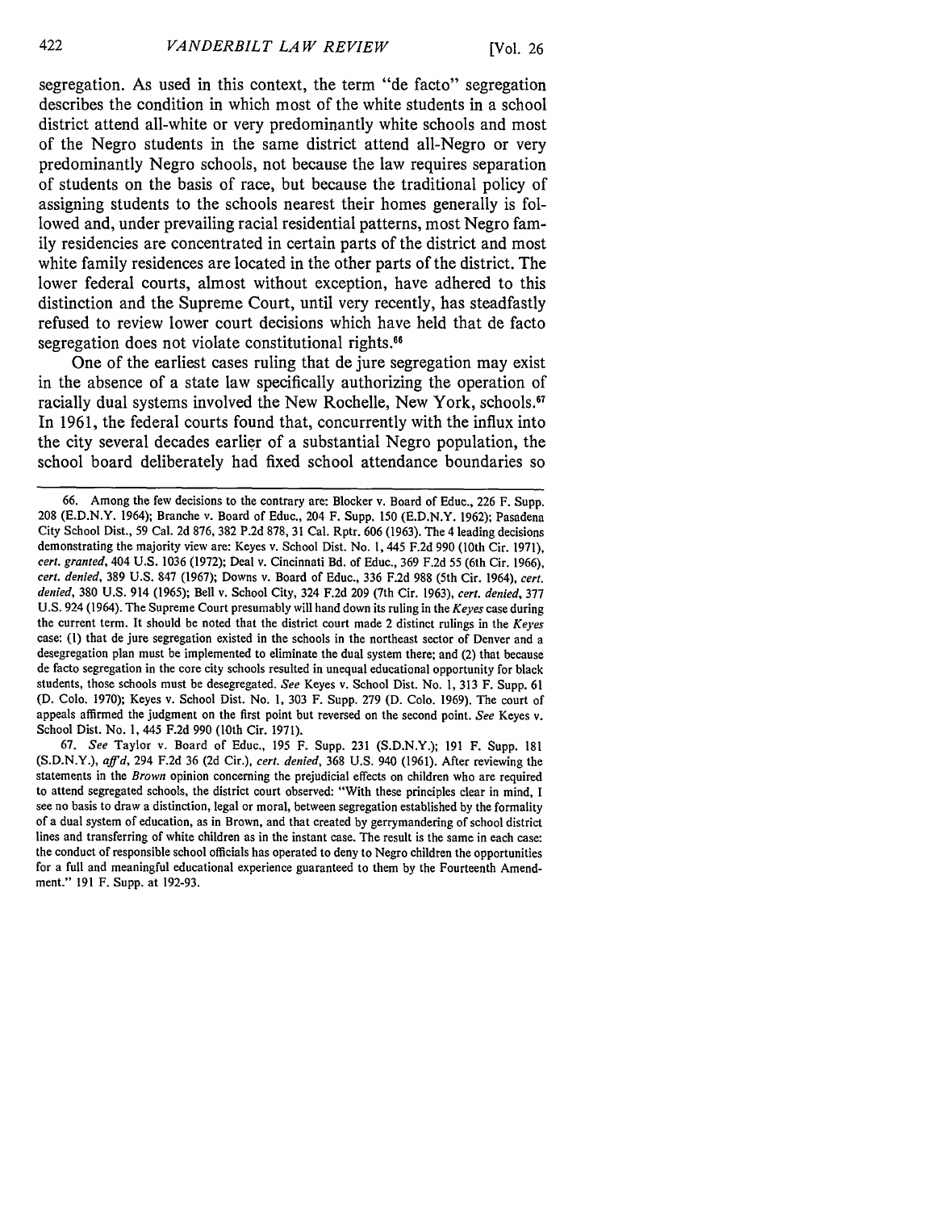segregation. As used in this context, the term "de facto" segregation describes the condition in which most of the white students in a school district attend all-white or very predominantly white schools and most of the Negro students in the same district attend all-Negro or very predominantly Negro schools, not because the law requires separation of students on the basis of race, but because the traditional policy of assigning students to the schools nearest their homes generally is followed and, under prevailing racial residential patterns, most Negro family residencies are concentrated in certain parts of the district and most white family residences are located in the other parts of the district. The lower federal courts, almost without exception, have adhered to this distinction and the Supreme Court, until very recently, has steadfastly refused to review lower court decisions which have held that de facto segregation does not violate constitutional rights.[66]

One of the earliest cases ruling that de jure segregation may exist in the absence of a state law specifically authorizing the operation of racially dual systems involved the New Rochelle, New York, schools.[67] In 1961, the federal courts found that, concurrently with the influx into the city several decades earlier of a substantial Negro population, the school board deliberately had fixed school attendance boundaries so

---

66. Among the few decisions to the contrary are: Blocker v. Board of Educ., 226 F. Supp. 208 (E.D.N.Y. 1964); Branche v. Board of Educ., 204 F. Supp. 150 (E.D.N.Y. 1962); Pasadena City School Dist., 59 Cal. 2d 876, 382 P.2d 878, 31 Cal. Rptr. 606 (1963). The 4 leading decisions demonstrating the majority view are: Keyes v. School Dist. No. 1, 445 F.2d 990 (10th Cir. 1971), *cert. granted*, 404 U.S. 1036 (1972); Deal v. Cincinnati Bd. of Educ., 369 F.2d 55 (6th Cir. 1966), *cert. denied*, 389 U.S. 847 (1967); Downs v. Board of Educ., 336 F.2d 988 (5th Cir. 1964), *cert. denied*, 380 U.S. 914 (1965); Bell v. School City, 324 F.2d 209 (7th Cir. 1963), *cert. denied*, 377 U.S. 924 (1964). The Supreme Court presumably will hand down its ruling in the *Keyes* case during the current term. It should be noted that the district court made 2 distinct rulings in the *Keyes* case: (1) that de jure segregation existed in the schools in the northeast sector of Denver and a desegregation plan must be implemented to eliminate the dual system there; and (2) that because de facto segregation in the core city schools resulted in unequal educational opportunity for black students, those schools must be desegregated. *See* Keyes v. School Dist. No. 1, 313 F. Supp. 61 (D. Colo. 1970); Keyes v. School Dist. No. 1, 303 F. Supp. 279 (D. Colo. 1969). The court of appeals affirmed the judgment on the first point but reversed on the second point. *See* Keyes v. School Dist. No. 1, 445 F.2d 990 (10th Cir. 1971).

67. *See* Taylor v. Board of Educ., 195 F. Supp. 231 (S.D.N.Y.); 191 F. Supp. 181 (S.D.N.Y.), *aff'd*, 294 F.2d 36 (2d Cir.), *cert. denied*, 368 U.S. 940 (1961). After reviewing the statements in the *Brown* opinion concerning the prejudicial effects on children who are required to attend segregated schools, the district court observed: "With these principles clear in mind, I see no basis to draw a distinction, legal or moral, between segregation established by the formality of a dual system of education, as in Brown, and that created by gerrymandering of school district lines and transferring of white children as in the instant case. The result is the same in each case: the conduct of responsible school officials has operated to deny to Negro children the opportunities for a full and meaningful educational experience guaranteed to them by the Fourteenth Amendment." 191 F. Supp. at 192-93.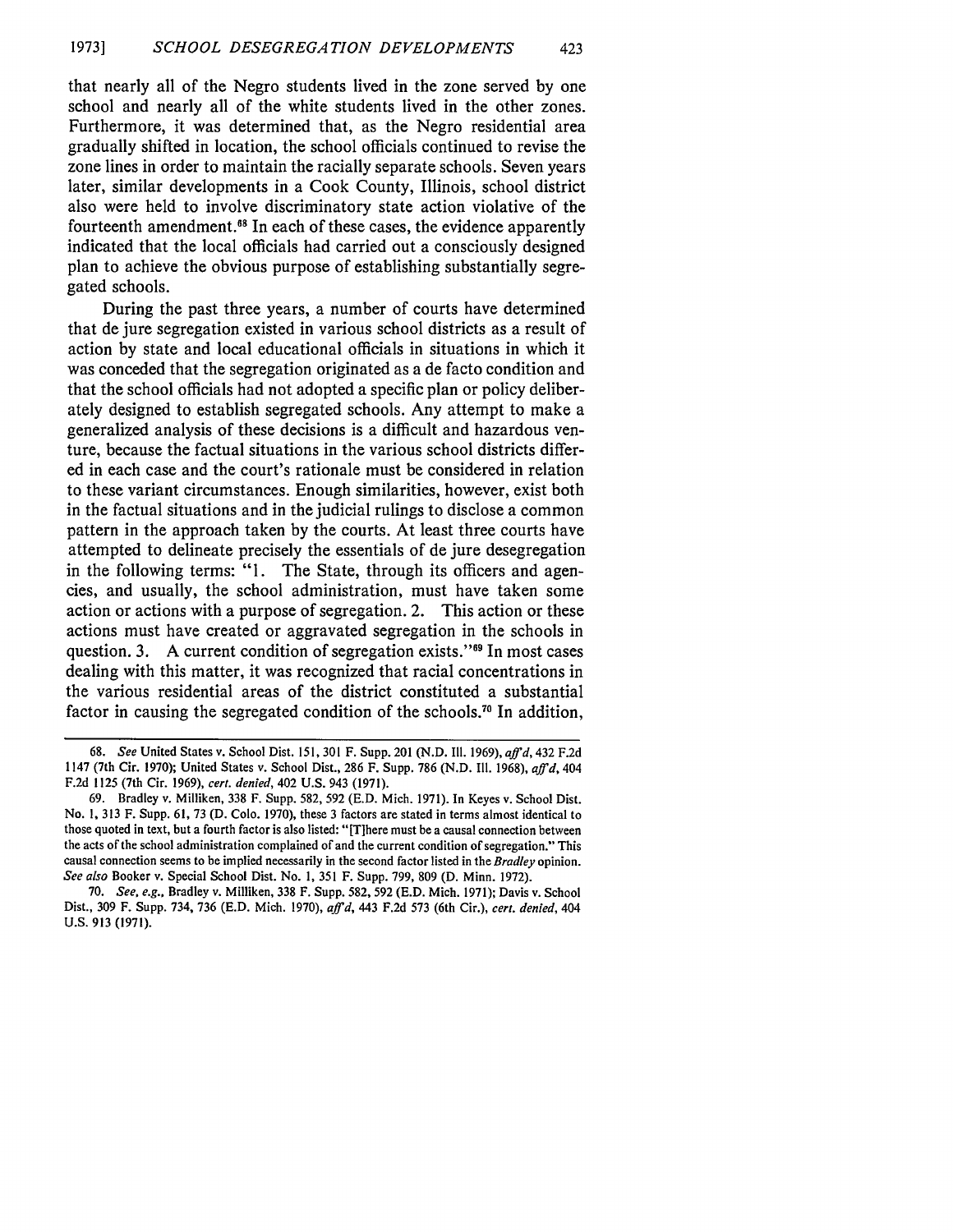that nearly all of the Negro students lived in the zone served by one school and nearly all of the white students lived in the other zones. Furthermore, it was determined that, as the Negro residential area gradually shifted in location, the school officials continued to revise the zone lines in order to maintain the racially separate schools. Seven years later, similar developments in a Cook County, Illinois, school district also were held to involve discriminatory state action violative of the fourteenth amendment.[68] In each of these cases, the evidence apparently indicated that the local officials had carried out a consciously designed plan to achieve the obvious purpose of establishing substantially segregated schools.

During the past three years, a number of courts have determined that de jure segregation existed in various school districts as a result of action by state and local educational officials in situations in which it was conceded that the segregation originated as a de facto condition and that the school officials had not adopted a specific plan or policy deliberately designed to establish segregated schools. Any attempt to make a generalized analysis of these decisions is a difficult and hazardous venture, because the factual situations in the various school districts differed in each case and the court's rationale must be considered in relation to these variant circumstances. Enough similarities, however, exist both in the factual situations and in the judicial rulings to disclose a common pattern in the approach taken by the courts. At least three courts have attempted to delineate precisely the essentials of de jure desegregation in the following terms: "1. The State, through its officers and agencies, and usually, the school administration, must have taken some action or actions with a purpose of segregation. 2. This action or these actions must have created or aggravated segregation in the schools in question. 3. A current condition of segregation exists."[69] In most cases dealing with this matter, it was recognized that racial concentrations in the various residential areas of the district constituted a substantial factor in causing the segregated condition of the schools.[70] In addition,

---

68. *See* United States v. School Dist. 151, 301 F. Supp. 201 (N.D. Ill. 1969), *aff'd*, 432 F.2d 1147 (7th Cir. 1970); United States v. School Dist., 286 F. Supp. 786 (N.D. Ill. 1968), *aff'd*, 404 F.2d 1125 (7th Cir. 1969), *cert. denied*, 402 U.S. 943 (1971).

69. Bradley v. Milliken, 338 F. Supp. 582, 592 (E.D. Mich. 1971). In Keyes v. School Dist. No. 1, 313 F. Supp. 61, 73 (D. Colo. 1970), these 3 factors are stated in terms almost identical to those quoted in text, but a fourth factor is also listed: "[T]here must be a causal connection between the acts of the school administration complained of and the current condition of segregation." This causal connection seems to be implied necessarily in the second factor listed in the *Bradley* opinion. *See also* Booker v. Special School Dist. No. 1, 351 F. Supp. 799, 809 (D. Minn. 1972).

70. *See, e.g.*, Bradley v. Milliken, 338 F. Supp. 582, 592 (E.D. Mich. 1971); Davis v. School Dist., 309 F. Supp. 734, 736 (E.D. Mich. 1970), *aff'd*, 443 F.2d 573 (6th Cir.), *cert. denied*, 404 U.S. 913 (1971).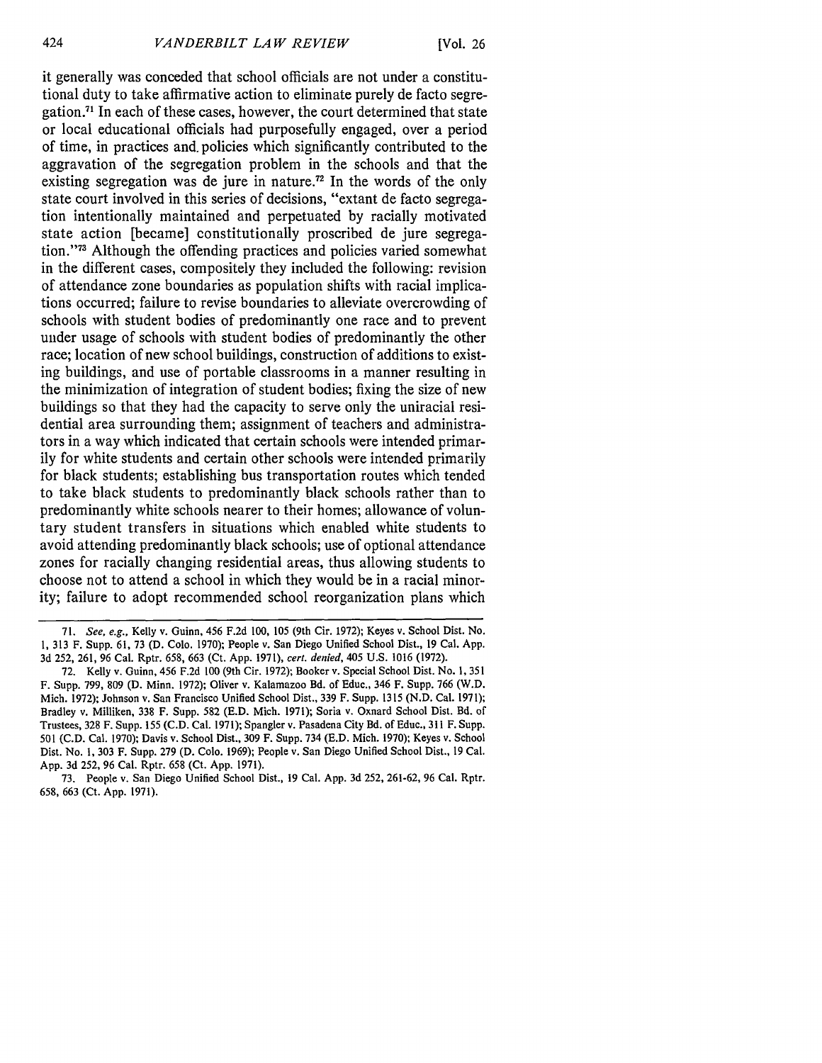it generally was conceded that school officials are not under a constitutional duty to take affirmative action to eliminate purely de facto segregation.[71] In each of these cases, however, the court determined that state or local educational officials had purposefully engaged, over a period of time, in practices and policies which significantly contributed to the aggravation of the segregation problem in the schools and that the existing segregation was de jure in nature.[72] In the words of the only state court involved in this series of decisions, "extant de facto segregation intentionally maintained and perpetuated by racially motivated state action [became] constitutionally proscribed de jure segregation."[73] Although the offending practices and policies varied somewhat in the different cases, compositely they included the following: revision of attendance zone boundaries as population shifts with racial implications occurred; failure to revise boundaries to alleviate overcrowding of schools with student bodies of predominantly one race and to prevent under usage of schools with student bodies of predominantly the other race; location of new school buildings, construction of additions to existing buildings, and use of portable classrooms in a manner resulting in the minimization of integration of student bodies; fixing the size of new buildings so that they had the capacity to serve only the uniracial residential area surrounding them; assignment of teachers and administrators in a way which indicated that certain schools were intended primarily for white students and certain other schools were intended primarily for black students; establishing bus transportation routes which tended to take black students to predominantly black schools rather than to predominantly white schools nearer to their homes; allowance of voluntary student transfers in situations which enabled white students to avoid attending predominantly black schools; use of optional attendance zones for racially changing residential areas, thus allowing students to choose not to attend a school in which they would be in a racial minority; failure to adopt recommended school reorganization plans which

---

71. *See, e.g.*, Kelly v. Guinn, 456 F.2d 100, 105 (9th Cir. 1972); Keyes v. School Dist. No. 1, 313 F. Supp. 61, 73 (D. Colo. 1970); People v. San Diego Unified School Dist., 19 Cal. App. 3d 252, 261, 96 Cal. Rptr. 658, 663 (Ct. App. 1971), *cert. denied*, 405 U.S. 1016 (1972).

72. Kelly v. Guinn, 456 F.2d 100 (9th Cir. 1972); Booker v. Special School Dist. No. 1, 351 F. Supp. 799, 809 (D. Minn. 1972); Oliver v. Kalamazoo Bd. of Educ., 346 F. Supp. 766 (W.D. Mich. 1972); Johnson v. San Francisco Unified School Dist., 339 F. Supp. 1315 (N.D. Cal. 1971); Bradley v. Milliken, 338 F. Supp. 582 (E.D. Mich. 1971); Soria v. Oxnard School Dist. Bd. of Trustees, 328 F. Supp. 155 (C.D. Cal. 1971); Spangler v. Pasadena City Bd. of Educ., 311 F. Supp. 501 (C.D. Cal. 1970); Davis v. School Dist., 309 F. Supp. 734 (E.D. Mich. 1970); Keyes v. School Dist. No. 1, 303 F. Supp. 279 (D. Colo. 1969); People v. San Diego Unified School Dist., 19 Cal. App. 3d 252, 96 Cal. Rptr. 658 (Ct. App. 1971).

73. People v. San Diego Unified School Dist., 19 Cal. App. 3d 252, 261-62, 96 Cal. Rptr. 658, 663 (Ct. App. 1971).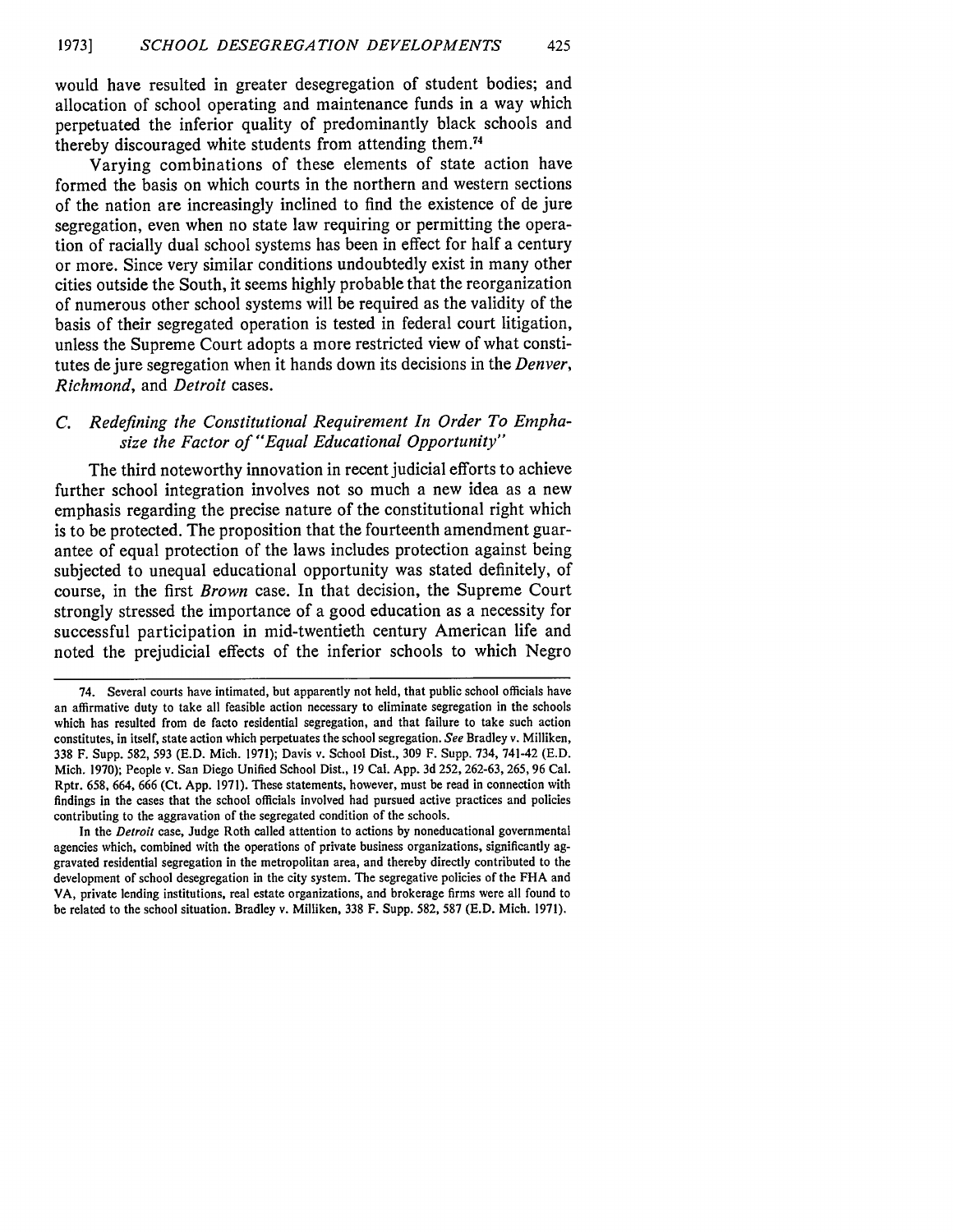would have resulted in greater desegregation of student bodies; and allocation of school operating and maintenance funds in a way which perpetuated the inferior quality of predominantly black schools and thereby discouraged white students from attending them.[74]

Varying combinations of these elements of state action have formed the basis on which courts in the northern and western sections of the nation are increasingly inclined to find the existence of de jure segregation, even when no state law requiring or permitting the operation of racially dual school systems has been in effect for half a century or more. Since very similar conditions undoubtedly exist in many other cities outside the South, it seems highly probable that the reorganization of numerous other school systems will be required as the validity of the basis of their segregated operation is tested in federal court litigation, unless the Supreme Court adopts a more restricted view of what constitutes de jure segregation when it hands down its decisions in the *Denver*, *Richmond*, and *Detroit* cases.

### C. *Redefining the Constitutional Requirement In Order To Emphasize the Factor of "Equal Educational Opportunity"*

The third noteworthy innovation in recent judicial efforts to achieve further school integration involves not so much a new idea as a new emphasis regarding the precise nature of the constitutional right which is to be protected. The proposition that the fourteenth amendment guarantee of equal protection of the laws includes protection against being subjected to unequal educational opportunity was stated definitely, of course, in the first *Brown* case. In that decision, the Supreme Court strongly stressed the importance of a good education as a necessity for successful participation in mid-twentieth century American life and noted the prejudicial effects of the inferior schools to which Negro

---

74. Several courts have intimated, but apparently not held, that public school officials have an affirmative duty to take all feasible action necessary to eliminate segregation in the schools which has resulted from de facto residential segregation, and that failure to take such action constitutes, in itself, state action which perpetuates the school segregation. *See* Bradley v. Milliken, 338 F. Supp. 582, 593 (E.D. Mich. 1971); Davis v. School Dist., 309 F. Supp. 734, 741-42 (E.D. Mich. 1970); People v. San Diego Unified School Dist., 19 Cal. App. 3d 252, 262-63, 265, 96 Cal. Rptr. 658, 664, 666 (Ct. App. 1971). These statements, however, must be read in connection with findings in the cases that the school officials involved had pursued active practices and policies contributing to the aggravation of the segregated condition of the schools.

In the *Detroit* case, Judge Roth called attention to actions by noneducational governmental agencies which, combined with the operations of private business organizations, significantly aggravated residential segregation in the metropolitan area, and thereby directly contributed to the development of school desegregation in the city system. The segregative policies of the FHA and VA, private lending institutions, real estate organizations, and brokerage firms were all found to be related to the school situation. Bradley v. Milliken, 338 F. Supp. 582, 587 (E.D. Mich. 1971).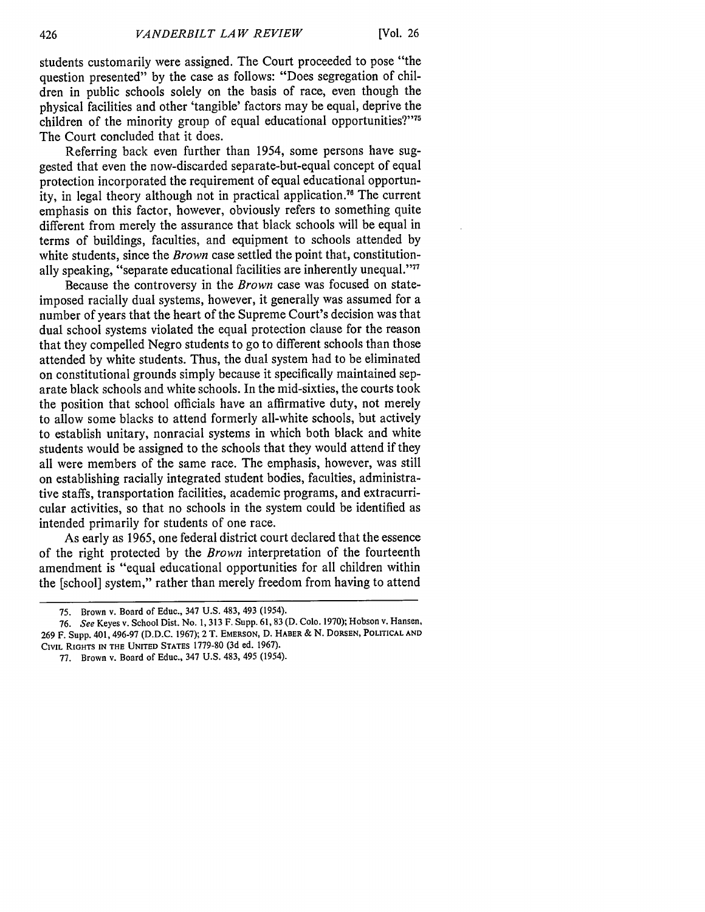students customarily were assigned. The Court proceeded to pose "the question presented" by the case as follows: "Does segregation of children in public schools solely on the basis of race, even though the physical facilities and other 'tangible' factors may be equal, deprive the children of the minority group of equal educational opportunities?"[75] The Court concluded that it does.

Referring back even further than 1954, some persons have suggested that even the now-discarded separate-but-equal concept of equal protection incorporated the requirement of equal educational opportunity, in legal theory although not in practical application.[76] The current emphasis on this factor, however, obviously refers to something quite different from merely the assurance that black schools will be equal in terms of buildings, faculties, and equipment to schools attended by white students, since the *Brown* case settled the point that, constitutionally speaking, "separate educational facilities are inherently unequal."[77]

Because the controversy in the *Brown* case was focused on state-imposed racially dual systems, however, it generally was assumed for a number of years that the heart of the Supreme Court's decision was that dual school systems violated the equal protection clause for the reason that they compelled Negro students to go to different schools than those attended by white students. Thus, the dual system had to be eliminated on constitutional grounds simply because it specifically maintained separate black schools and white schools. In the mid-sixties, the courts took the position that school officials have an affirmative duty, not merely to allow some blacks to attend formerly all-white schools, but actively to establish unitary, nonracial systems in which both black and white students would be assigned to the schools that they would attend if they all were members of the same race. The emphasis, however, was still on establishing racially integrated student bodies, faculties, administrative staffs, transportation facilities, academic programs, and extracurricular activities, so that no schools in the system could be identified as intended primarily for students of one race.

As early as 1965, one federal district court declared that the essence of the right protected by the *Brown* interpretation of the fourteenth amendment is "equal educational opportunities for all children within the [school] system," rather than merely freedom from having to attend

---

75. Brown v. Board of Educ., 347 U.S. 483, 493 (1954).

76. *See* Keyes v. School Dist. No. 1, 313 F. Supp. 61, 83 (D. Colo. 1970); Hobson v. Hansen, 269 F. Supp. 401, 496-97 (D.D.C. 1967); 2 T. EMERSON, D. HABER & N. DORSEN, POLITICAL AND CIVIL RIGHTS IN THE UNITED STATES 1779-80 (3d ed. 1967).

77. Brown v. Board of Educ., 347 U.S. 483, 495 (1954).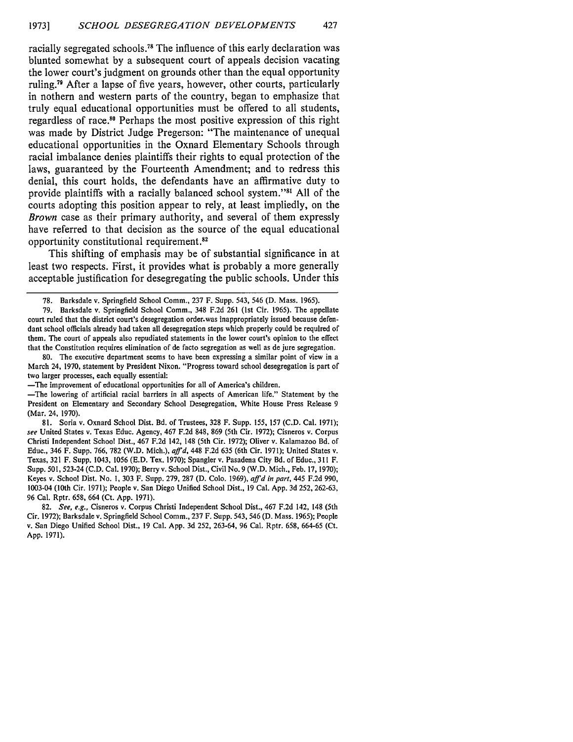racially segregated schools.[78] The influence of this early declaration was blunted somewhat by a subsequent court of appeals decision vacating the lower court's judgment on grounds other than the equal opportunity ruling.[79] After a lapse of five years, however, other courts, particularly in nothern and western parts of the country, began to emphasize that truly equal educational opportunities must be offered to all students, regardless of race.[80] Perhaps the most positive expression of this right was made by District Judge Pregerson: "The maintenance of unequal educational opportunities in the Oxnard Elementary Schools through racial imbalance denies plaintiffs their rights to equal protection of the laws, guaranteed by the Fourteenth Amendment; and to redress this denial, this court holds, the defendants have an affirmative duty to provide plaintiffs with a racially balanced school system."[81] All of the courts adopting this position appear to rely, at least impliedly, on the *Brown* case as their primary authority, and several of them expressly have referred to that decision as the source of the equal educational opportunity constitutional requirement.[82]

This shifting of emphasis may be of substantial significance in at least two respects. First, it provides what is probably a more generally acceptable justification for desegregating the public schools. Under this

---

78. Barksdale v. Springfield School Comm., 237 F. Supp. 543, 546 (D. Mass. 1965).

79. Barksdale v. Springfield School Comm., 348 F.2d 261 (1st Cir. 1965). The appellate court ruled that the district court's desegregation order was inappropriately issued because defendant school officials already had taken all desegregation steps which properly could be required of them. The court of appeals also repudiated statements in the lower court's opinion to the effect that the Constitution requires elimination of de facto segregation as well as de jure segregation.

80. The executive department seems to have been expressing a similar point of view in a March 24, 1970, statement by President Nixon. "Progress toward school desegregation is part of two larger processes, each equally essential:

—The improvement of educational opportunities for all of America's children.

—The lowering of artificial racial barriers in all aspects of American life." Statement by the President on Elementary and Secondary School Desegregation, White House Press Release 9 (Mar. 24, 1970).

81. Soria v. Oxnard School Dist. Bd. of Trustees, 328 F. Supp. 155, 157 (C.D. Cal. 1971); *see* United States v. Texas Educ. Agency, 467 F.2d 848, 869 (5th Cir. 1972); Cisneros v. Corpus Christi Independent School Dist., 467 F.2d 142, 148 (5th Cir. 1972); Oliver v. Kalamazoo Bd. of Educ., 346 F. Supp. 766, 782 (W.D. Mich.), *aff'd*, 448 F.2d 635 (6th Cir. 1971); United States v. Texas, 321 F. Supp. 1043, 1056 (E.D. Tex. 1970); Spangler v. Pasadena City Bd. of Educ., 311 F. Supp. 501, 523-24 (C.D. Cal. 1970); Berry v. School Dist., Civil No. 9 (W.D. Mich., Feb. 17, 1970); Keyes v. School Dist. No. 1, 303 F. Supp. 279, 287 (D. Colo. 1969), *aff'd in part*, 445 F.2d 990, 1003-04 (10th Cir. 1971); People v. San Diego Unified School Dist., 19 Cal. App. 3d 252, 262-63, 96 Cal. Rptr. 658, 664 (Ct. App. 1971).

82. *See, e.g.,* Cisneros v. Corpus Christi Independent School Dist., 467 F.2d 142, 148 (5th Cir. 1972); Barksdale v. Springfield School Comm., 237 F. Supp. 543, 546 (D. Mass. 1965); People v. San Diego Unified School Dist., 19 Cal. App. 3d 252, 263-64, 96 Cal. Rptr. 658, 664-65 (Ct. App. 1971).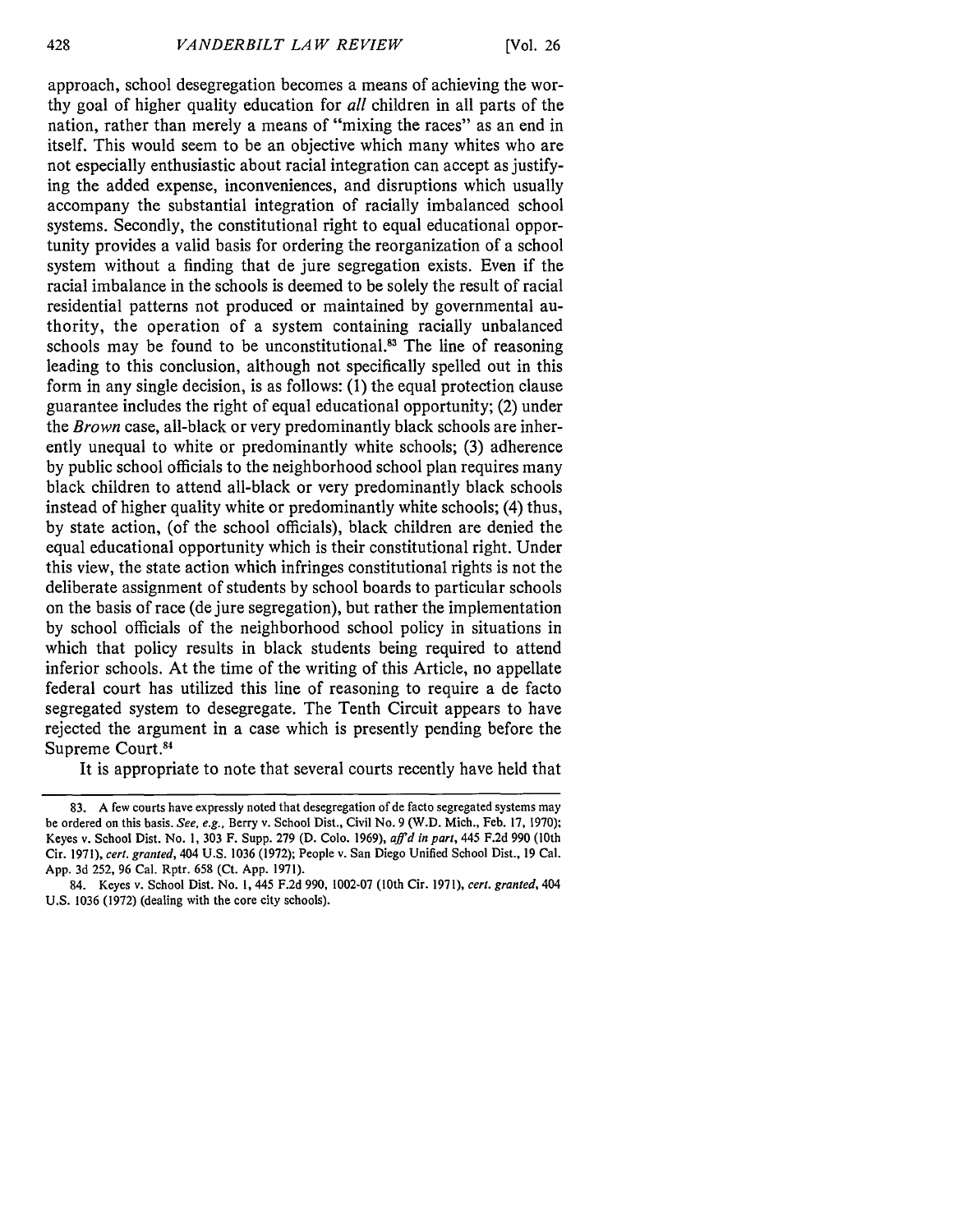approach, school desegregation becomes a means of achieving the worthy goal of higher quality education for *all* children in all parts of the nation, rather than merely a means of "mixing the races" as an end in itself. This would seem to be an objective which many whites who are not especially enthusiastic about racial integration can accept as justifying the added expense, inconveniences, and disruptions which usually accompany the substantial integration of racially imbalanced school systems. Secondly, the constitutional right to equal educational opportunity provides a valid basis for ordering the reorganization of a school system without a finding that de jure segregation exists. Even if the racial imbalance in the schools is deemed to be solely the result of racial residential patterns not produced or maintained by governmental authority, the operation of a system containing racially unbalanced schools may be found to be unconstitutional.[83] The line of reasoning leading to this conclusion, although not specifically spelled out in this form in any single decision, is as follows: (1) the equal protection clause guarantee includes the right of equal educational opportunity; (2) under the *Brown* case, all-black or very predominantly black schools are inherently unequal to white or predominantly white schools; (3) adherence by public school officials to the neighborhood school plan requires many black children to attend all-black or very predominantly black schools instead of higher quality white or predominantly white schools; (4) thus, by state action, (of the school officials), black children are denied the equal educational opportunity which is their constitutional right. Under this view, the state action which infringes constitutional rights is not the deliberate assignment of students by school boards to particular schools on the basis of race (de jure segregation), but rather the implementation by school officials of the neighborhood school policy in situations in which that policy results in black students being required to attend inferior schools. At the time of the writing of this Article, no appellate federal court has utilized this line of reasoning to require a de facto segregated system to desegregate. The Tenth Circuit appears to have rejected the argument in a case which is presently pending before the Supreme Court.[84]

It is appropriate to note that several courts recently have held that

---

83. A few courts have expressly noted that desegregation of de facto segregated systems may be ordered on this basis. *See, e.g.*, Berry v. School Dist., Civil No. 9 (W.D. Mich., Feb. 17, 1970); Keyes v. School Dist. No. 1, 303 F. Supp. 279 (D. Colo. 1969), *aff'd in part*, 445 F.2d 990 (10th Cir. 1971), *cert. granted*, 404 U.S. 1036 (1972); People v. San Diego Unified School Dist., 19 Cal. App. 3d 252, 96 Cal. Rptr. 658 (Ct. App. 1971).

84. Keyes v. School Dist. No. 1, 445 F.2d 990, 1002-07 (10th Cir. 1971), *cert. granted*, 404 U.S. 1036 (1972) (dealing with the core city schools).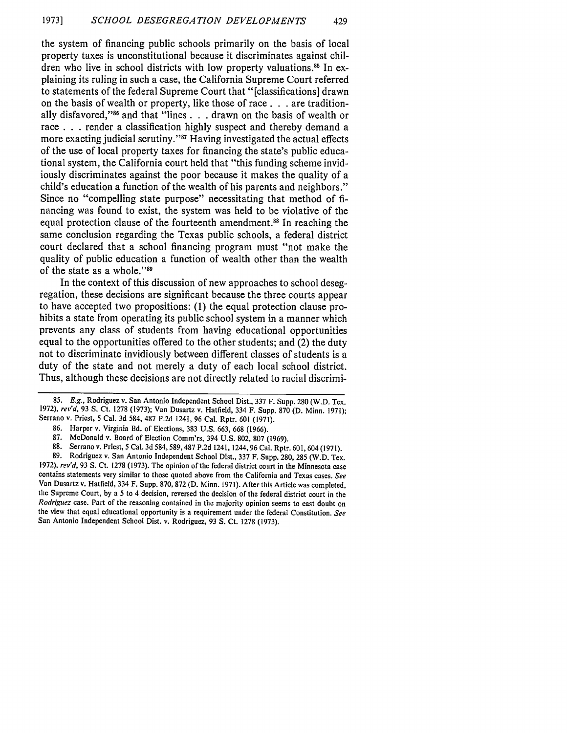the system of financing public schools primarily on the basis of local property taxes is unconstitutional because it discriminates against children who live in school districts with low property valuations.[85] In explaining its ruling in such a case, the California Supreme Court referred to statements of the federal Supreme Court that "[classifications] drawn on the basis of wealth or property, like those of race . . . are traditionally disfavored,"[86] and that "lines . . . drawn on the basis of wealth or race . . . render a classification highly suspect and thereby demand a more exacting judicial scrutiny."[87] Having investigated the actual effects of the use of local property taxes for financing the state's public educational system, the California court held that "this funding scheme invidiously discriminates against the poor because it makes the quality of a child's education a function of the wealth of his parents and neighbors." Since no "compelling state purpose" necessitating that method of financing was found to exist, the system was held to be violative of the equal protection clause of the fourteenth amendment.[88] In reaching the same conclusion regarding the Texas public schools, a federal district court declared that a school financing program must "not make the quality of public education a function of wealth other than the wealth of the state as a whole."[89]

In the context of this discussion of new approaches to school desegregation, these decisions are significant because the three courts appear to have accepted two propositions: (1) the equal protection clause prohibits a state from operating its public school system in a manner which prevents any class of students from having educational opportunities equal to the opportunities offered to the other students; and (2) the duty not to discriminate invidiously between different classes of students is a duty of the state and not merely a duty of each local school district. Thus, although these decisions are not directly related to racial discrimi-

---

85. *E.g.*, Rodriguez v. San Antonio Independent School Dist., 337 F. Supp. 280 (W.D. Tex. 1972), *rev'd*, 93 S. Ct. 1278 (1973); Van Dusartz v. Hatfield, 334 F. Supp. 870 (D. Minn. 1971); Serrano v. Priest, 5 Cal. 3d 584, 487 P.2d 1241, 96 Cal. Rptr. 601 (1971).

86. Harper v. Virginia Bd. of Elections, 383 U.S. 663, 668 (1966).

87. McDonald v. Board of Election Comm'rs, 394 U.S. 802, 807 (1969).

88. Serrano v. Priest, 5 Cal. 3d 584, 589, 487 P.2d 1241, 1244, 96 Cal. Rptr. 601, 604 (1971).

89. Rodriguez v. San Antonio Independent School Dist., 337 F. Supp. 280, 285 (W.D. Tex. 1972), *rev'd*, 93 S. Ct. 1278 (1973). The opinion of the federal district court in the Minnesota case contains statements very similar to those quoted above from the California and Texas cases. *See* Van Dusartz v. Hatfield, 334 F. Supp. 870, 872 (D. Minn. 1971). After this Article was completed, the Supreme Court, by a 5 to 4 decision, reversed the decision of the federal district court in the *Rodriguez* case. Part of the reasoning contained in the majority opinion seems to cast doubt on the view that equal educational opportunity is a requirement under the federal Constitution. *See* San Antonio Independent School Dist. v. Rodriguez, 93 S. Ct. 1278 (1973).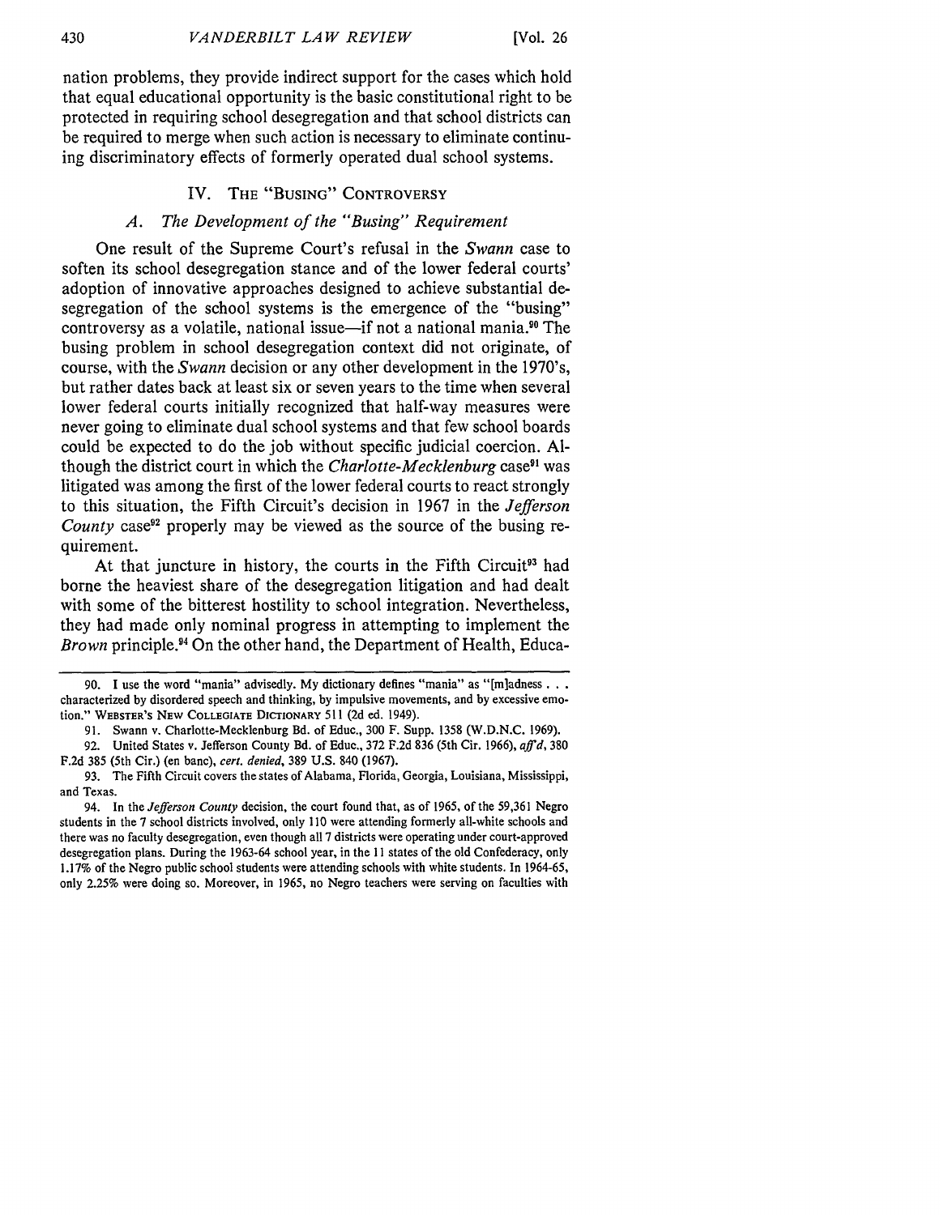nation problems, they provide indirect support for the cases which hold that equal educational opportunity is the basic constitutional right to be protected in requiring school desegregation and that school districts can be required to merge when such action is necessary to eliminate continuing discriminatory effects of formerly operated dual school systems.

## IV. The "Busing" Controversy

### A. *The Development of the "Busing" Requirement*

One result of the Supreme Court's refusal in the *Swann* case to soften its school desegregation stance and of the lower federal courts' adoption of innovative approaches designed to achieve substantial desegregation of the school systems is the emergence of the "busing" controversy as a volatile, national issue—if not a national mania.[90] The busing problem in school desegregation context did not originate, of course, with the *Swann* decision or any other development in the 1970's, but rather dates back at least six or seven years to the time when several lower federal courts initially recognized that half-way measures were never going to eliminate dual school systems and that few school boards could be expected to do the job without specific judicial coercion. Although the district court in which the *Charlotte-Mecklenburg* case[91] was litigated was among the first of the lower federal courts to react strongly to this situation, the Fifth Circuit's decision in 1967 in the *Jefferson County* case[92] properly may be viewed as the source of the busing requirement.

At that juncture in history, the courts in the Fifth Circuit[93] had borne the heaviest share of the desegregation litigation and had dealt with some of the bitterest hostility to school integration. Nevertheless, they had made only nominal progress in attempting to implement the *Brown* principle.[94] On the other hand, the Department of Health, Educa-

---

90. I use the word "mania" advisedly. My dictionary defines "mania" as "[m]adness . . . characterized by disordered speech and thinking, by impulsive movements, and by excessive emotion." WEBSTER'S NEW COLLEGIATE DICTIONARY 511 (2d ed. 1949).

91. Swann v. Charlotte-Mecklenburg Bd. of Educ., 300 F. Supp. 1358 (W.D.N.C. 1969).

92. United States v. Jefferson County Bd. of Educ., 372 F.2d 836 (5th Cir. 1966), *aff'd*, 380 F.2d 385 (5th Cir.) (en banc), *cert. denied*, 389 U.S. 840 (1967).

93. The Fifth Circuit covers the states of Alabama, Florida, Georgia, Louisiana, Mississippi, and Texas.

94. In the *Jefferson County* decision, the court found that, as of 1965, of the 59,361 Negro students in the 7 school districts involved, only 110 were attending formerly all-white schools and there was no faculty desegregation, even though all 7 districts were operating under court-approved desegregation plans. During the 1963-64 school year, in the 11 states of the old Confederacy, only 1.17% of the Negro public school students were attending schools with white students. In 1964-65, only 2.25% were doing so. Moreover, in 1965, no Negro teachers were serving on faculties with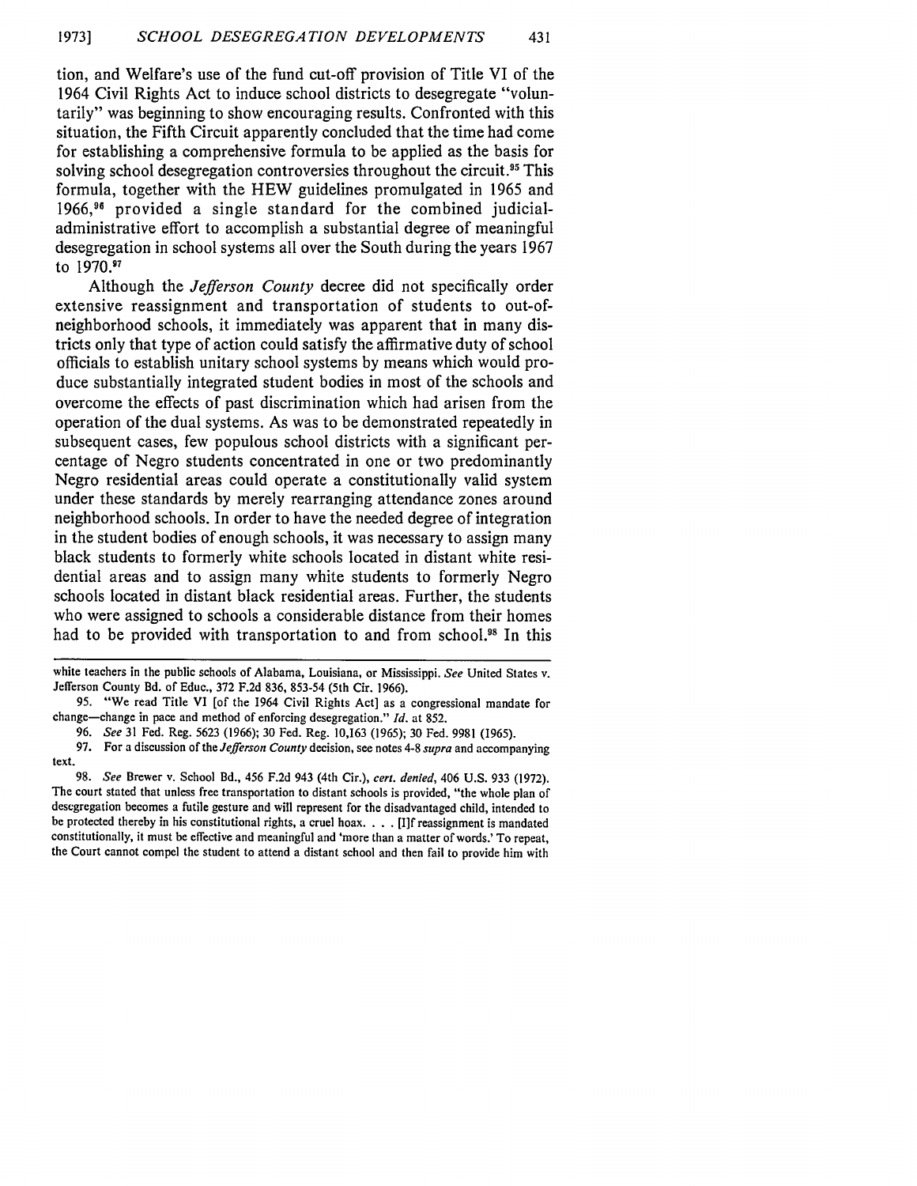tion, and Welfare's use of the fund cut-off provision of Title VI of the 1964 Civil Rights Act to induce school districts to desegregate "voluntarily" was beginning to show encouraging results. Confronted with this situation, the Fifth Circuit apparently concluded that the time had come for establishing a comprehensive formula to be applied as the basis for solving school desegregation controversies throughout the circuit.[95] This formula, together with the HEW guidelines promulgated in 1965 and 1966,[96] provided a single standard for the combined judicial-administrative effort to accomplish a substantial degree of meaningful desegregation in school systems all over the South during the years 1967 to 1970.[97]

Although the *Jefferson County* decree did not specifically order extensive reassignment and transportation of students to out-of-neighborhood schools, it immediately was apparent that in many districts only that type of action could satisfy the affirmative duty of school officials to establish unitary school systems by means which would produce substantially integrated student bodies in most of the schools and overcome the effects of past discrimination which had arisen from the operation of the dual systems. As was to be demonstrated repeatedly in subsequent cases, few populous school districts with a significant percentage of Negro students concentrated in one or two predominantly Negro residential areas could operate a constitutionally valid system under these standards by merely rearranging attendance zones around neighborhood schools. In order to have the needed degree of integration in the student bodies of enough schools, it was necessary to assign many black students to formerly white schools located in distant white residential areas and to assign many white students to formerly Negro schools located in distant black residential areas. Further, the students who were assigned to schools a considerable distance from their homes had to be provided with transportation to and from school.[98] In this

---

white teachers in the public schools of Alabama, Louisiana, or Mississippi. *See* United States v. Jefferson County Bd. of Educ., 372 F.2d 836, 853-54 (5th Cir. 1966).

95. "We read Title VI [of the 1964 Civil Rights Act] as a congressional mandate for change—change in pace and method of enforcing desegregation." *Id.* at 852.

96. *See* 31 Fed. Reg. 5623 (1966); 30 Fed. Reg. 10,163 (1965); 30 Fed. 9981 (1965).

97. For a discussion of the *Jefferson County* decision, see notes 4-8 *supra* and accompanying text.

98. *See* Brewer v. School Bd., 456 F.2d 943 (4th Cir.), *cert. denied*, 406 U.S. 933 (1972). The court stated that unless free transportation to distant schools is provided, "the whole plan of desegregation becomes a futile gesture and will represent for the disadvantaged child, intended to be protected thereby in his constitutional rights, a cruel hoax. . . . [I]f reassignment is mandated constitutionally, it must be effective and meaningful and 'more than a matter of words.' To repeat, the Court cannot compel the student to attend a distant school and then fail to provide him with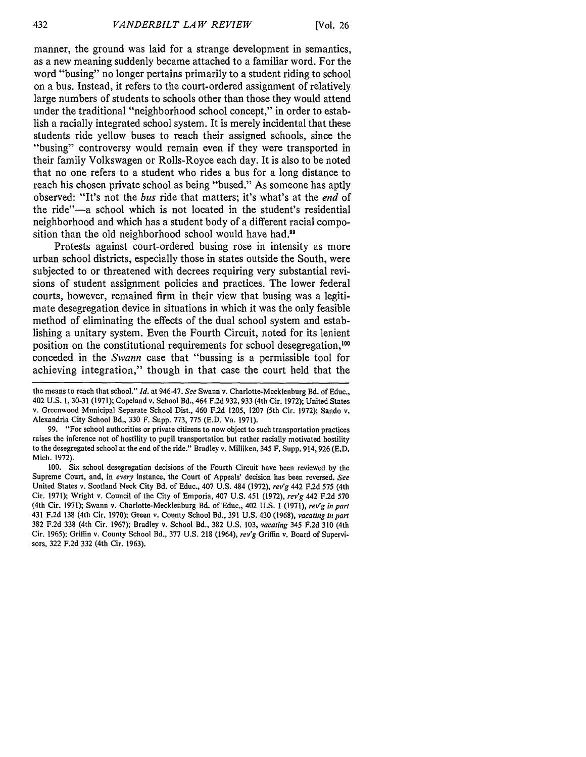manner, the ground was laid for a strange development in semantics, as a new meaning suddenly became attached to a familiar word. For the word "busing" no longer pertains primarily to a student riding to school on a bus. Instead, it refers to the court-ordered assignment of relatively large numbers of students to schools other than those they would attend under the traditional "neighborhood school concept," in order to establish a racially integrated school system. It is merely incidental that these students ride yellow buses to reach their assigned schools, since the "busing" controversy would remain even if they were transported in their family Volkswagen or Rolls-Royce each day. It is also to be noted that no one refers to a student who rides a bus for a long distance to reach his chosen private school as being "bused." As someone has aptly observed: "It's not the *bus* ride that matters; it's what's at the *end* of the ride"—a school which is not located in the student's residential neighborhood and which has a student body of a different racial composition than the old neighborhood school would have had.[99]

Protests against court-ordered busing rose in intensity as more urban school districts, especially those in states outside the South, were subjected to or threatened with decrees requiring very substantial revisions of student assignment policies and practices. The lower federal courts, however, remained firm in their view that busing was a legitimate desegregation device in situations in which it was the only feasible method of eliminating the effects of the dual school system and establishing a unitary system. Even the Fourth Circuit, noted for its lenient position on the constitutional requirements for school desegregation,[100] conceded in the *Swann* case that "bussing is a permissible tool for achieving integration," though in that case the court held that the

---

the means to reach that school." *Id.* at 946-47. *See* Swann v. Charlotte-Mecklenburg Bd. of Educ., 402 U.S. 1, 30-31 (1971); Copeland v. School Bd., 464 F.2d 932, 933 (4th Cir. 1972); United States v. Greenwood Municipal Separate School Dist., 460 F.2d 1205, 1207 (5th Cir. 1972); Sando v. Alexandria City School Bd., 330 F. Supp. 773, 775 (E.D. Va. 1971).

99. "For school authorities or private citizens to now object to such transportation practices raises the inference not of hostility to pupil transportation but rather racially motivated hostility to the desegregated school at the end of the ride." Bradley v. Milliken, 345 F. Supp. 914, 926 (E.D. Mich. 1972).

100. Six school desegregation decisions of the Fourth Circuit have been reviewed by the Supreme Court, and, in *every* instance, the Court of Appeals' decision has been reversed. *See* United States v. Scotland Neck City Bd. of Educ., 407 U.S. 484 (1972), *rev'g* 442 F.2d 575 (4th Cir. 1971); Wright v. Council of the City of Emporia, 407 U.S. 451 (1972), *rev'g* 442 F.2d 570 (4th Cir. 1971); Swann v. Charlotte-Mecklenburg Bd. of Educ., 402 U.S. 1 (1971), *rev'g in part* 431 F.2d 138 (4th Cir. 1970); Green v. County School Bd., 391 U.S. 430 (1968), *vacating in part* 382 F.2d 338 (4th Cir. 1967); Bradley v. School Bd., 382 U.S. 103, *vacating* 345 F.2d 310 (4th Cir. 1965); Griffin v. County School Bd., 377 U.S. 218 (1964), *rev'g* Griffin v. Board of Supervisors, 322 F.2d 332 (4th Cir. 1963).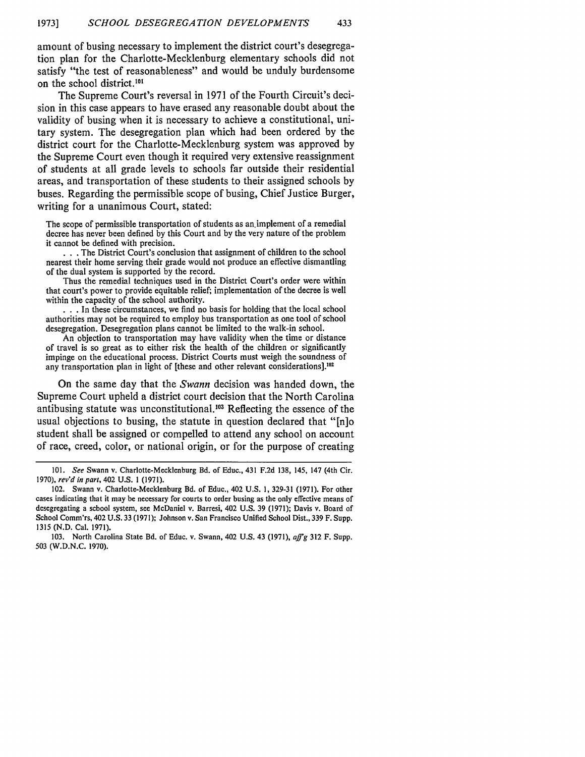amount of busing necessary to implement the district court's desegregation plan for the Charlotte-Mecklenburg elementary schools did not satisfy "the test of reasonableness" and would be unduly burdensome on the school district.[101]

The Supreme Court's reversal in 1971 of the Fourth Circuit's decision in this case appears to have erased any reasonable doubt about the validity of busing when it is necessary to achieve a constitutional, unitary system. The desegregation plan which had been ordered by the district court for the Charlotte-Mecklenburg system was approved by the Supreme Court even though it required very extensive reassignment of students at all grade levels to schools far outside their residential areas, and transportation of these students to their assigned schools by buses. Regarding the permissible scope of busing, Chief Justice Burger, writing for a unanimous Court, stated:

> The scope of permissible transportation of students as an implement of a remedial decree has never been defined by this Court and by the very nature of the problem it cannot be defined with precision.
>
> . . . The District Court's conclusion that assignment of children to the school nearest their home serving their grade would not produce an effective dismantling of the dual system is supported by the record.
>
> Thus the remedial techniques used in the District Court's order were within that court's power to provide equitable relief; implementation of the decree is well within the capacity of the school authority.
>
> . . . In these circumstances, we find no basis for holding that the local school authorities may not be required to employ bus transportation as one tool of school desegregation. Desegregation plans cannot be limited to the walk-in school.
>
> An objection to transportation may have validity when the time or distance of travel is so great as to either risk the health of the children or significantly impinge on the educational process. District Courts must weigh the soundness of any transportation plan in light of [these and other relevant considerations].[102]

On the same day that the *Swann* decision was handed down, the Supreme Court upheld a district court decision that the North Carolina antibusing statute was unconstitutional.[103] Reflecting the essence of the usual objections to busing, the statute in question declared that "[n]o student shall be assigned or compelled to attend any school on account of race, creed, color, or national origin, or for the purpose of creating

---

101. *See* Swann v. Charlotte-Mecklenburg Bd. of Educ., 431 F.2d 138, 145, 147 (4th Cir. 1970), *rev'd in part*, 402 U.S. 1 (1971).

102. Swann v. Charlotte-Mecklenburg Bd. of Educ., 402 U.S. 1, 329-31 (1971). For other cases indicating that it may be necessary for courts to order busing as the only effective means of desegregating a school system, see McDaniel v. Barresi, 402 U.S. 39 (1971); Davis v. Board of School Comm'rs, 402 U.S. 33 (1971); Johnson v. San Francisco Unified School Dist., 339 F. Supp. 1315 (N.D. Cal. 1971).

103. North Carolina State Bd. of Educ. v. Swann, 402 U.S. 43 (1971), *aff'g* 312 F. Supp. 503 (W.D.N.C. 1970).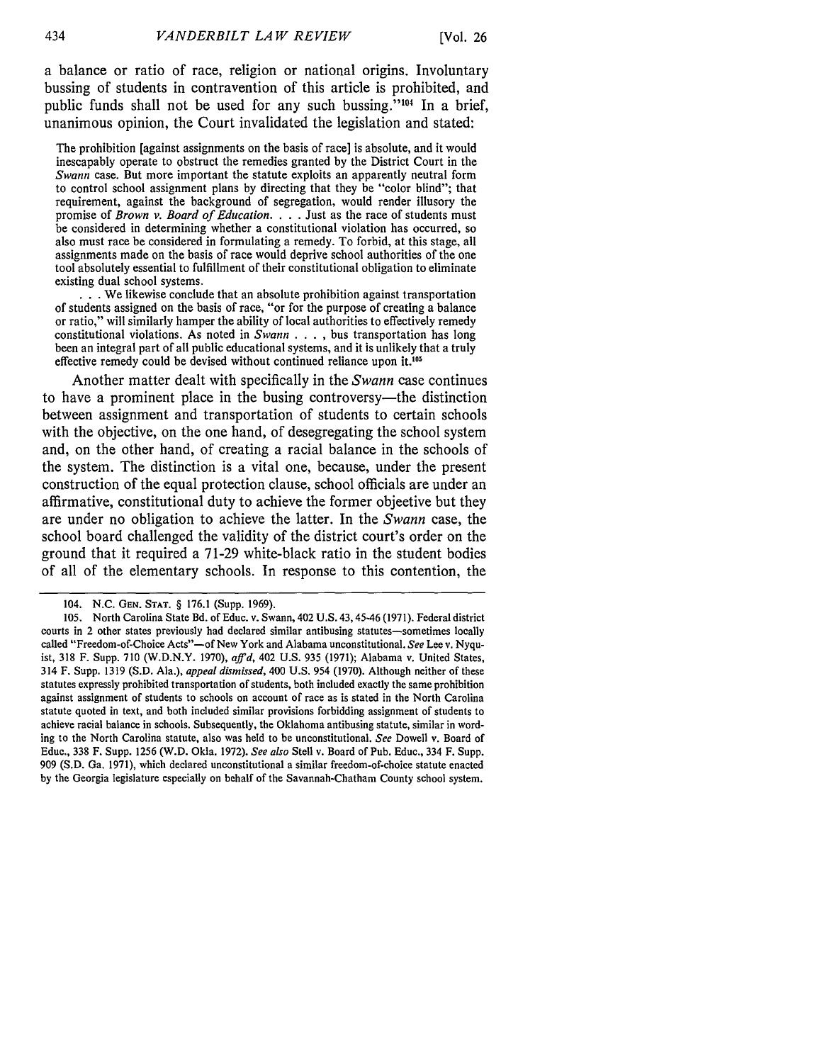a balance or ratio of race, religion or national origins. Involuntary bussing of students in contravention of this article is prohibited, and public funds shall not be used for any such bussing."[104] In a brief, unanimous opinion, the Court invalidated the legislation and stated:

> The prohibition [against assignments on the basis of race] is absolute, and it would inescapably operate to obstruct the remedies granted by the District Court in the *Swann* case. But more important the statute exploits an apparently neutral form to control school assignment plans by directing that they be "color blind"; that requirement, against the background of segregation, would render illusory the promise of *Brown v. Board of Education*. . . . Just as the race of students must be considered in determining whether a constitutional violation has occurred, so also must race be considered in formulating a remedy. To forbid, at this stage, all assignments made on the basis of race would deprive school authorities of the one tool absolutely essential to fulfillment of their constitutional obligation to eliminate existing dual school systems.
>
> . . . We likewise conclude that an absolute prohibition against transportation of students assigned on the basis of race, "or for the purpose of creating a balance or ratio," will similarly hamper the ability of local authorities to effectively remedy constitutional violations. As noted in *Swann* . . . , bus transportation has long been an integral part of all public educational systems, and it is unlikely that a truly effective remedy could be devised without continued reliance upon it.[105]

Another matter dealt with specifically in the *Swann* case continues to have a prominent place in the busing controversy—the distinction between assignment and transportation of students to certain schools with the objective, on the one hand, of desegregating the school system and, on the other hand, of creating a racial balance in the schools of the system. The distinction is a vital one, because, under the present construction of the equal protection clause, school officials are under an affirmative, constitutional duty to achieve the former objective but they are under no obligation to achieve the latter. In the *Swann* case, the school board challenged the validity of the district court's order on the ground that it required a 71-29 white-black ratio in the student bodies of all of the elementary schools. In response to this contention, the

---

104. N.C. GEN. STAT. § 176.1 (Supp. 1969).

105. North Carolina State Bd. of Educ. v. Swann, 402 U.S. 43, 45-46 (1971). Federal district courts in 2 other states previously had declared similar antibusing statutes—sometimes locally called "Freedom-of-Choice Acts"—of New York and Alabama unconstitutional. *See* Lee v. Nyquist, 318 F. Supp. 710 (W.D.N.Y. 1970), *aff'd*, 402 U.S. 935 (1971); Alabama v. United States, 314 F. Supp. 1319 (S.D. Ala.), *appeal dismissed*, 400 U.S. 954 (1970). Although neither of these statutes expressly prohibited transportation of students, both included exactly the same prohibition against assignment of students to schools on account of race as is stated in the North Carolina statute quoted in text, and both included similar provisions forbidding assignment of students to achieve racial balance in schools. Subsequently, the Oklahoma antibusing statute, similar in wording to the North Carolina statute, also was held to be unconstitutional. *See* Dowell v. Board of Educ., 338 F. Supp. 1256 (W.D. Okla. 1972). *See also* Stell v. Board of Pub. Educ., 334 F. Supp. 909 (S.D. Ga. 1971), which declared unconstitutional a similar freedom-of-choice statute enacted by the Georgia legislature especially on behalf of the Savannah-Chatham County school system.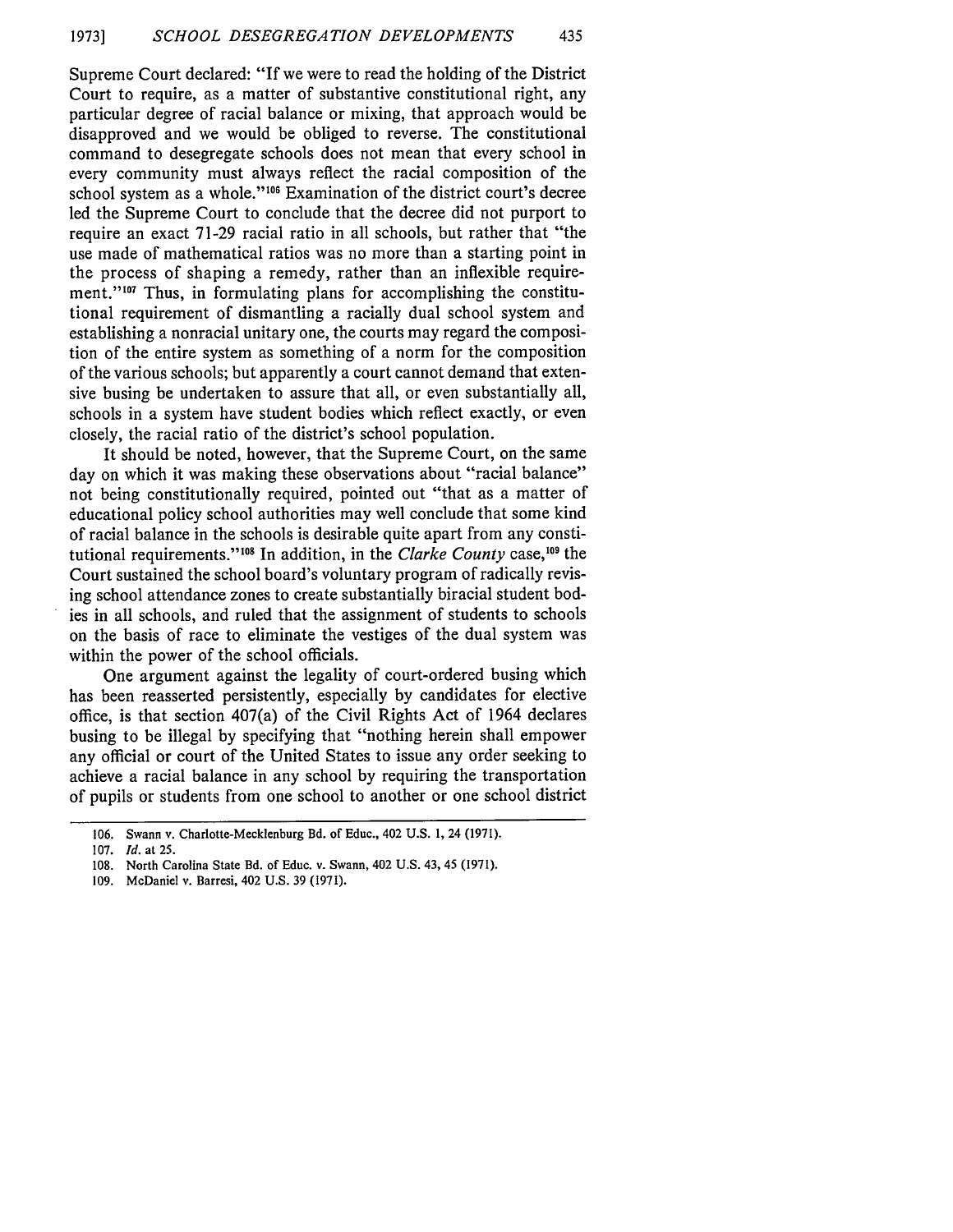Supreme Court declared: "If we were to read the holding of the District Court to require, as a matter of substantive constitutional right, any particular degree of racial balance or mixing, that approach would be disapproved and we would be obliged to reverse. The constitutional command to desegregate schools does not mean that every school in every community must always reflect the racial composition of the school system as a whole."[106] Examination of the district court's decree led the Supreme Court to conclude that the decree did not purport to require an exact 71-29 racial ratio in all schools, but rather that "the use made of mathematical ratios was no more than a starting point in the process of shaping a remedy, rather than an inflexible requirement."[107] Thus, in formulating plans for accomplishing the constitutional requirement of dismantling a racially dual school system and establishing a nonracial unitary one, the courts may regard the composition of the entire system as something of a norm for the composition of the various schools; but apparently a court cannot demand that extensive busing be undertaken to assure that all, or even substantially all, schools in a system have student bodies which reflect exactly, or even closely, the racial ratio of the district's school population.

It should be noted, however, that the Supreme Court, on the same day on which it was making these observations about "racial balance" not being constitutionally required, pointed out "that as a matter of educational policy school authorities may well conclude that some kind of racial balance in the schools is desirable quite apart from any constitutional requirements."[108] In addition, in the *Clarke County* case,[109] the Court sustained the school board's voluntary program of radically revising school attendance zones to create substantially biracial student bodies in all schools, and ruled that the assignment of students to schools on the basis of race to eliminate the vestiges of the dual system was within the power of the school officials.

One argument against the legality of court-ordered busing which has been reasserted persistently, especially by candidates for elective office, is that section 407(a) of the Civil Rights Act of 1964 declares busing to be illegal by specifying that "nothing herein shall empower any official or court of the United States to issue any order seeking to achieve a racial balance in any school by requiring the transportation of pupils or students from one school to another or one school district

---

106. Swann v. Charlotte-Mecklenburg Bd. of Educ., 402 U.S. 1, 24 (1971).

107. *Id.* at 25.

108. North Carolina State Bd. of Educ. v. Swann, 402 U.S. 43, 45 (1971).

109. McDaniel v. Barresi, 402 U.S. 39 (1971).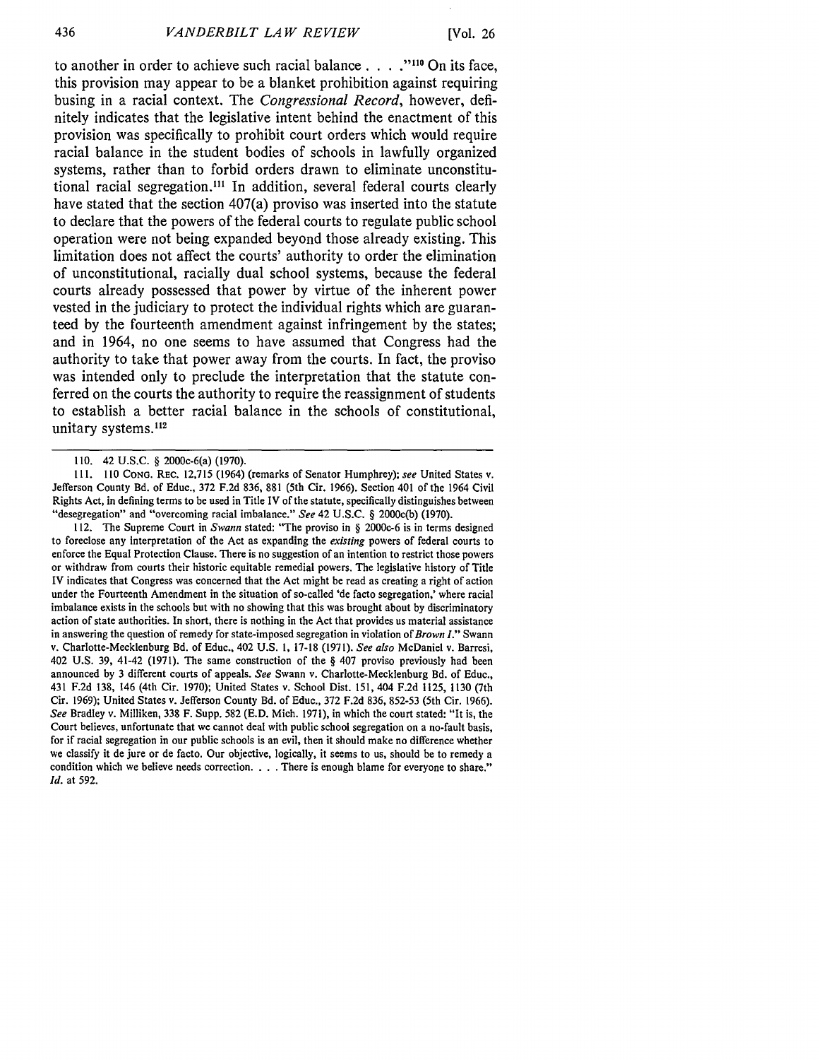to another in order to achieve such racial balance . . . ."[110] On its face, this provision may appear to be a blanket prohibition against requiring busing in a racial context. The *Congressional Record*, however, definitely indicates that the legislative intent behind the enactment of this provision was specifically to prohibit court orders which would require racial balance in the student bodies of schools in lawfully organized systems, rather than to forbid orders drawn to eliminate unconstitutional racial segregation.[111] In addition, several federal courts clearly have stated that the section 407(a) proviso was inserted into the statute to declare that the powers of the federal courts to regulate public school operation were not being expanded beyond those already existing. This limitation does not affect the courts' authority to order the elimination of unconstitutional, racially dual school systems, because the federal courts already possessed that power by virtue of the inherent power vested in the judiciary to protect the individual rights which are guaranteed by the fourteenth amendment against infringement by the states; and in 1964, no one seems to have assumed that Congress had the authority to take that power away from the courts. In fact, the proviso was intended only to preclude the interpretation that the statute conferred on the courts the authority to require the reassignment of students to establish a better racial balance in the schools of constitutional, unitary systems.[112]

---

110. 42 U.S.C. § 2000c-6(a) (1970).

111. 110 CONG. REC. 12,715 (1964) (remarks of Senator Humphrey); *see* United States v. Jefferson County Bd. of Educ., 372 F.2d 836, 881 (5th Cir. 1966). Section 401 of the 1964 Civil Rights Act, in defining terms to be used in Title IV of the statute, specifically distinguishes between "desegregation" and "overcoming racial imbalance." *See* 42 U.S.C. § 2000c(b) (1970).

112. The Supreme Court in *Swann* stated: "The proviso in § 2000c-6 is in terms designed to foreclose any interpretation of the Act as expanding the *existing* powers of federal courts to enforce the Equal Protection Clause. There is no suggestion of an intention to restrict those powers or withdraw from courts their historic equitable remedial powers. The legislative history of Title IV indicates that Congress was concerned that the Act might be read as creating a right of action under the Fourteenth Amendment in the situation of so-called 'de facto segregation,' where racial imbalance exists in the schools but with no showing that this was brought about by discriminatory action of state authorities. In short, there is nothing in the Act that provides us material assistance in answering the question of remedy for state-imposed segregation in violation of *Brown I*." Swann v. Charlotte-Mecklenburg Bd. of Educ., 402 U.S. 1, 17-18 (1971). *See also* McDaniel v. Barresi, 402 U.S. 39, 41-42 (1971). The same construction of the § 407 proviso previously had been announced by 3 different courts of appeals. *See* Swann v. Charlotte-Mecklenburg Bd. of Educ., 431 F.2d 138, 146 (4th Cir. 1970); United States v. School Dist. 151, 404 F.2d 1125, 1130 (7th Cir. 1969); United States v. Jefferson County Bd. of Educ., 372 F.2d 836, 852-53 (5th Cir. 1966). *See* Bradley v. Milliken, 338 F. Supp. 582 (E.D. Mich. 1971), in which the court stated: "It is, the Court believes, unfortunate that we cannot deal with public school segregation on a no-fault basis, for if racial segregation in our public schools is an evil, then it should make no difference whether we classify it de jure or de facto. Our objective, logically, it seems to us, should be to remedy a condition which we believe needs correction. . . . There is enough blame for everyone to share." *Id.* at 592.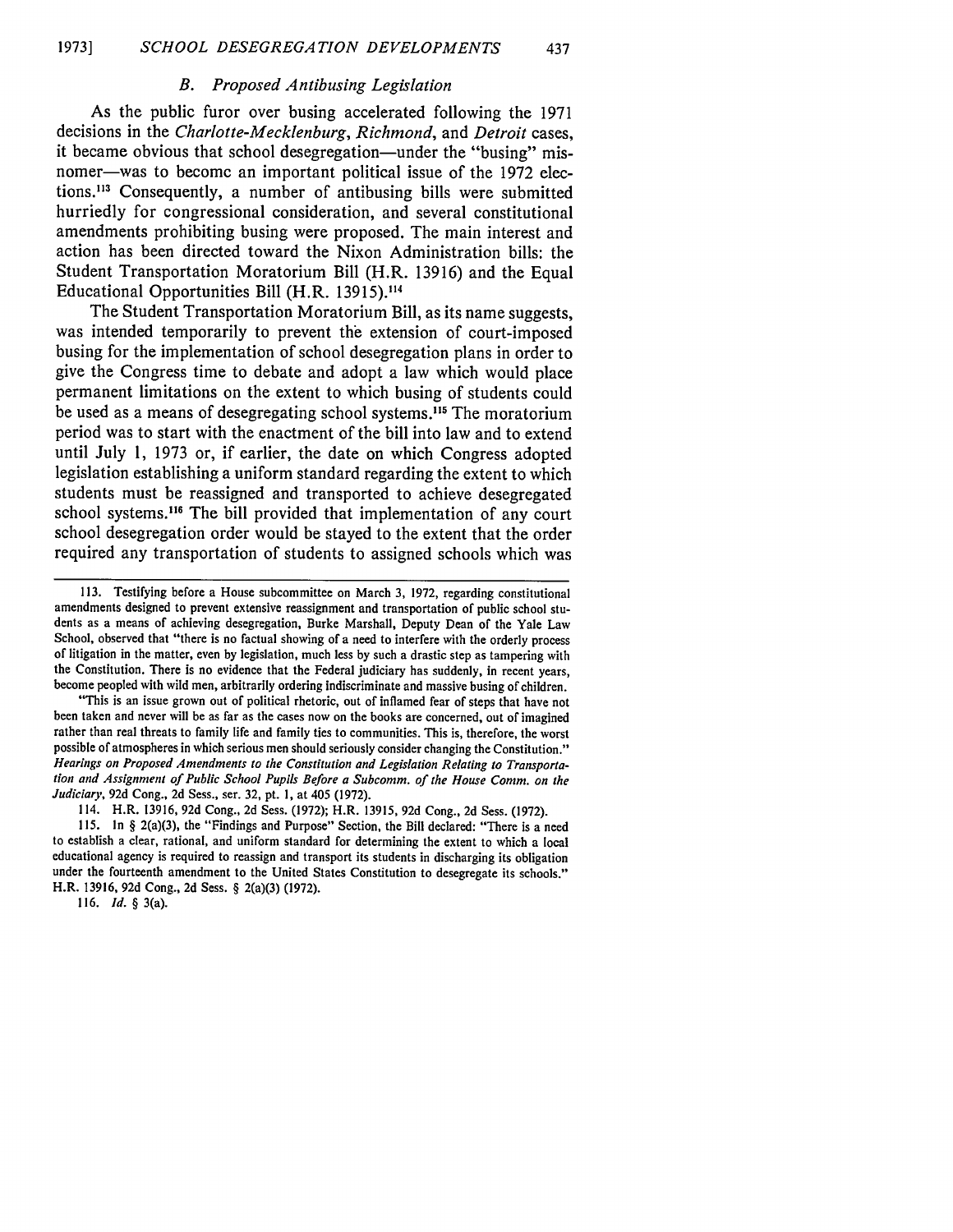### B. Proposed Antibusing Legislation

As the public furor over busing accelerated following the 1971 decisions in the *Charlotte-Mecklenburg*, *Richmond*, and *Detroit* cases, it became obvious that school desegregation—under the "busing" misnomer—was to become an important political issue of the 1972 elections.[113] Consequently, a number of antibusing bills were submitted hurriedly for congressional consideration, and several constitutional amendments prohibiting busing were proposed. The main interest and action has been directed toward the Nixon Administration bills: the Student Transportation Moratorium Bill (H.R. 13916) and the Equal Educational Opportunities Bill (H.R. 13915).[114]

The Student Transportation Moratorium Bill, as its name suggests, was intended temporarily to prevent the extension of court-imposed busing for the implementation of school desegregation plans in order to give the Congress time to debate and adopt a law which would place permanent limitations on the extent to which busing of students could be used as a means of desegregating school systems.[115] The moratorium period was to start with the enactment of the bill into law and to extend until July 1, 1973 or, if earlier, the date on which Congress adopted legislation establishing a uniform standard regarding the extent to which students must be reassigned and transported to achieve desegregated school systems.[116] The bill provided that implementation of any court school desegregation order would be stayed to the extent that the order required any transportation of students to assigned schools which was

---

113. Testifying before a House subcommittee on March 3, 1972, regarding constitutional amendments designed to prevent extensive reassignment and transportation of public school students as a means of achieving desegregation, Burke Marshall, Deputy Dean of the Yale Law School, observed that "there is no factual showing of a need to interfere with the orderly process of litigation in the matter, even by legislation, much less by such a drastic step as tampering with the Constitution. There is no evidence that the Federal judiciary has suddenly, in recent years, become peopled with wild men, arbitrarily ordering indiscriminate and massive busing of children.

"This is an issue grown out of political rhetoric, out of inflamed fear of steps that have not been taken and never will be as far as the cases now on the books are concerned, out of imagined rather than real threats to family life and family ties to communities. This is, therefore, the worst possible of atmospheres in which serious men should seriously consider changing the Constitution." *Hearings on Proposed Amendments to the Constitution and Legislation Relating to Transportation and Assignment of Public School Pupils Before a Subcomm. of the House Comm. on the Judiciary*, 92d Cong., 2d Sess., ser. 32, pt. 1, at 405 (1972).

114. H.R. 13916, 92d Cong., 2d Sess. (1972); H.R. 13915, 92d Cong., 2d Sess. (1972).

115. In § 2(a)(3), the "Findings and Purpose" Section, the Bill declared: "There is a need to establish a clear, rational, and uniform standard for determining the extent to which a local educational agency is required to reassign and transport its students in discharging its obligation under the fourteenth amendment to the United States Constitution to desegregate its schools." H.R. 13916, 92d Cong., 2d Sess. § 2(a)(3) (1972).

116. *Id.* § 3(a).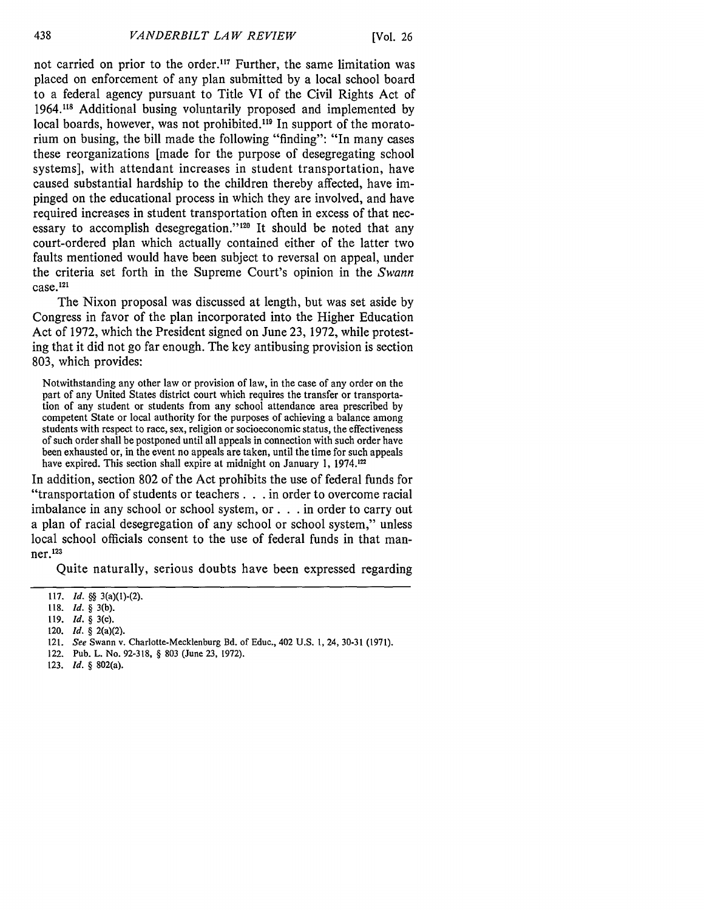not carried on prior to the order.[117] Further, the same limitation was placed on enforcement of any plan submitted by a local school board to a federal agency pursuant to Title VI of the Civil Rights Act of 1964.[118] Additional busing voluntarily proposed and implemented by local boards, however, was not prohibited.[119] In support of the moratorium on busing, the bill made the following "finding": "In many cases these reorganizations [made for the purpose of desegregating school systems], with attendant increases in student transportation, have caused substantial hardship to the children thereby affected, have impinged on the educational process in which they are involved, and have required increases in student transportation often in excess of that necessary to accomplish desegregation."[120] It should be noted that any court-ordered plan which actually contained either of the latter two faults mentioned would have been subject to reversal on appeal, under the criteria set forth in the Supreme Court's opinion in the *Swann* case.[121]

The Nixon proposal was discussed at length, but was set aside by Congress in favor of the plan incorporated into the Higher Education Act of 1972, which the President signed on June 23, 1972, while protesting that it did not go far enough. The key antibusing provision is section 803, which provides:

> Notwithstanding any other law or provision of law, in the case of any order on the part of any United States district court which requires the transfer or transportation of any student or students from any school attendance area prescribed by competent State or local authority for the purposes of achieving a balance among students with respect to race, sex, religion or socioeconomic status, the effectiveness of such order shall be postponed until all appeals in connection with such order have been exhausted or, in the event no appeals are taken, until the time for such appeals have expired. This section shall expire at midnight on January 1, 1974.[122]

In addition, section 802 of the Act prohibits the use of federal funds for "transportation of students or teachers . . . in order to overcome racial imbalance in any school or school system, or . . . in order to carry out a plan of racial desegregation of any school or school system," unless local school officials consent to the use of federal funds in that manner.[123]

Quite naturally, serious doubts have been expressed regarding

---

117. *Id.* §§ 3(a)(1)-(2).

118. *Id.* § 3(b).

119. *Id.* § 3(c).

120. *Id.* § 2(a)(2).

121. *See* Swann v. Charlotte-Mecklenburg Bd. of Educ., 402 U.S. 1, 24, 30-31 (1971).

122. Pub. L. No. 92-318, § 803 (June 23, 1972).

123. *Id.* § 802(a).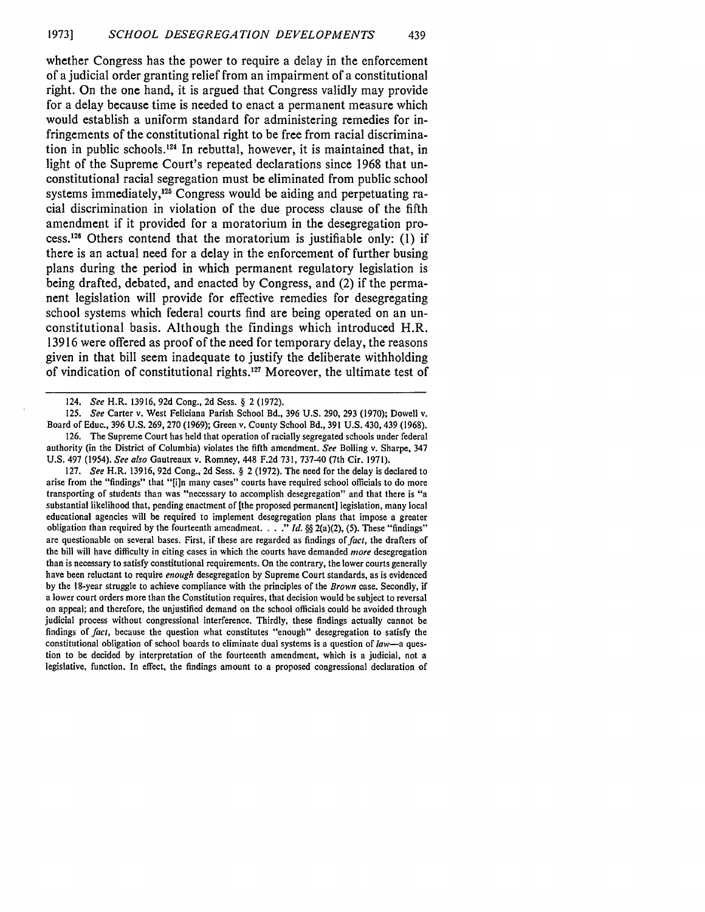whether Congress has the power to require a delay in the enforcement of a judicial order granting relief from an impairment of a constitutional right. On the one hand, it is argued that Congress validly may provide for a delay because time is needed to enact a permanent measure which would establish a uniform standard for administering remedies for infringements of the constitutional right to be free from racial discrimination in public schools.[124] In rebuttal, however, it is maintained that, in light of the Supreme Court's repeated declarations since 1968 that unconstitutional racial segregation must be eliminated from public school systems immediately,[125] Congress would be aiding and perpetuating racial discrimination in violation of the due process clause of the fifth amendment if it provided for a moratorium in the desegregation process.[126] Others contend that the moratorium is justifiable only: (1) if there is an actual need for a delay in the enforcement of further busing plans during the period in which permanent regulatory legislation is being drafted, debated, and enacted by Congress, and (2) if the permanent legislation will provide for effective remedies for desegregating school systems which federal courts find are being operated on an unconstitutional basis. Although the findings which introduced H.R. 13916 were offered as proof of the need for temporary delay, the reasons given in that bill seem inadequate to justify the deliberate withholding of vindication of constitutional rights.[127] Moreover, the ultimate test of

---

124. *See* H.R. 13916, 92d Cong., 2d Sess. § 2 (1972).

125. *See* Carter v. West Feliciana Parish School Bd., 396 U.S. 290, 293 (1970); Dowell v. Board of Educ., 396 U.S. 269, 270 (1969); Green v. County School Bd., 391 U.S. 430, 439 (1968).

126. The Supreme Court has held that operation of racially segregated schools under federal authority (in the District of Columbia) violates the fifth amendment. *See* Bolling v. Sharpe, 347 U.S. 497 (1954). *See also* Gautreaux v. Romney, 448 F.2d 731, 737-40 (7th Cir. 1971).

127. *See* H.R. 13916, 92d Cong., 2d Sess. § 2 (1972). The need for the delay is declared to arise from the "findings" that "[i]n many cases" courts have required school officials to do more transporting of students than was "necessary to accomplish desegregation" and that there is "a substantial likelihood that, pending enactment of [the proposed permanent] legislation, many local educational agencies will be required to implement desegregation plans that impose a greater obligation than required by the fourteenth amendment. . . ." *Id.* §§ 2(a)(2), (5). These "findings" are questionable on several bases. First, if these are regarded as findings of *fact*, the drafters of the bill will have difficulty in citing cases in which the courts have demanded *more* desegregation than is necessary to satisfy constitutional requirements. On the contrary, the lower courts generally have been reluctant to require *enough* desegregation by Supreme Court standards, as is evidenced by the 18-year struggle to achieve compliance with the principles of the *Brown* case. Secondly, if a lower court orders more than the Constitution requires, that decision would be subject to reversal on appeal; and therefore, the unjustified demand on the school officials could be avoided through judicial process without congressional interference. Thirdly, these findings actually cannot be findings of *fact*, because the question what constitutes "enough" desegregation to satisfy the constitutional obligation of school boards to eliminate dual systems is a question of *law*—a question to be decided by interpretation of the fourteenth amendment, which is a judicial, not a legislative, function. In effect, the findings amount to a proposed congressional declaration of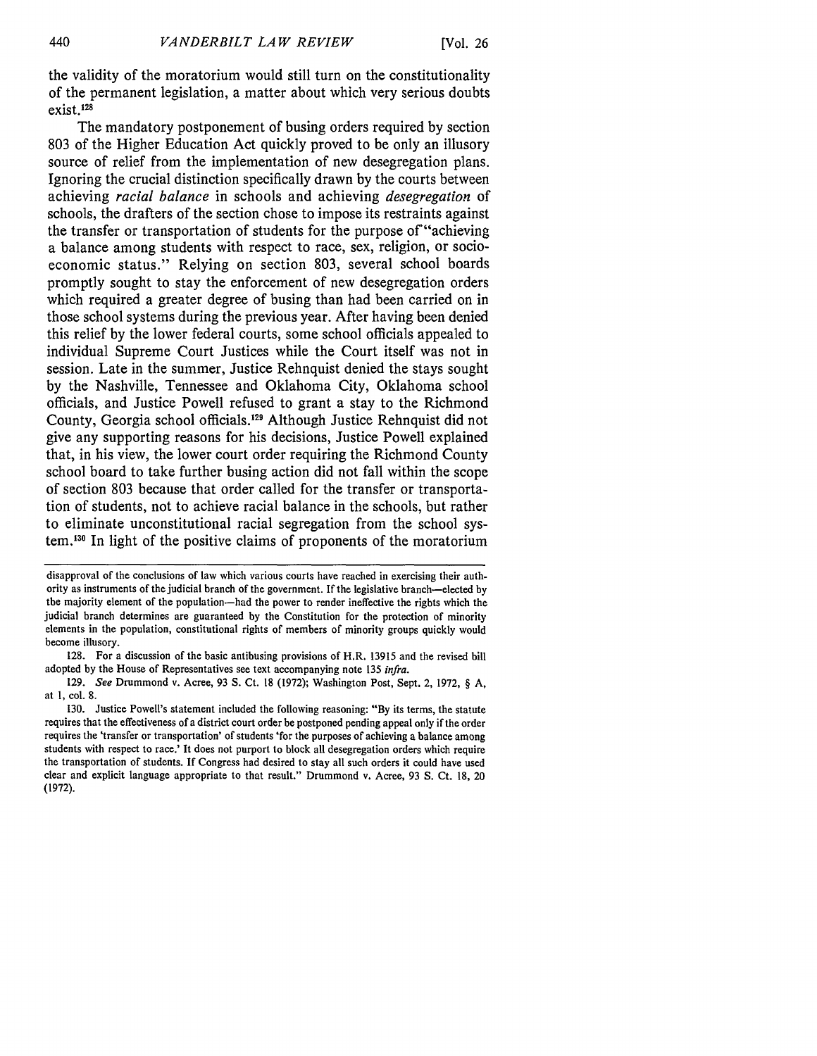the validity of the moratorium would still turn on the constitutionality of the permanent legislation, a matter about which very serious doubts exist.[128]

The mandatory postponement of busing orders required by section 803 of the Higher Education Act quickly proved to be only an illusory source of relief from the implementation of new desegregation plans. Ignoring the crucial distinction specifically drawn by the courts between achieving *racial balance* in schools and achieving *desegregation* of schools, the drafters of the section chose to impose its restraints against the transfer or transportation of students for the purpose of "achieving a balance among students with respect to race, sex, religion, or socio-economic status." Relying on section 803, several school boards promptly sought to stay the enforcement of new desegregation orders which required a greater degree of busing than had been carried on in those school systems during the previous year. After having been denied this relief by the lower federal courts, some school officials appealed to individual Supreme Court Justices while the Court itself was not in session. Late in the summer, Justice Rehnquist denied the stays sought by the Nashville, Tennessee and Oklahoma City, Oklahoma school officials, and Justice Powell refused to grant a stay to the Richmond County, Georgia school officials.[129] Although Justice Rehnquist did not give any supporting reasons for his decisions, Justice Powell explained that, in his view, the lower court order requiring the Richmond County school board to take further busing action did not fall within the scope of section 803 because that order called for the transfer or transportation of students, not to achieve racial balance in the schools, but rather to eliminate unconstitutional racial segregation from the school system.[130] In light of the positive claims of proponents of the moratorium

---

disapproval of the conclusions of law which various courts have reached in exercising their authority as instruments of the judicial branch of the government. If the legislative branch—elected by the majority element of the population—had the power to render ineffective the rights which the judicial branch determines are guaranteed by the Constitution for the protection of minority elements in the population, constitutional rights of members of minority groups quickly would become illusory.

128. For a discussion of the basic antibusing provisions of H.R. 13915 and the revised bill adopted by the House of Representatives see text accompanying note 135 *infra*.

129. *See* Drummond v. Acree, 93 S. Ct. 18 (1972); Washington Post, Sept. 2, 1972, § A, at 1, col. 8.

130. Justice Powell's statement included the following reasoning: "By its terms, the statute requires that the effectiveness of a district court order be postponed pending appeal only if the order requires the 'transfer or transportation' of students 'for the purposes of achieving a balance among students with respect to race.' It does not purport to block all desegregation orders which require the transportation of students. If Congress had desired to stay all such orders it could have used clear and explicit language appropriate to that result." Drummond v. Acree, 93 S. Ct. 18, 20 (1972).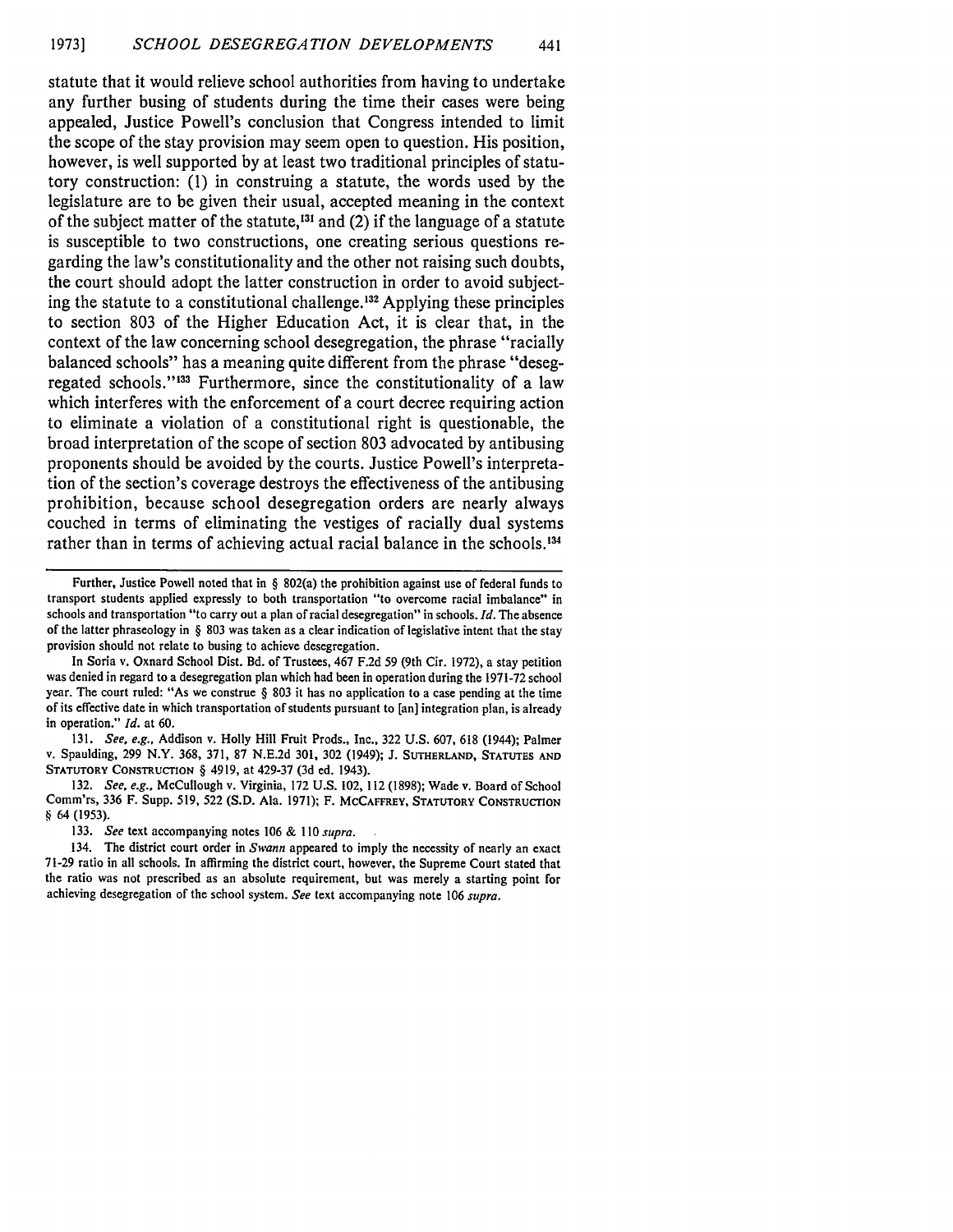statute that it would relieve school authorities from having to undertake any further busing of students during the time their cases were being appealed, Justice Powell's conclusion that Congress intended to limit the scope of the stay provision may seem open to question. His position, however, is well supported by at least two traditional principles of statutory construction: (1) in construing a statute, the words used by the legislature are to be given their usual, accepted meaning in the context of the subject matter of the statute,[131] and (2) if the language of a statute is susceptible to two constructions, one creating serious questions regarding the law's constitutionality and the other not raising such doubts, the court should adopt the latter construction in order to avoid subjecting the statute to a constitutional challenge.[132] Applying these principles to section 803 of the Higher Education Act, it is clear that, in the context of the law concerning school desegregation, the phrase "racially balanced schools" has a meaning quite different from the phrase "desegregated schools."[133] Furthermore, since the constitutionality of a law which interferes with the enforcement of a court decree requiring action to eliminate a violation of a constitutional right is questionable, the broad interpretation of the scope of section 803 advocated by antibusing proponents should be avoided by the courts. Justice Powell's interpretation of the section's coverage destroys the effectiveness of the antibusing prohibition, because school desegregation orders are nearly always couched in terms of eliminating the vestiges of racially dual systems rather than in terms of achieving actual racial balance in the schools.[134]

---

Further, Justice Powell noted that in § 802(a) the prohibition against use of federal funds to transport students applied expressly to both transportation "to overcome racial imbalance" in schools and transportation "to carry out a plan of racial desegregation" in schools. *Id.* The absence of the latter phraseology in § 803 was taken as a clear indication of legislative intent that the stay provision should not relate to busing to achieve desegregation.

In Soria v. Oxnard School Dist. Bd. of Trustees, 467 F.2d 59 (9th Cir. 1972), a stay petition was denied in regard to a desegregation plan which had been in operation during the 1971-72 school year. The court ruled: "As we construe § 803 it has no application to a case pending at the time of its effective date in which transportation of students pursuant to [an] integration plan, is already in operation." *Id.* at 60.

131. *See, e.g.,* Addison v. Holly Hill Fruit Prods., Inc., 322 U.S. 607, 618 (1944); Palmer v. Spaulding, 299 N.Y. 368, 371, 87 N.E.2d 301, 302 (1949); J. SUTHERLAND, STATUTES AND STATUTORY CONSTRUCTION § 4919, at 429-37 (3d ed. 1943).

132. *See, e.g.,* McCullough v. Virginia, 172 U.S. 102, 112 (1898); Wade v. Board of School Comm'rs, 336 F. Supp. 519, 522 (S.D. Ala. 1971); F. MCCAFFREY, STATUTORY CONSTRUCTION § 64 (1953).

133. *See* text accompanying notes 106 & 110 *supra*.

134. The district court order in *Swann* appeared to imply the necessity of nearly an exact 71-29 ratio in all schools. In affirming the district court, however, the Supreme Court stated that the ratio was not prescribed as an absolute requirement, but was merely a starting point for achieving desegregation of the school system. *See* text accompanying note 106 *supra*.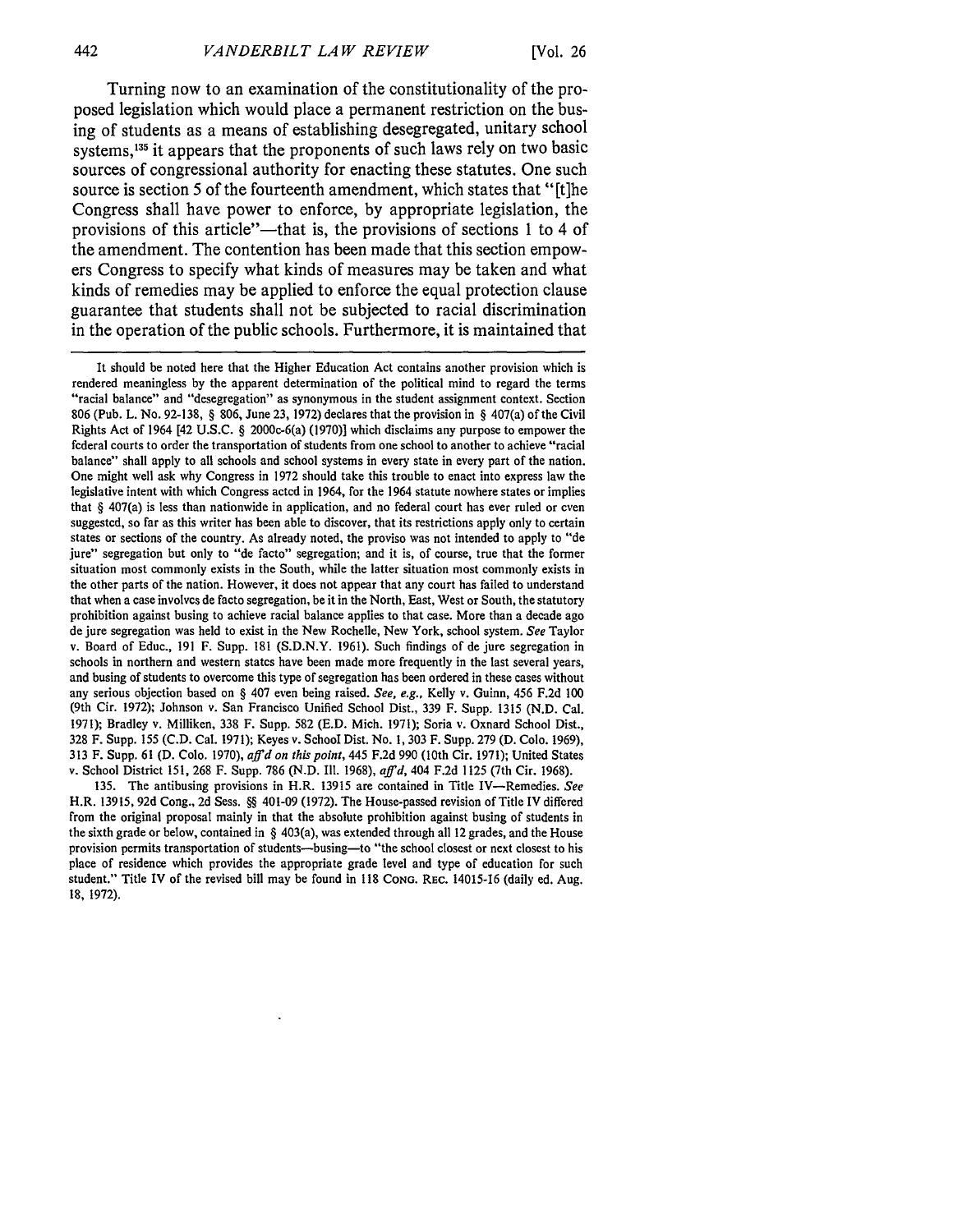Turning now to an examination of the constitutionality of the proposed legislation which would place a permanent restriction on the busing of students as a means of establishing desegregated, unitary school systems,[135] it appears that the proponents of such laws rely on two basic sources of congressional authority for enacting these statutes. One such source is section 5 of the fourteenth amendment, which states that "[t]he Congress shall have power to enforce, by appropriate legislation, the provisions of this article"—that is, the provisions of sections 1 to 4 of the amendment. The contention has been made that this section empowers Congress to specify what kinds of measures may be taken and what kinds of remedies may be applied to enforce the equal protection clause guarantee that students shall not be subjected to racial discrimination in the operation of the public schools. Furthermore, it is maintained that

---

It should be noted here that the Higher Education Act contains another provision which is rendered meaningless by the apparent determination of the political mind to regard the terms "racial balance" and "desegregation" as synonymous in the student assignment context. Section 806 (Pub. L. No. 92-138, § 806, June 23, 1972) declares that the provision in § 407(a) of the Civil Rights Act of 1964 [42 U.S.C. § 2000c-6(a) (1970)] which disclaims any purpose to empower the federal courts to order the transportation of students from one school to another to achieve "racial balance" shall apply to all schools and school systems in every state in every part of the nation. One might well ask why Congress in 1972 should take this trouble to enact into express law the legislative intent with which Congress acted in 1964, for the 1964 statute nowhere states or implies that § 407(a) is less than nationwide in application, and no federal court has ever ruled or even suggested, so far as this writer has been able to discover, that its restrictions apply only to certain states or sections of the country. As already noted, the proviso was not intended to apply to "de jure" segregation but only to "de facto" segregation; and it is, of course, true that the former situation most commonly exists in the South, while the latter situation most commonly exists in the other parts of the nation. However, it does not appear that any court has failed to understand that when a case involves de facto segregation, be it in the North, East, West or South, the statutory prohibition against busing to achieve racial balance applies to that case. More than a decade ago de jure segregation was held to exist in the New Rochelle, New York, school system. *See* Taylor v. Board of Educ., 191 F. Supp. 181 (S.D.N.Y. 1961). Such findings of de jure segregation in schools in northern and western states have been made more frequently in the last several years, and busing of students to overcome this type of segregation has been ordered in these cases without any serious objection based on § 407 even being raised. *See, e.g.*, Kelly v. Guinn, 456 F.2d 100 (9th Cir. 1972); Johnson v. San Francisco Unified School Dist., 339 F. Supp. 1315 (N.D. Cal. 1971); Bradley v. Milliken, 338 F. Supp. 582 (E.D. Mich. 1971); Soria v. Oxnard School Dist., 328 F. Supp. 155 (C.D. Cal. 1971); Keyes v. School Dist. No. 1, 303 F. Supp. 279 (D. Colo. 1969), 313 F. Supp. 61 (D. Colo. 1970), *aff'd on this point*, 445 F.2d 990 (10th Cir. 1971); United States v. School District 151, 268 F. Supp. 786 (N.D. Ill. 1968), *aff'd*, 404 F.2d 1125 (7th Cir. 1968).

135. The antibusing provisions in H.R. 13915 are contained in Title IV—Remedies. *See* H.R. 13915, 92d Cong., 2d Sess. §§ 401-09 (1972). The House-passed revision of Title IV differed from the original proposal mainly in that the absolute prohibition against busing of students in the sixth grade or below, contained in § 403(a), was extended through all 12 grades, and the House provision permits transportation of students—busing—to "the school closest or next closest to his place of residence which provides the appropriate grade level and type of education for such student." Title IV of the revised bill may be found in 118 CONG. REC. 14015-16 (daily ed. Aug. 18, 1972).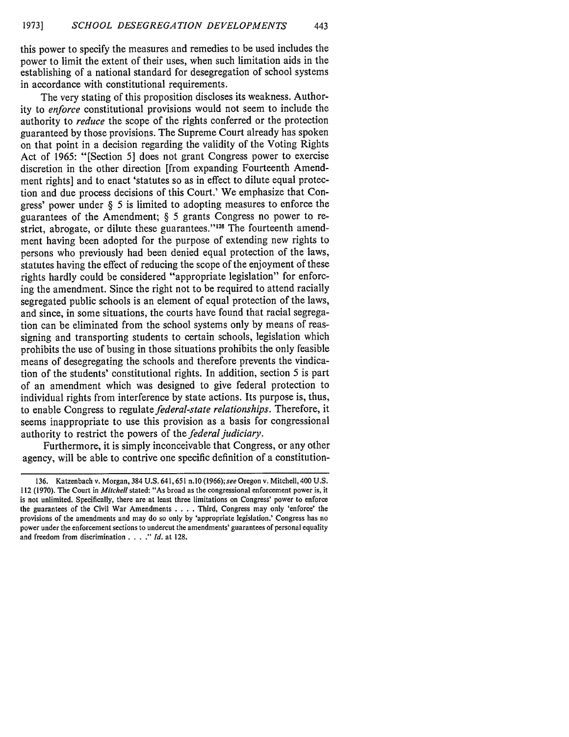this power to specify the measures and remedies to be used includes the power to limit the extent of their uses, when such limitation aids in the establishing of a national standard for desegregation of school systems in accordance with constitutional requirements.

The very stating of this proposition discloses its weakness. Authority to *enforce* constitutional provisions would not seem to include the authority to *reduce* the scope of the rights conferred or the protection guaranteed by those provisions. The Supreme Court already has spoken on that point in a decision regarding the validity of the Voting Rights Act of 1965: "[Section 5] does not grant Congress power to exercise discretion in the other direction [from expanding Fourteenth Amendment rights] and to enact 'statutes so as in effect to dilute equal protection and due process decisions of this Court.' We emphasize that Congress' power under § 5 is limited to adopting measures to enforce the guarantees of the Amendment; § 5 grants Congress no power to restrict, abrogate, or dilute these guarantees."[136] The fourteenth amendment having been adopted for the purpose of extending new rights to persons who previously had been denied equal protection of the laws, statutes having the effect of reducing the scope of the enjoyment of these rights hardly could be considered "appropriate legislation" for enforcing the amendment. Since the right not to be required to attend racially segregated public schools is an element of equal protection of the laws, and since, in some situations, the courts have found that racial segregation can be eliminated from the school systems only by means of reassigning and transporting students to certain schools, legislation which prohibits the use of busing in those situations prohibits the only feasible means of desegregating the schools and therefore prevents the vindication of the students' constitutional rights. In addition, section 5 is part of an amendment which was designed to give federal protection to individual rights from interference by state actions. Its purpose is, thus, to enable Congress to regulate *federal-state relationships*. Therefore, it seems inappropriate to use this provision as a basis for congressional authority to restrict the powers of the *federal judiciary*.

Furthermore, it is simply inconceivable that Congress, or any other agency, will be able to contrive one specific definition of a constitution-

---

136. Katzenbach v. Morgan, 384 U.S. 641, 651 n.10 (1966); *see* Oregon v. Mitchell, 400 U.S. 112 (1970). The Court in *Mitchell* stated: "As broad as the congressional enforcement power is, it is not unlimited. Specifically, there are at least three limitations on Congress' power to enforce the guarantees of the Civil War Amendments . . . . Third, Congress may only 'enforce' the provisions of the amendments and may do so only by 'appropriate legislation.' Congress has no power under the enforcement sections to undercut the amendments' guarantees of personal equality and freedom from discrimination . . . ." *Id.* at 128.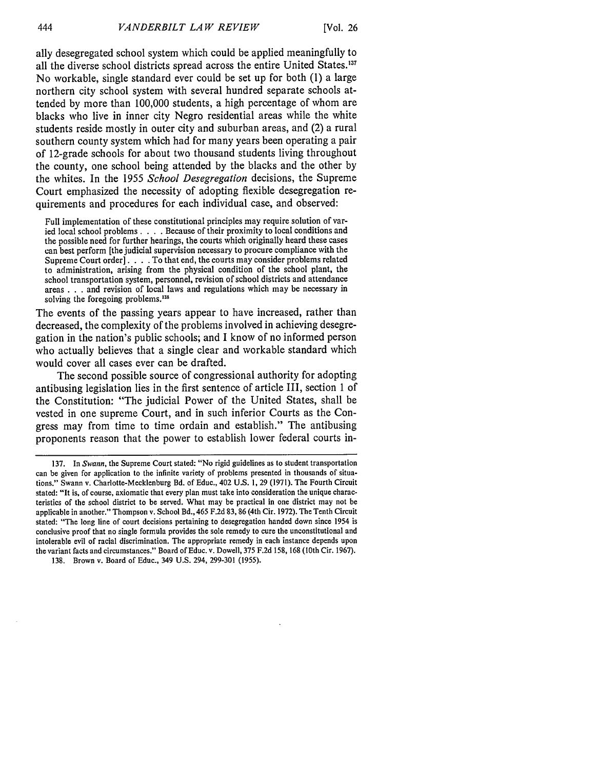ally desegregated school system which could be applied meaningfully to all the diverse school districts spread across the entire United States.[137] No workable, single standard ever could be set up for both (1) a large northern city school system with several hundred separate schools attended by more than 100,000 students, a high percentage of whom are blacks who live in inner city Negro residential areas while the white students reside mostly in outer city and suburban areas, and (2) a rural southern county system which had for many years been operating a pair of 12-grade schools for about two thousand students living throughout the county, one school being attended by the blacks and the other by the whites. In the 1955 *School Desegregation* decisions, the Supreme Court emphasized the necessity of adopting flexible desegregation requirements and procedures for each individual case, and observed:

> Full implementation of these constitutional principles may require solution of varied local school problems . . . . Because of their proximity to local conditions and the possible need for further hearings, the courts which originally heard these cases can best perform [the judicial supervision necessary to procure compliance with the Supreme Court order] . . . . To that end, the courts may consider problems related to administration, arising from the physical condition of the school plant, the school transportation system, personnel, revision of school districts and attendance areas . . . and revision of local laws and regulations which may be necessary in solving the foregoing problems.[138]

The events of the passing years appear to have increased, rather than decreased, the complexity of the problems involved in achieving desegregation in the nation's public schools; and I know of no informed person who actually believes that a single clear and workable standard which would cover all cases ever can be drafted.

The second possible source of congressional authority for adopting antibusing legislation lies in the first sentence of article III, section 1 of the Constitution: "The judicial Power of the United States, shall be vested in one supreme Court, and in such inferior Courts as the Congress may from time to time ordain and establish." The antibusing proponents reason that the power to establish lower federal courts in-

---

137. In *Swann*, the Supreme Court stated: "No rigid guidelines as to student transportation can be given for application to the infinite variety of problems presented in thousands of situations." Swann v. Charlotte-Mecklenburg Bd. of Educ., 402 U.S. 1, 29 (1971). The Fourth Circuit stated: "It is, of course, axiomatic that every plan must take into consideration the unique characteristics of the school district to be served. What may be practical in one district may not be applicable in another." Thompson v. School Bd., 465 F.2d 83, 86 (4th Cir. 1972). The Tenth Circuit stated: "The long line of court decisions pertaining to desegregation handed down since 1954 is conclusive proof that no single formula provides the sole remedy to cure the unconstitutional and intolerable evil of racial discrimination. The appropriate remedy in each instance depends upon the variant facts and circumstances." Board of Educ. v. Dowell, 375 F.2d 158, 168 (10th Cir. 1967).

138. Brown v. Board of Educ., 349 U.S. 294, 299-301 (1955).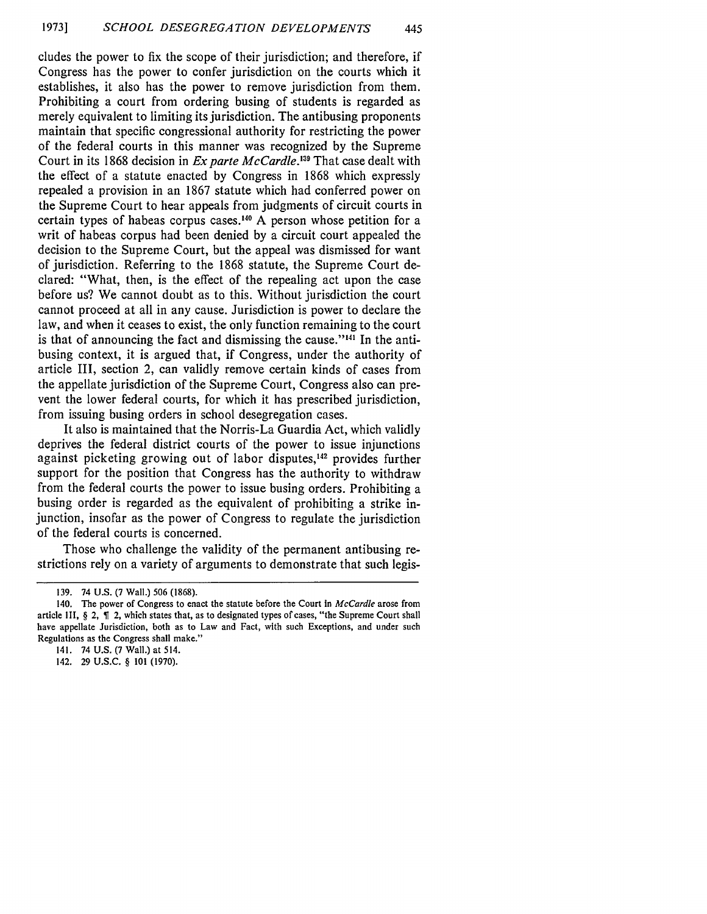cludes the power to fix the scope of their jurisdiction; and therefore, if Congress has the power to confer jurisdiction on the courts which it establishes, it also has the power to remove jurisdiction from them. Prohibiting a court from ordering busing of students is regarded as merely equivalent to limiting its jurisdiction. The antibusing proponents maintain that specific congressional authority for restricting the power of the federal courts in this manner was recognized by the Supreme Court in its 1868 decision in *Ex parte McCardle*.[139] That case dealt with the effect of a statute enacted by Congress in 1868 which expressly repealed a provision in an 1867 statute which had conferred power on the Supreme Court to hear appeals from judgments of circuit courts in certain types of habeas corpus cases.[140] A person whose petition for a writ of habeas corpus had been denied by a circuit court appealed the decision to the Supreme Court, but the appeal was dismissed for want of jurisdiction. Referring to the 1868 statute, the Supreme Court declared: "What, then, is the effect of the repealing act upon the case before us? We cannot doubt as to this. Without jurisdiction the court cannot proceed at all in any cause. Jurisdiction is power to declare the law, and when it ceases to exist, the only function remaining to the court is that of announcing the fact and dismissing the cause."[141] In the antibusing context, it is argued that, if Congress, under the authority of article III, section 2, can validly remove certain kinds of cases from the appellate jurisdiction of the Supreme Court, Congress also can prevent the lower federal courts, for which it has prescribed jurisdiction, from issuing busing orders in school desegregation cases.

It also is maintained that the Norris-La Guardia Act, which validly deprives the federal district courts of the power to issue injunctions against picketing growing out of labor disputes,[142] provides further support for the position that Congress has the authority to withdraw from the federal courts the power to issue busing orders. Prohibiting a busing order is regarded as the equivalent of prohibiting a strike injunction, insofar as the power of Congress to regulate the jurisdiction of the federal courts is concerned.

Those who challenge the validity of the permanent antibusing restrictions rely on a variety of arguments to demonstrate that such legis-

---

139. 74 U.S. (7 Wall.) 506 (1868).

140. The power of Congress to enact the statute before the Court in *McCardle* arose from article III, § 2, ¶ 2, which states that, as to designated types of cases, "the Supreme Court shall have appellate Jurisdiction, both as to Law and Fact, with such Exceptions, and under such Regulations as the Congress shall make."

141. 74 U.S. (7 Wall.) at 514.

142. 29 U.S.C. § 101 (1970).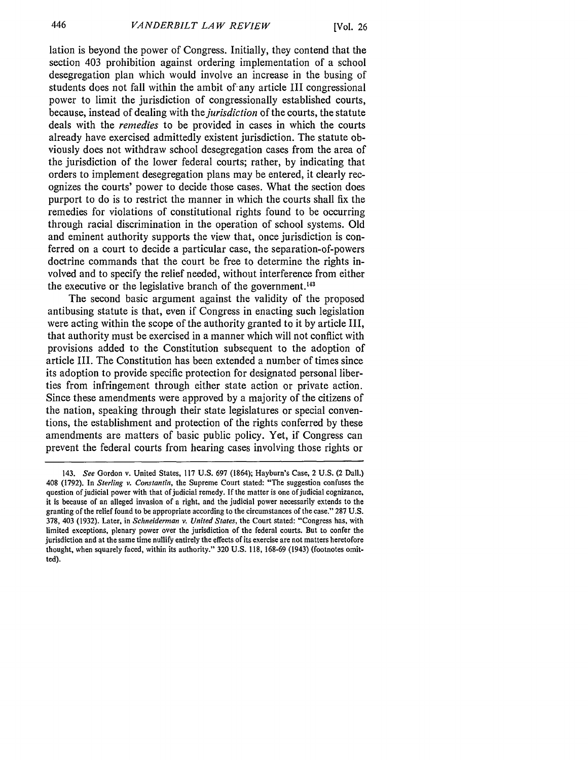lation is beyond the power of Congress. Initially, they contend that the section 403 prohibition against ordering implementation of a school desegregation plan which would involve an increase in the busing of students does not fall within the ambit of any article III congressional power to limit the jurisdiction of congressionally established courts, because, instead of dealing with the *jurisdiction* of the courts, the statute deals with the *remedies* to be provided in cases in which the courts already have exercised admittedly existent jurisdiction. The statute obviously does not withdraw school desegregation cases from the area of the jurisdiction of the lower federal courts; rather, by indicating that orders to implement desegregation plans may be entered, it clearly recognizes the courts' power to decide those cases. What the section does purport to do is to restrict the manner in which the courts shall fix the remedies for violations of constitutional rights found to be occurring through racial discrimination in the operation of school systems. Old and eminent authority supports the view that, once jurisdiction is conferred on a court to decide a particular case, the separation-of-powers doctrine commands that the court be free to determine the rights involved and to specify the relief needed, without interference from either the executive or the legislative branch of the government.[143]

The second basic argument against the validity of the proposed antibusing statute is that, even if Congress in enacting such legislation were acting within the scope of the authority granted to it by article III, that authority must be exercised in a manner which will not conflict with provisions added to the Constitution subsequent to the adoption of article III. The Constitution has been extended a number of times since its adoption to provide specific protection for designated personal liberties from infringement through either state action or private action. Since these amendments were approved by a majority of the citizens of the nation, speaking through their state legislatures or special conventions, the establishment and protection of the rights conferred by these amendments are matters of basic public policy. Yet, if Congress can prevent the federal courts from hearing cases involving those rights or

---

143. *See* Gordon v. United States, 117 U.S. 697 (1864); Hayburn's Case, 2 U.S. (2 Dall.) 408 (1792). In *Sterling v. Constantin*, the Supreme Court stated: "The suggestion confuses the question of judicial power with that of judicial remedy. If the matter is one of judicial cognizance, it is because of an alleged invasion of a right, and the judicial power necessarily extends to the granting of the relief found to be appropriate according to the circumstances of the case." 287 U.S. 378, 403 (1932). Later, in *Schneiderman v. United States*, the Court stated: "Congress has, with limited exceptions, plenary power over the jurisdiction of the federal courts. But to confer the jurisdiction and at the same time nullify entirely the effects of its exercise are not matters heretofore thought, when squarely faced, within its authority." 320 U.S. 118, 168-69 (1943) (footnotes omitted).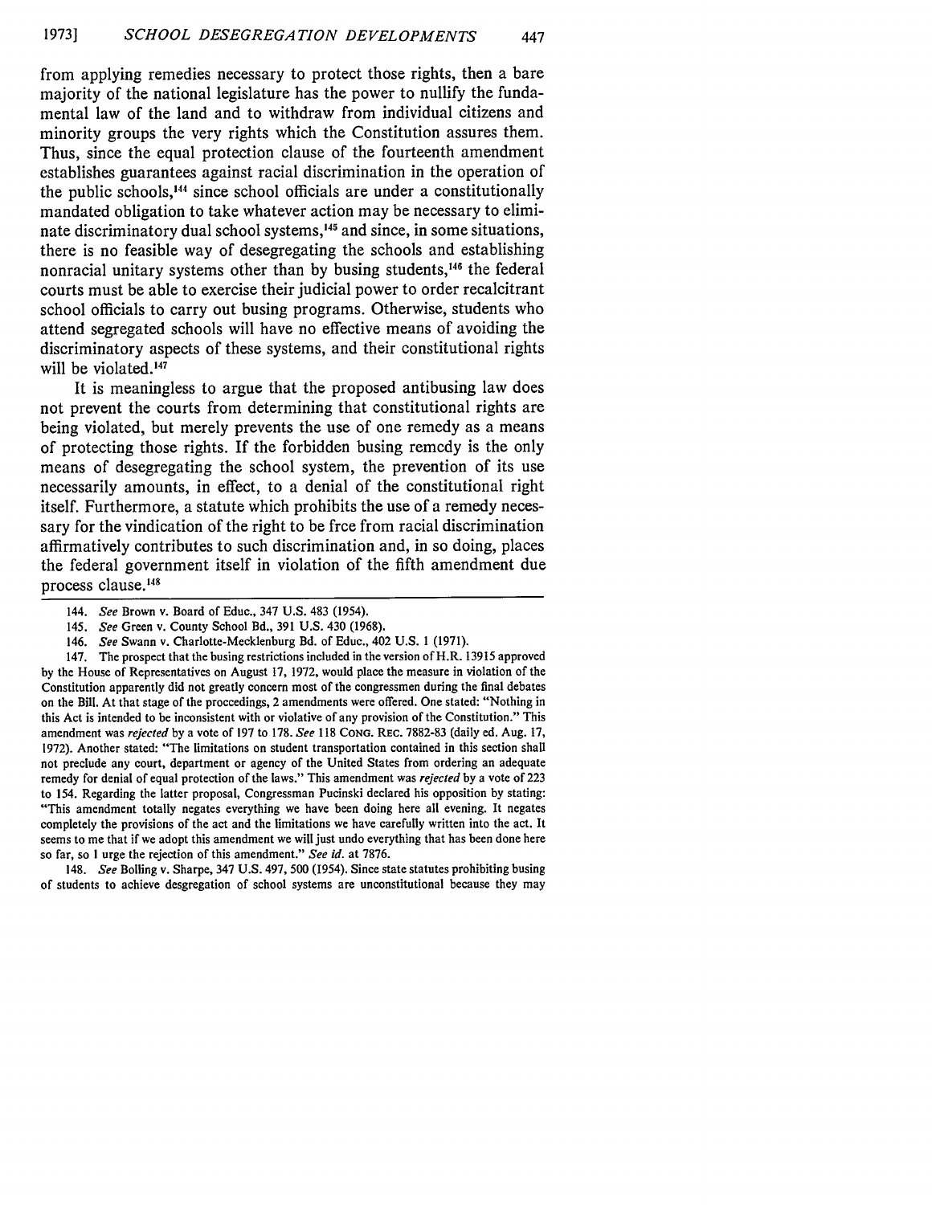from applying remedies necessary to protect those rights, then a bare majority of the national legislature has the power to nullify the fundamental law of the land and to withdraw from individual citizens and minority groups the very rights which the Constitution assures them. Thus, since the equal protection clause of the fourteenth amendment establishes guarantees against racial discrimination in the operation of the public schools,[144] since school officials are under a constitutionally mandated obligation to take whatever action may be necessary to eliminate discriminatory dual school systems,[145] and since, in some situations, there is no feasible way of desegregating the schools and establishing nonracial unitary systems other than by busing students,[146] the federal courts must be able to exercise their judicial power to order recalcitrant school officials to carry out busing programs. Otherwise, students who attend segregated schools will have no effective means of avoiding the discriminatory aspects of these systems, and their constitutional rights will be violated.[147]

It is meaningless to argue that the proposed antibusing law does not prevent the courts from determining that constitutional rights are being violated, but merely prevents the use of one remedy as a means of protecting those rights. If the forbidden busing remedy is the only means of desegregating the school system, the prevention of its use necessarily amounts, in effect, to a denial of the constitutional right itself. Furthermore, a statute which prohibits the use of a remedy necessary for the vindication of the right to be free from racial discrimination affirmatively contributes to such discrimination and, in so doing, places the federal government itself in violation of the fifth amendment due process clause.[148]

---

144. *See* Brown v. Board of Educ., 347 U.S. 483 (1954).

145. *See* Green v. County School Bd., 391 U.S. 430 (1968).

146. *See* Swann v. Charlotte-Mecklenburg Bd. of Educ., 402 U.S. 1 (1971).

147. The prospect that the busing restrictions included in the version of H.R. 13915 approved by the House of Representatives on August 17, 1972, would place the measure in violation of the Constitution apparently did not greatly concern most of the congressmen during the final debates on the Bill. At that stage of the proceedings, 2 amendments were offered. One stated: "Nothing in this Act is intended to be inconsistent with or violative of any provision of the Constitution." This amendment was *rejected* by a vote of 197 to 178. *See* 118 CONG. REC. 7882-83 (daily ed. Aug. 17, 1972). Another stated: "The limitations on student transportation contained in this section shall not preclude any court, department or agency of the United States from ordering an adequate remedy for denial of equal protection of the laws." This amendment was *rejected* by a vote of 223 to 154. Regarding the latter proposal, Congressman Pucinski declared his opposition by stating: "This amendment totally negates everything we have been doing here all evening. It negates completely the provisions of the act and the limitations we have carefully written into the act. It seems to me that if we adopt this amendment we will just undo everything that has been done here so far, so I urge the rejection of this amendment." *See id.* at 7876.

148. *See* Bolling v. Sharpe, 347 U.S. 497, 500 (1954). Since state statutes prohibiting busing of students to achieve desgregation of school systems are unconstitutional because they may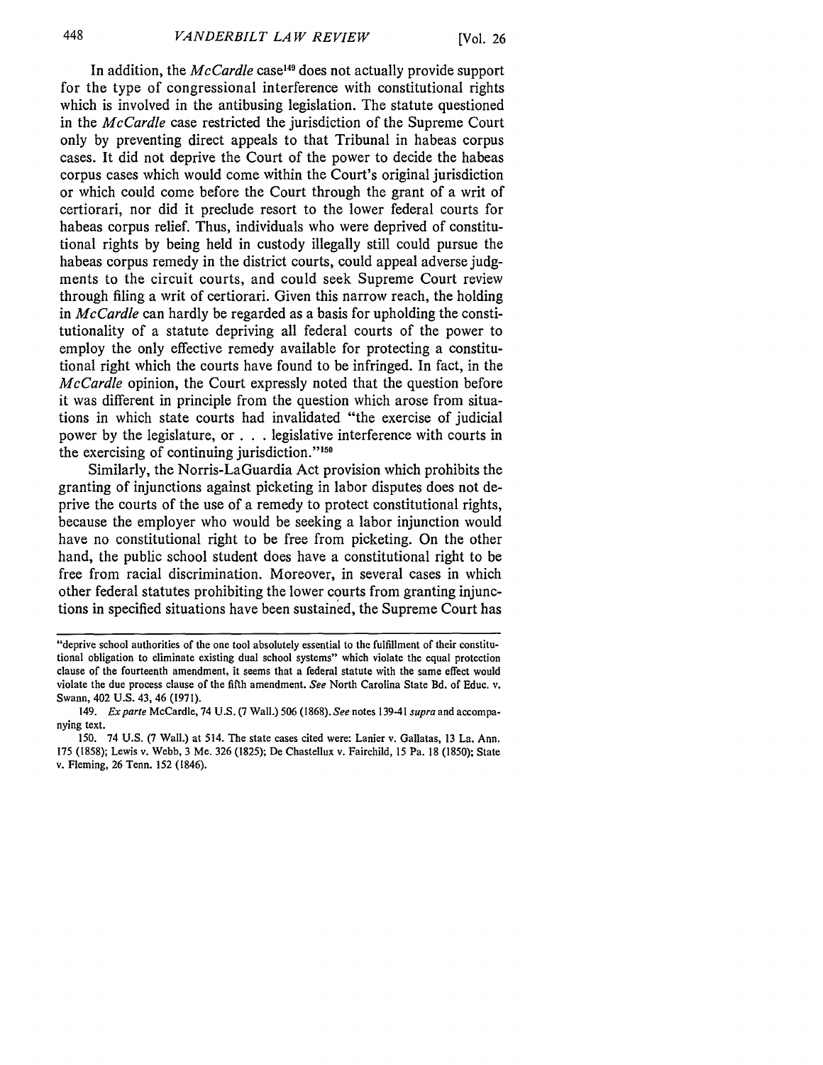In addition, the *McCardle* case[149] does not actually provide support for the type of congressional interference with constitutional rights which is involved in the antibusing legislation. The statute questioned in the *McCardle* case restricted the jurisdiction of the Supreme Court only by preventing direct appeals to that Tribunal in habeas corpus cases. It did not deprive the Court of the power to decide the habeas corpus cases which would come within the Court's original jurisdiction or which could come before the Court through the grant of a writ of certiorari, nor did it preclude resort to the lower federal courts for habeas corpus relief. Thus, individuals who were deprived of constitutional rights by being held in custody illegally still could pursue the habeas corpus remedy in the district courts, could appeal adverse judgments to the circuit courts, and could seek Supreme Court review through filing a writ of certiorari. Given this narrow reach, the holding in *McCardle* can hardly be regarded as a basis for upholding the constitutionality of a statute depriving all federal courts of the power to employ the only effective remedy available for protecting a constitutional right which the courts have found to be infringed. In fact, in the *McCardle* opinion, the Court expressly noted that the question before it was different in principle from the question which arose from situations in which state courts had invalidated "the exercise of judicial power by the legislature, or . . . legislative interference with courts in the exercising of continuing jurisdiction."[150]

Similarly, the Norris-LaGuardia Act provision which prohibits the granting of injunctions against picketing in labor disputes does not deprive the courts of the use of a remedy to protect constitutional rights, because the employer who would be seeking a labor injunction would have no constitutional right to be free from picketing. On the other hand, the public school student does have a constitutional right to be free from racial discrimination. Moreover, in several cases in which other federal statutes prohibiting the lower courts from granting injunctions in specified situations have been sustained, the Supreme Court has

---

"deprive school authorities of the one tool absolutely essential to the fulfillment of their constitutional obligation to eliminate existing dual school systems" which violate the equal protection clause of the fourteenth amendment, it seems that a federal statute with the same effect would violate the due process clause of the fifth amendment. *See* North Carolina State Bd. of Educ. v. Swann, 402 U.S. 43, 46 (1971).

149. *Ex parte* McCardle, 74 U.S. (7 Wall.) 506 (1868). *See* notes 139-41 *supra* and accompanying text.

150. 74 U.S. (7 Wall.) at 514. The state cases cited were: Lanier v. Gallatas, 13 La. Ann. 175 (1858); Lewis v. Webb, 3 Me. 326 (1825); De Chastellux v. Fairchild, 15 Pa. 18 (1850); State v. Fleming, 26 Tenn. 152 (1846).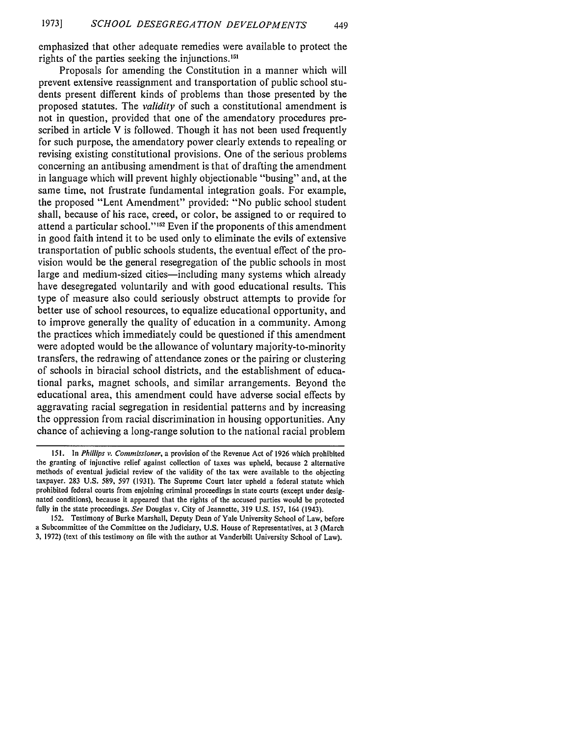emphasized that other adequate remedies were available to protect the rights of the parties seeking the injunctions.[151]

Proposals for amending the Constitution in a manner which will prevent extensive reassignment and transportation of public school students present different kinds of problems than those presented by the proposed statutes. The *validity* of such a constitutional amendment is not in question, provided that one of the amendatory procedures prescribed in article V is followed. Though it has not been used frequently for such purpose, the amendatory power clearly extends to repealing or revising existing constitutional provisions. One of the serious problems concerning an antibusing amendment is that of drafting the amendment in language which will prevent highly objectionable "busing" and, at the same time, not frustrate fundamental integration goals. For example, the proposed "Lent Amendment" provided: "No public school student shall, because of his race, creed, or color, be assigned to or required to attend a particular school."[152] Even if the proponents of this amendment in good faith intend it to be used only to eliminate the evils of extensive transportation of public schools students, the eventual effect of the provision would be the general resegregation of the public schools in most large and medium-sized cities—including many systems which already have desegregated voluntarily and with good educational results. This type of measure also could seriously obstruct attempts to provide for better use of school resources, to equalize educational opportunity, and to improve generally the quality of education in a community. Among the practices which immediately could be questioned if this amendment were adopted would be the allowance of voluntary majority-to-minority transfers, the redrawing of attendance zones or the pairing or clustering of schools in biracial school districts, and the establishment of educational parks, magnet schools, and similar arrangements. Beyond the educational area, this amendment could have adverse social effects by aggravating racial segregation in residential patterns and by increasing the oppression from racial discrimination in housing opportunities. Any chance of achieving a long-range solution to the national racial problem

---

151. In *Phillips v. Commissioner*, a provision of the Revenue Act of 1926 which prohibited the granting of injunctive relief against collection of taxes was upheld, because 2 alternative methods of eventual judicial review of the validity of the tax were available to the objecting taxpayer. 283 U.S. 589, 597 (1931). The Supreme Court later upheld a federal statute which prohibited federal courts from enjoining criminal proceedings in state courts (except under designated conditions), because it appeared that the rights of the accused parties would be protected fully in the state proceedings. *See* Douglas v. City of Jeannette, 319 U.S. 157, 164 (1943).

152. Testimony of Burke Marshall, Deputy Dean of Yale University School of Law, before a Subcommittee of the Committee on the Judiciary, U.S. House of Representatives, at 3 (March 3, 1972) (text of this testimony on file with the author at Vanderbilt University School of Law).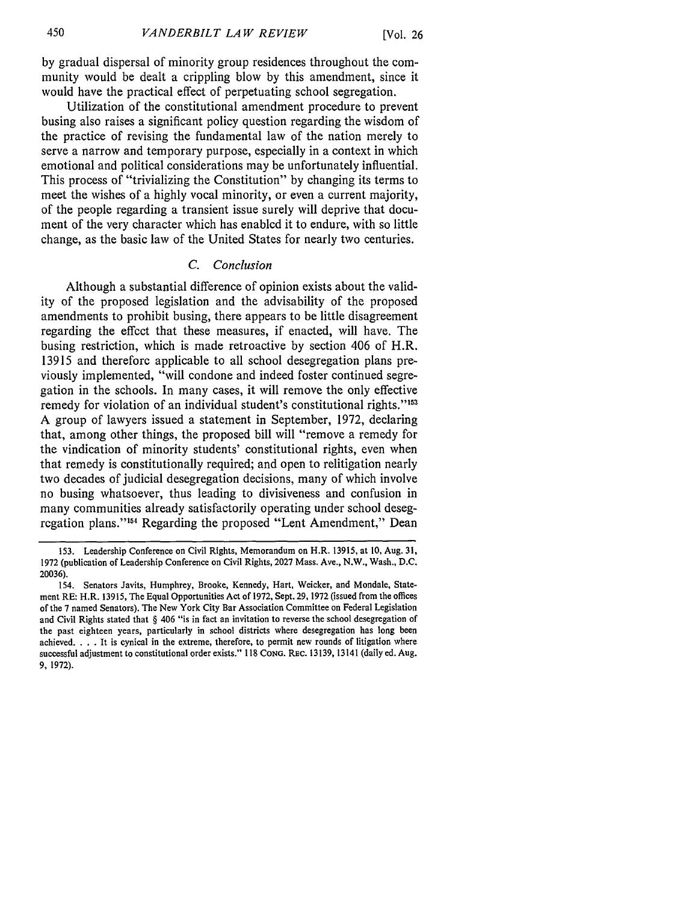by gradual dispersal of minority group residences throughout the community would be dealt a crippling blow by this amendment, since it would have the practical effect of perpetuating school segregation.

Utilization of the constitutional amendment procedure to prevent busing also raises a significant policy question regarding the wisdom of the practice of revising the fundamental law of the nation merely to serve a narrow and temporary purpose, especially in a context in which emotional and political considerations may be unfortunately influential. This process of "trivializing the Constitution" by changing its terms to meet the wishes of a highly vocal minority, or even a current majority, of the people regarding a transient issue surely will deprive that document of the very character which has enabled it to endure, with so little change, as the basic law of the United States for nearly two centuries.

### *C. Conclusion*

Although a substantial difference of opinion exists about the validity of the proposed legislation and the advisability of the proposed amendments to prohibit busing, there appears to be little disagreement regarding the effect that these measures, if enacted, will have. The busing restriction, which is made retroactive by section 406 of H.R. 13915 and therefore applicable to all school desegregation plans previously implemented, "will condone and indeed foster continued segregation in the schools. In many cases, it will remove the only effective remedy for violation of an individual student's constitutional rights."[153] A group of lawyers issued a statement in September, 1972, declaring that, among other things, the proposed bill will "remove a remedy for the vindication of minority students' constitutional rights, even when that remedy is constitutionally required; and open to relitigation nearly two decades of judicial desegregation decisions, many of which involve no busing whatsoever, thus leading to divisiveness and confusion in many communities already satisfactorily operating under school desegregation plans."[154] Regarding the proposed "Lent Amendment," Dean

---

153. Leadership Conference on Civil Rights, Memorandum on H.R. 13915, at 10, Aug. 31, 1972 (publication of Leadership Conference on Civil Rights, 2027 Mass. Ave., N.W., Wash., D.C. 20036).

154. Senators Javits, Humphrey, Brooke, Kennedy, Hart, Weicker, and Mondale, Statement RE: H.R. 13915, The Equal Opportunities Act of 1972, Sept. 29, 1972 (issued from the offices of the 7 named Senators). The New York City Bar Association Committee on Federal Legislation and Civil Rights stated that § 406 "is in fact an invitation to reverse the school desegregation of the past eighteen years, particularly in school districts where desegregation has long been achieved. . . . It is cynical in the extreme, therefore, to permit new rounds of litigation where successful adjustment to constitutional order exists." 118 CONG. REC. 13139, 13141 (daily ed. Aug. 9, 1972).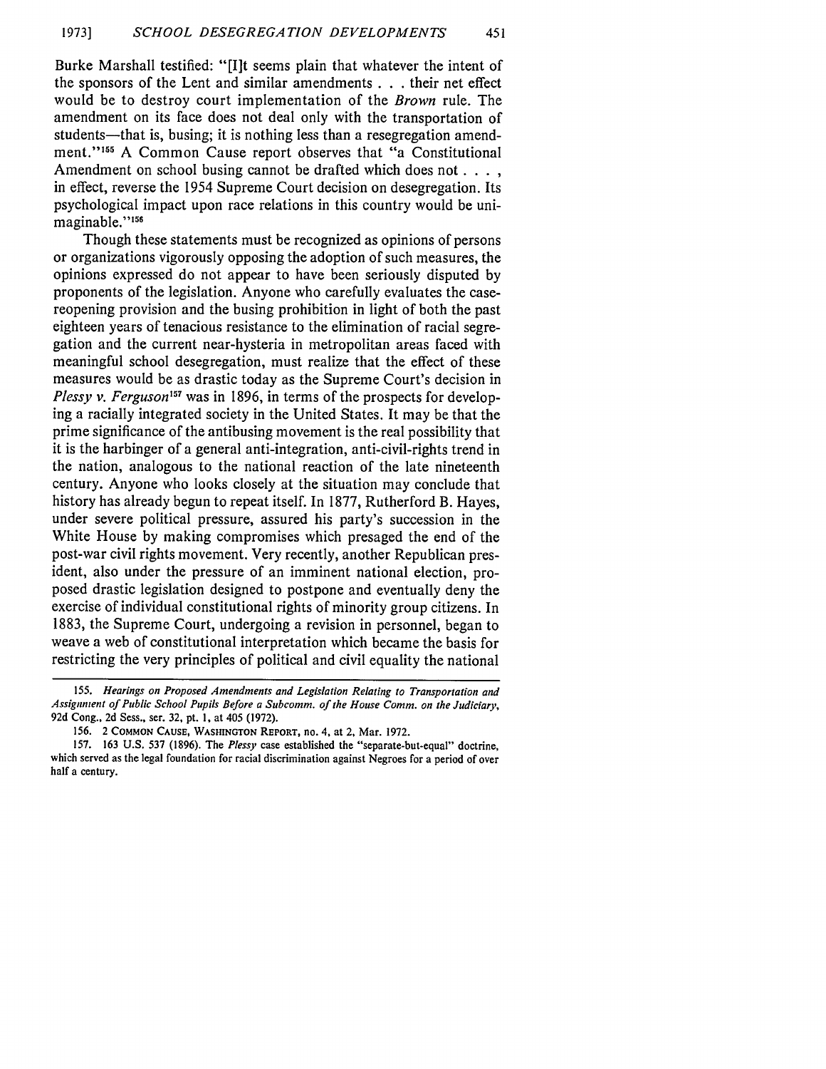Burke Marshall testified: "[I]t seems plain that whatever the intent of the sponsors of the Lent and similar amendments . . . their net effect would be to destroy court implementation of the *Brown* rule. The amendment on its face does not deal only with the transportation of students—that is, busing; it is nothing less than a resegregation amendment."[155] A Common Cause report observes that "a Constitutional Amendment on school busing cannot be drafted which does not . . . , in effect, reverse the 1954 Supreme Court decision on desegregation. Its psychological impact upon race relations in this country would be unimaginable."[156]

Though these statements must be recognized as opinions of persons or organizations vigorously opposing the adoption of such measures, the opinions expressed do not appear to have been seriously disputed by proponents of the legislation. Anyone who carefully evaluates the case-reopening provision and the busing prohibition in light of both the past eighteen years of tenacious resistance to the elimination of racial segregation and the current near-hysteria in metropolitan areas faced with meaningful school desegregation, must realize that the effect of these measures would be as drastic today as the Supreme Court's decision in *Plessy v. Ferguson*[157] was in 1896, in terms of the prospects for developing a racially integrated society in the United States. It may be that the prime significance of the antibusing movement is the real possibility that it is the harbinger of a general anti-integration, anti-civil-rights trend in the nation, analogous to the national reaction of the late nineteenth century. Anyone who looks closely at the situation may conclude that history has already begun to repeat itself. In 1877, Rutherford B. Hayes, under severe political pressure, assured his party's succession in the White House by making compromises which presaged the end of the post-war civil rights movement. Very recently, another Republican president, also under the pressure of an imminent national election, proposed drastic legislation designed to postpone and eventually deny the exercise of individual constitutional rights of minority group citizens. In 1883, the Supreme Court, undergoing a revision in personnel, began to weave a web of constitutional interpretation which became the basis for restricting the very principles of political and civil equality the national

---

155. *Hearings on Proposed Amendments and Legislation Relating to Transportation and Assignment of Public School Pupils Before a Subcomm. of the House Comm. on the Judiciary*, 92d Cong., 2d Sess., ser. 32, pt. 1, at 405 (1972).

156. 2 COMMON CAUSE, WASHINGTON REPORT, no. 4, at 2, Mar. 1972.

157. 163 U.S. 537 (1896). The *Plessy* case established the "separate-but-equal" doctrine, which served as the legal foundation for racial discrimination against Negroes for a period of over half a century.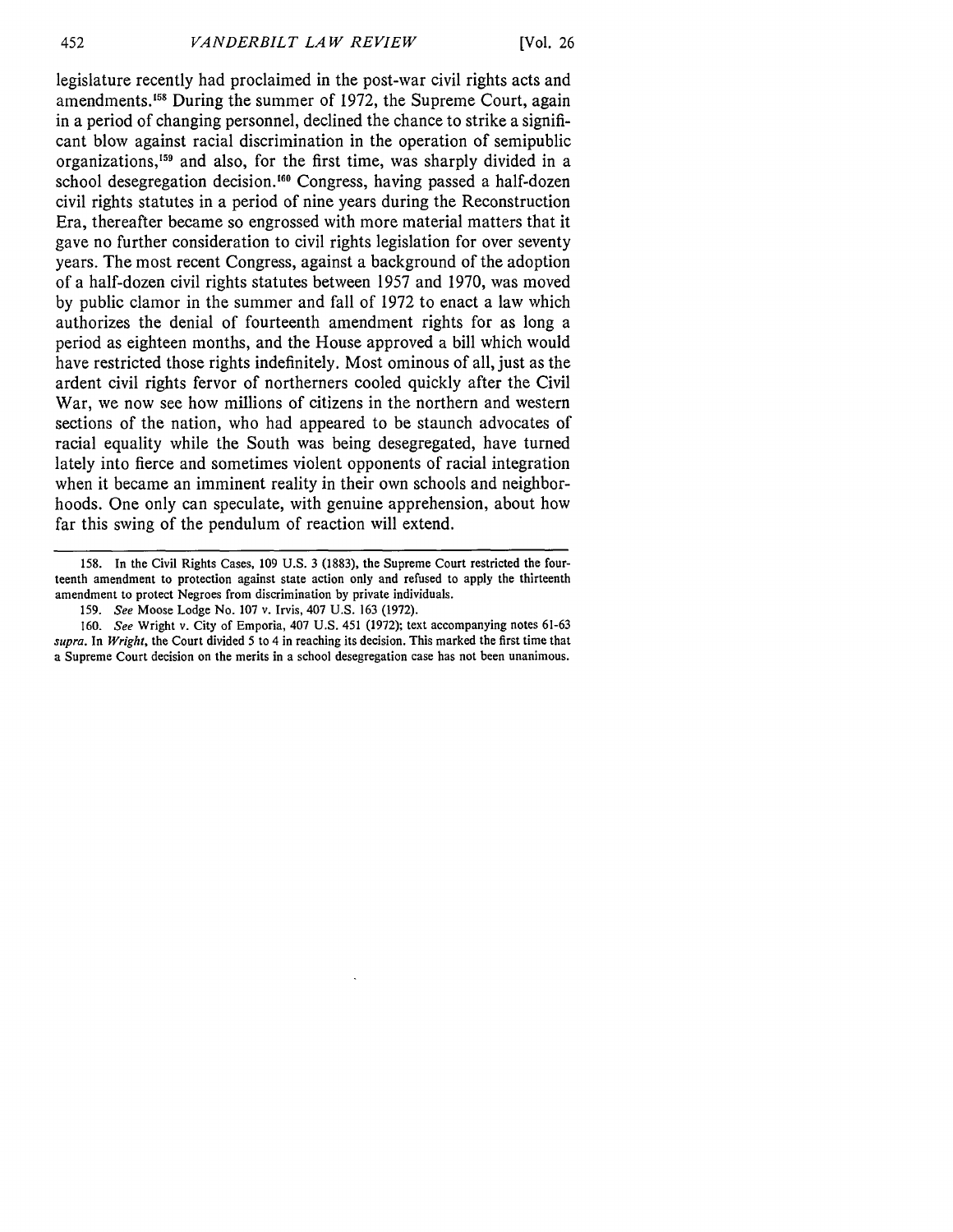legislature recently had proclaimed in the post-war civil rights acts and amendments.[158] During the summer of 1972, the Supreme Court, again in a period of changing personnel, declined the chance to strike a significant blow against racial discrimination in the operation of semipublic organizations,[159] and also, for the first time, was sharply divided in a school desegregation decision.[160] Congress, having passed a half-dozen civil rights statutes in a period of nine years during the Reconstruction Era, thereafter became so engrossed with more material matters that it gave no further consideration to civil rights legislation for over seventy years. The most recent Congress, against a background of the adoption of a half-dozen civil rights statutes between 1957 and 1970, was moved by public clamor in the summer and fall of 1972 to enact a law which authorizes the denial of fourteenth amendment rights for as long a period as eighteen months, and the House approved a bill which would have restricted those rights indefinitely. Most ominous of all, just as the ardent civil rights fervor of northerners cooled quickly after the Civil War, we now see how millions of citizens in the northern and western sections of the nation, who had appeared to be staunch advocates of racial equality while the South was being desegregated, have turned lately into fierce and sometimes violent opponents of racial integration when it became an imminent reality in their own schools and neighborhoods. One only can speculate, with genuine apprehension, about how far this swing of the pendulum of reaction will extend.

---

158. In the Civil Rights Cases, 109 U.S. 3 (1883), the Supreme Court restricted the fourteenth amendment to protection against state action only and refused to apply the thirteenth amendment to protect Negroes from discrimination by private individuals.

159. *See* Moose Lodge No. 107 v. Irvis, 407 U.S. 163 (1972).

160. *See* Wright v. City of Emporia, 407 U.S. 451 (1972); text accompanying notes 61-63 *supra*. In *Wright*, the Court divided 5 to 4 in reaching its decision. This marked the first time that a Supreme Court decision on the merits in a school desegregation case has not been unanimous.